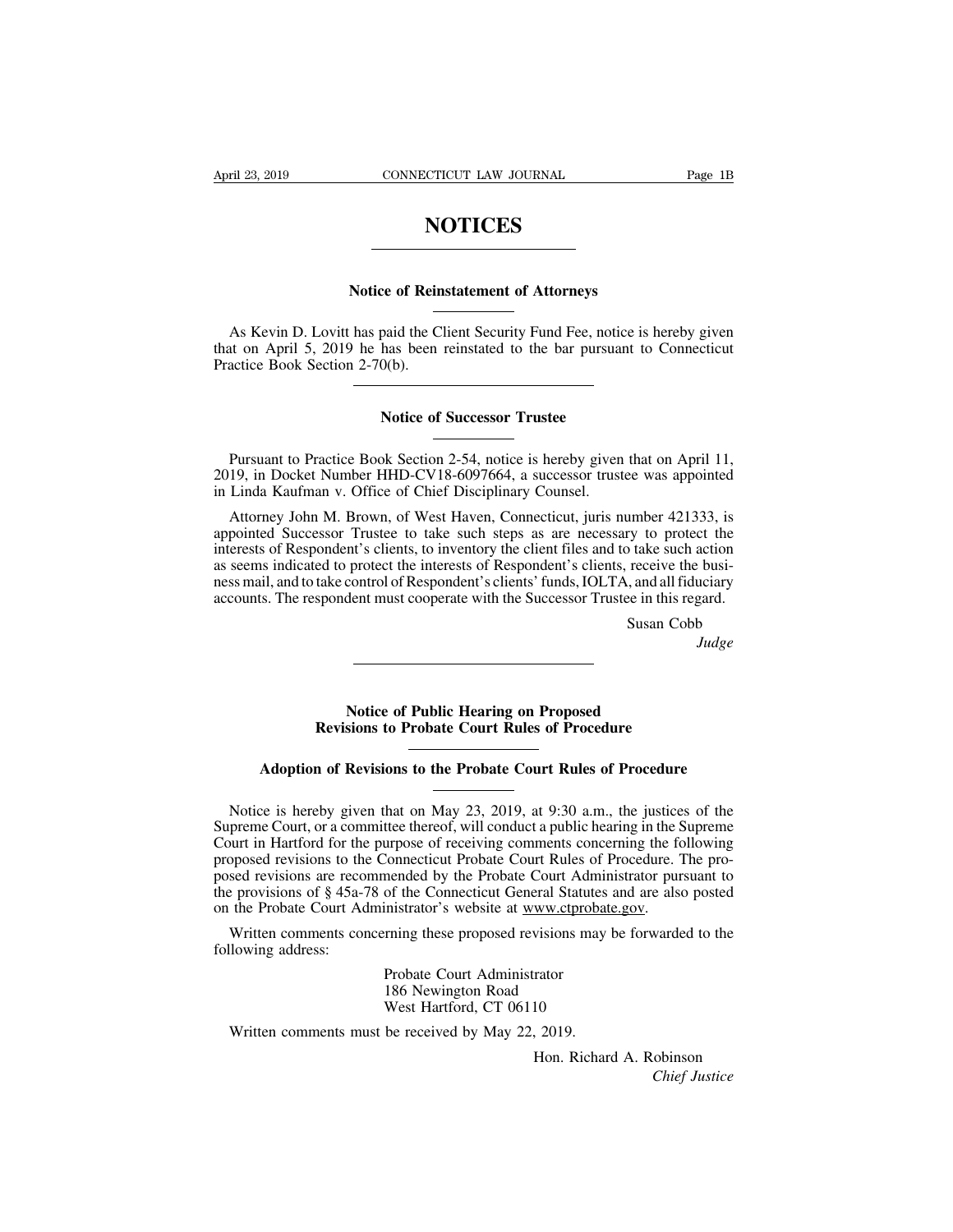# NOTICES

## Notice of Reinstatement of Attorneys

As Kevin D. Lovitt has paid the Client Security Fund Fee, notice is hereby given that on April 5, 2019 he has been reinstated to the bar pursuant to Connecticut Practice Book Section 2-70(b).

## Notice of Successor Trustee

Pursuant to Practice Book Section 2-54, notice is hereby given that on April 11, 2019, in Docket Number HHD-CV18-6097664, a successor trustee was appointed in Linda Kaufman v. Office of Chief Disciplinary Counsel.

Attorney John M. Brown, of West Haven, Connecticut, juris number 421333, is appointed Successor Trustee to take such steps as are necessary to protect the interests of Respondent's clients, to inventory the client files and to take such action as seems indicated to protect the interests of Respondent's clients, receive the business mail, and to take control of Respondent's clients' funds, IOLTA, and all fiduciary accounts. The respondent must cooperate with the Successor Trustee in this regard.

Susan Cobb
*Judge*

## Notice of Public Hearing on Proposed Revisions to Probate Court Rules of Procedure

## Adoption of Revisions to the Probate Court Rules of Procedure

Notice is hereby given that on May 23, 2019, at 9:30 a.m., the justices of the Supreme Court, or a committee thereof, will conduct a public hearing in the Supreme Court in Hartford for the purpose of receiving comments concerning the following proposed revisions to the Connecticut Probate Court Rules of Procedure. The proposed revisions are recommended by the Probate Court Administrator pursuant to the provisions of § 45a-78 of the Connecticut General Statutes and are also posted on the Probate Court Administrator's website at www.ctprobate.gov.

Written comments concerning these proposed revisions may be forwarded to the following address:

Probate Court Administrator
186 Newington Road
West Hartford, CT 06110

Written comments must be received by May 22, 2019.

Hon. Richard A. Robinson
*Chief Justice*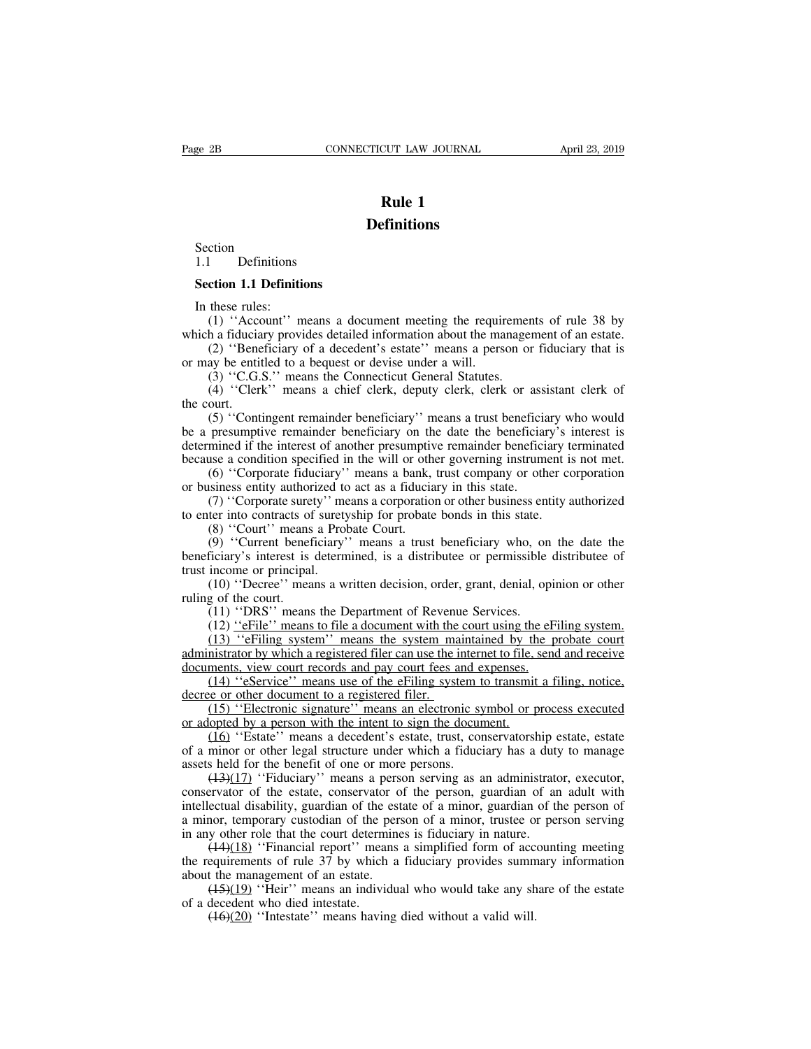# Rule 1

## Definitions

Section
1.1 Definitions

### Section 1.1 Definitions

In these rules:

(1) ''Account'' means a document meeting the requirements of rule 38 by which a fiduciary provides detailed information about the management of an estate.

(2) ''Beneficiary of a decedent's estate'' means a person or fiduciary that is or may be entitled to a bequest or devise under a will.

(3) ''C.G.S.'' means the Connecticut General Statutes.

(4) ''Clerk'' means a chief clerk, deputy clerk, clerk or assistant clerk of the court.

(5) ''Contingent remainder beneficiary'' means a trust beneficiary who would be a presumptive remainder beneficiary on the date the beneficiary's interest is determined if the interest of another presumptive remainder beneficiary terminated because a condition specified in the will or other governing instrument is not met.

(6) ''Corporate fiduciary'' means a bank, trust company or other corporation or business entity authorized to act as a fiduciary in this state.

(7) ''Corporate surety'' means a corporation or other business entity authorized to enter into contracts of suretyship for probate bonds in this state.

(8) ''Court'' means a Probate Court.

(9) ''Current beneficiary'' means a trust beneficiary who, on the date the beneficiary's interest is determined, is a distributee or permissible distributee of trust income or principal.

(10) ''Decree'' means a written decision, order, grant, denial, opinion or other ruling of the court.

(11) ''DRS'' means the Department of Revenue Services.

(12) <u>''eFile'' means to file a document with the court using the eFiling system.</u>

<u>(13) ''eFiling system'' means the system maintained by the probate court administrator by which a registered filer can use the internet to file, send and receive documents, view court records and pay court fees and expenses.</u>

<u>(14) ''eService'' means use of the eFiling system to transmit a filing, notice, decree or other document to a registered filer.</u>

<u>(15) ''Electronic signature'' means an electronic symbol or process executed or adopted by a person with the intent to sign the document.</u>

<u>(16)</u> ''Estate'' means a decedent's estate, trust, conservatorship estate, estate of a minor or other legal structure under which a fiduciary has a duty to manage assets held for the benefit of one or more persons.

~~(13)~~<u>(17)</u> ''Fiduciary'' means a person serving as an administrator, executor, conservator of the estate, conservator of the person, guardian of an adult with intellectual disability, guardian of the estate of a minor, guardian of the person of a minor, temporary custodian of the person of a minor, trustee or person serving in any other role that the court determines is fiduciary in nature.

~~(14)~~<u>(18)</u> ''Financial report'' means a simplified form of accounting meeting the requirements of rule 37 by which a fiduciary provides summary information about the management of an estate.

~~(15)~~<u>(19)</u> ''Heir'' means an individual who would take any share of the estate of a decedent who died intestate.

~~(16)~~<u>(20)</u> ''Intestate'' means having died without a valid will.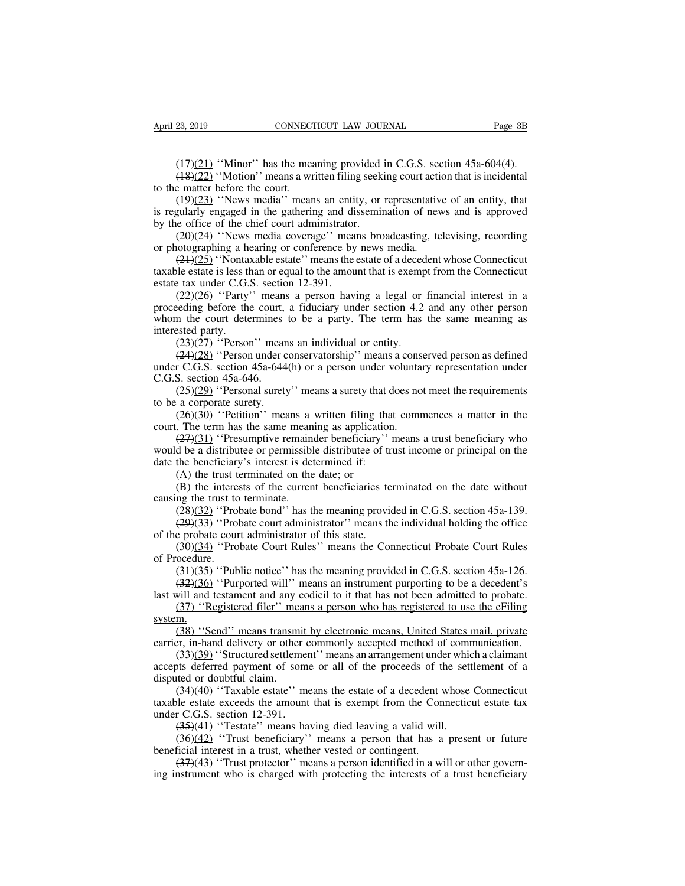~~(17)~~(21) ''Minor'' has the meaning provided in C.G.S. section 45a-604(4).

~~(18)~~(22) ''Motion'' means a written filing seeking court action that is incidental to the matter before the court.

~~(19)~~(23) ''News media'' means an entity, or representative of an entity, that is regularly engaged in the gathering and dissemination of news and is approved by the office of the chief court administrator.

~~(20)~~(24) ''News media coverage'' means broadcasting, televising, recording or photographing a hearing or conference by news media.

~~(21)~~(25) ''Nontaxable estate'' means the estate of a decedent whose Connecticut taxable estate is less than or equal to the amount that is exempt from the Connecticut estate tax under C.G.S. section 12-391.

~~(22)~~(26) ''Party'' means a person having a legal or financial interest in a proceeding before the court, a fiduciary under section 4.2 and any other person whom the court determines to be a party. The term has the same meaning as interested party.

~~(23)~~(27) ''Person'' means an individual or entity.

~~(24)~~(28) ''Person under conservatorship'' means a conserved person as defined under C.G.S. section 45a-644(h) or a person under voluntary representation under C.G.S. section 45a-646.

~~(25)~~(29) ''Personal surety'' means a surety that does not meet the requirements to be a corporate surety.

~~(26)~~(30) ''Petition'' means a written filing that commences a matter in the court. The term has the same meaning as application.

~~(27)~~(31) ''Presumptive remainder beneficiary'' means a trust beneficiary who would be a distributee or permissible distributee of trust income or principal on the date the beneficiary's interest is determined if:

(A) the trust terminated on the date; or

(B) the interests of the current beneficiaries terminated on the date without causing the trust to terminate.

~~(28)~~(32) ''Probate bond'' has the meaning provided in C.G.S. section 45a-139.

~~(29)~~(33) ''Probate court administrator'' means the individual holding the office of the probate court administrator of this state.

~~(30)~~(34) ''Probate Court Rules'' means the Connecticut Probate Court Rules of Procedure.

~~(31)~~(35) ''Public notice'' has the meaning provided in C.G.S. section 45a-126.

~~(32)~~(36) ''Purported will'' means an instrument purporting to be a decedent's last will and testament and any codicil to it that has not been admitted to probate.

(37) ''Registered filer'' means a person who has registered to use the eFiling system.

(38) ''Send'' means transmit by electronic means, United States mail, private carrier, in-hand delivery or other commonly accepted method of communication.

~~(33)~~(39) ''Structured settlement'' means an arrangement under which a claimant accepts deferred payment of some or all of the proceeds of the settlement of a disputed or doubtful claim.

~~(34)~~(40) ''Taxable estate'' means the estate of a decedent whose Connecticut taxable estate exceeds the amount that is exempt from the Connecticut estate tax under C.G.S. section 12-391.

~~(35)~~(41) ''Testate'' means having died leaving a valid will.

~~(36)~~(42) ''Trust beneficiary'' means a person that has a present or future beneficial interest in a trust, whether vested or contingent.

~~(37)~~(43) ''Trust protector'' means a person identified in a will or other governing instrument who is charged with protecting the interests of a trust beneficiary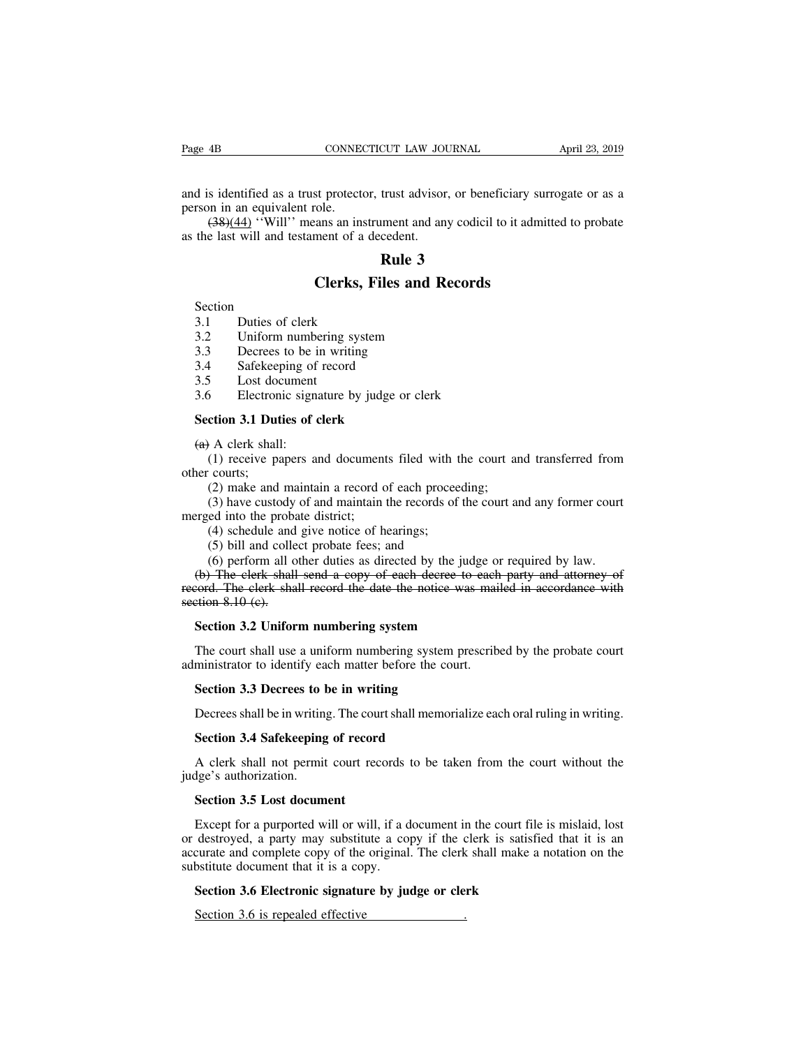and is identified as a trust protector, trust advisor, or beneficiary surrogate or as a person in an equivalent role.

~~(38)~~(44) ''Will'' means an instrument and any codicil to it admitted to probate as the last will and testament of a decedent.

# Rule 3

# Clerks, Files and Records

Section

3.1 Duties of clerk
3.2 Uniform numbering system
3.3 Decrees to be in writing
3.4 Safekeeping of record
3.5 Lost document
3.6 Electronic signature by judge or clerk

**Section 3.1 Duties of clerk**

~~(a)~~ A clerk shall:

(1) receive papers and documents filed with the court and transferred from other courts;

(2) make and maintain a record of each proceeding;

(3) have custody of and maintain the records of the court and any former court merged into the probate district;

(4) schedule and give notice of hearings;

(5) bill and collect probate fees; and

(6) perform all other duties as directed by the judge or required by law.

~~(b) The clerk shall send a copy of each decree to each party and attorney of record. The clerk shall record the date the notice was mailed in accordance with section 8.10 (c).~~

**Section 3.2 Uniform numbering system**

The court shall use a uniform numbering system prescribed by the probate court administrator to identify each matter before the court.

**Section 3.3 Decrees to be in writing**

Decrees shall be in writing. The court shall memorialize each oral ruling in writing.

**Section 3.4 Safekeeping of record**

A clerk shall not permit court records to be taken from the court without the judge's authorization.

**Section 3.5 Lost document**

Except for a purported will or will, if a document in the court file is mislaid, lost or destroyed, a party may substitute a copy if the clerk is satisfied that it is an accurate and complete copy of the original. The clerk shall make a notation on the substitute document that it is a copy.

**Section 3.6 Electronic signature by judge or clerk**

Section 3.6 is repealed effective \_\_\_\_\_\_\_\_\_\_\_\_\_\_\_\_.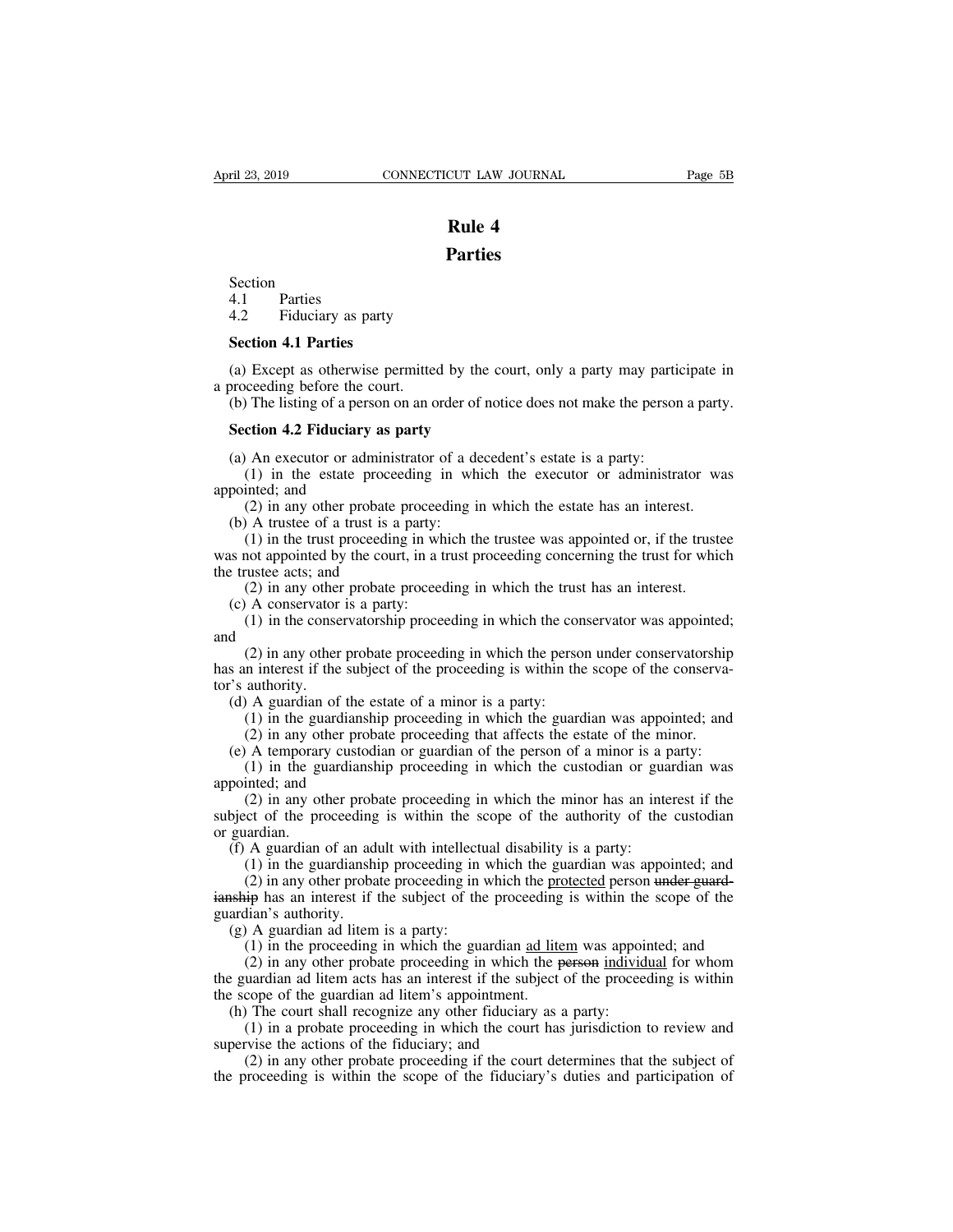# Rule 4

# Parties

Section
4.1 Parties
4.2 Fiduciary as party

**Section 4.1 Parties**

(a) Except as otherwise permitted by the court, only a party may participate in a proceeding before the court.

(b) The listing of a person on an order of notice does not make the person a party.

**Section 4.2 Fiduciary as party**

(a) An executor or administrator of a decedent's estate is a party:

(1) in the estate proceeding in which the executor or administrator was appointed; and

(2) in any other probate proceeding in which the estate has an interest.

(b) A trustee of a trust is a party:

(1) in the trust proceeding in which the trustee was appointed or, if the trustee was not appointed by the court, in a trust proceeding concerning the trust for which the trustee acts; and

(2) in any other probate proceeding in which the trust has an interest.

(c) A conservator is a party:

(1) in the conservatorship proceeding in which the conservator was appointed; and

(2) in any other probate proceeding in which the person under conservatorship has an interest if the subject of the proceeding is within the scope of the conservator's authority.

(d) A guardian of the estate of a minor is a party:

(1) in the guardianship proceeding in which the guardian was appointed; and

(2) in any other probate proceeding that affects the estate of the minor.

(e) A temporary custodian or guardian of the person of a minor is a party:

(1) in the guardianship proceeding in which the custodian or guardian was appointed; and

(2) in any other probate proceeding in which the minor has an interest if the subject of the proceeding is within the scope of the authority of the custodian or guardian.

(f) A guardian of an adult with intellectual disability is a party:

(1) in the guardianship proceeding in which the guardian was appointed; and

(2) in any other probate proceeding in which the <u>protected</u> person ~~under guardianship~~ has an interest if the subject of the proceeding is within the scope of the guardian's authority.

(g) A guardian ad litem is a party:

(1) in the proceeding in which the guardian <u>ad litem</u> was appointed; and

(2) in any other probate proceeding in which the ~~person~~ <u>individual</u> for whom the guardian ad litem acts has an interest if the subject of the proceeding is within the scope of the guardian ad litem's appointment.

(h) The court shall recognize any other fiduciary as a party:

(1) in a probate proceeding in which the court has jurisdiction to review and supervise the actions of the fiduciary; and

(2) in any other probate proceeding if the court determines that the subject of the proceeding is within the scope of the fiduciary's duties and participation of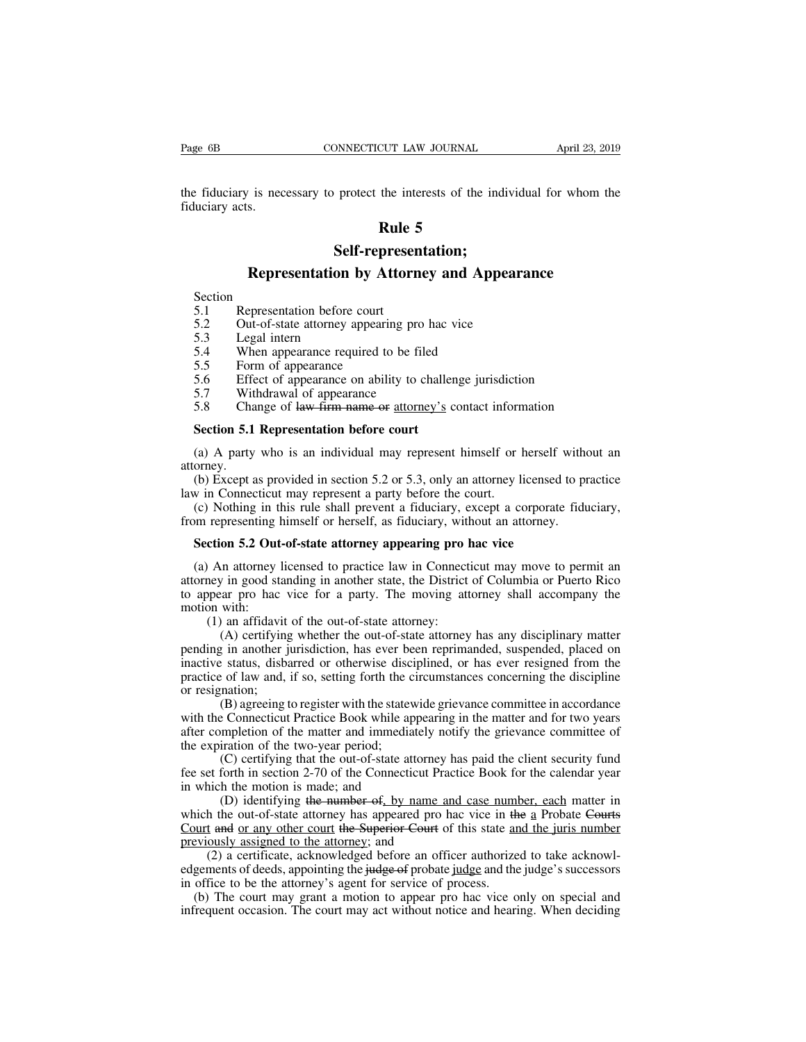the fiduciary is necessary to protect the interests of the individual for whom the fiduciary acts.

# Rule 5

# Self-representation; Representation by Attorney and Appearance

Section
5.1 Representation before court
5.2 Out-of-state attorney appearing pro hac vice
5.3 Legal intern
5.4 When appearance required to be filed
5.5 Form of appearance
5.6 Effect of appearance on ability to challenge jurisdiction
5.7 Withdrawal of appearance
5.8 Change of ~~law firm name or~~ attorney's contact information

**Section 5.1 Representation before court**

(a) A party who is an individual may represent himself or herself without an attorney.

(b) Except as provided in section 5.2 or 5.3, only an attorney licensed to practice law in Connecticut may represent a party before the court.

(c) Nothing in this rule shall prevent a fiduciary, except a corporate fiduciary, from representing himself or herself, as fiduciary, without an attorney.

**Section 5.2 Out-of-state attorney appearing pro hac vice**

(a) An attorney licensed to practice law in Connecticut may move to permit an attorney in good standing in another state, the District of Columbia or Puerto Rico to appear pro hac vice for a party. The moving attorney shall accompany the motion with:

(1) an affidavit of the out-of-state attorney:

(A) certifying whether the out-of-state attorney has any disciplinary matter pending in another jurisdiction, has ever been reprimanded, suspended, placed on inactive status, disbarred or otherwise disciplined, or has ever resigned from the practice of law and, if so, setting forth the circumstances concerning the discipline or resignation;

(B) agreeing to register with the statewide grievance committee in accordance with the Connecticut Practice Book while appearing in the matter and for two years after completion of the matter and immediately notify the grievance committee of the expiration of the two-year period;

(C) certifying that the out-of-state attorney has paid the client security fund fee set forth in section 2-70 of the Connecticut Practice Book for the calendar year in which the motion is made; and

(D) identifying ~~the number of~~, by name and case number, each matter in which the out-of-state attorney has appeared pro hac vice in ~~the~~ a Probate ~~Courts~~ Court ~~and~~ or any other court ~~the Superior Court~~ of this state and the juris number previously assigned to the attorney; and

(2) a certificate, acknowledged before an officer authorized to take acknowledgements of deeds, appointing the ~~judge of~~ probate judge and the judge's successors in office to be the attorney's agent for service of process.

(b) The court may grant a motion to appear pro hac vice only on special and infrequent occasion. The court may act without notice and hearing. When deciding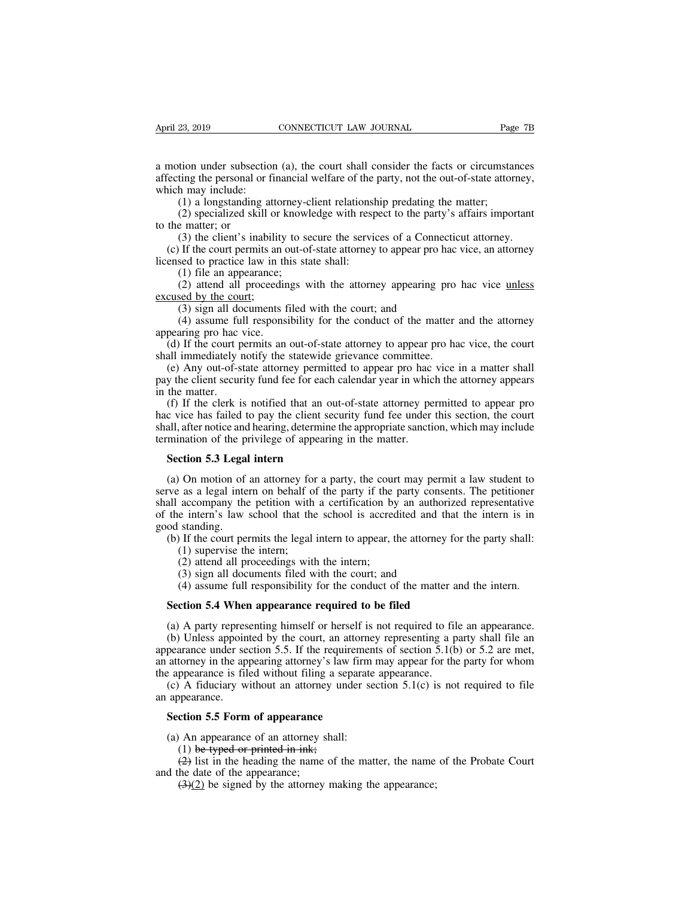a motion under subsection (a), the court shall consider the facts or circumstances affecting the personal or financial welfare of the party, not the out-of-state attorney, which may include:

(1) a longstanding attorney-client relationship predating the matter;

(2) specialized skill or knowledge with respect to the party's affairs important to the matter; or

(3) the client's inability to secure the services of a Connecticut attorney.

(c) If the court permits an out-of-state attorney to appear pro hac vice, an attorney licensed to practice law in this state shall:

(1) file an appearance;

(2) attend all proceedings with the attorney appearing pro hac vice <u>unless excused by the court</u>;

(3) sign all documents filed with the court; and

(4) assume full responsibility for the conduct of the matter and the attorney appearing pro hac vice.

(d) If the court permits an out-of-state attorney to appear pro hac vice, the court shall immediately notify the statewide grievance committee.

(e) Any out-of-state attorney permitted to appear pro hac vice in a matter shall pay the client security fund fee for each calendar year in which the attorney appears in the matter.

(f) If the clerk is notified that an out-of-state attorney permitted to appear pro hac vice has failed to pay the client security fund fee under this section, the court shall, after notice and hearing, determine the appropriate sanction, which may include termination of the privilege of appearing in the matter.

**Section 5.3 Legal intern**

(a) On motion of an attorney for a party, the court may permit a law student to serve as a legal intern on behalf of the party if the party consents. The petitioner shall accompany the petition with a certification by an authorized representative of the intern's law school that the school is accredited and that the intern is in good standing.

(b) If the court permits the legal intern to appear, the attorney for the party shall:

(1) supervise the intern;

(2) attend all proceedings with the intern;

(3) sign all documents filed with the court; and

(4) assume full responsibility for the conduct of the matter and the intern.

**Section 5.4 When appearance required to be filed**

(a) A party representing himself or herself is not required to file an appearance.

(b) Unless appointed by the court, an attorney representing a party shall file an appearance under section 5.5. If the requirements of section 5.1(b) or 5.2 are met, an attorney in the appearing attorney's law firm may appear for the party for whom the appearance is filed without filing a separate appearance.

(c) A fiduciary without an attorney under section 5.1(c) is not required to file an appearance.

**Section 5.5 Form of appearance**

(a) An appearance of an attorney shall:

(1) ~~be typed or printed in ink;~~

~~(2)~~ list in the heading the name of the matter, the name of the Probate Court and the date of the appearance;

~~(3)~~<u>(2)</u> be signed by the attorney making the appearance;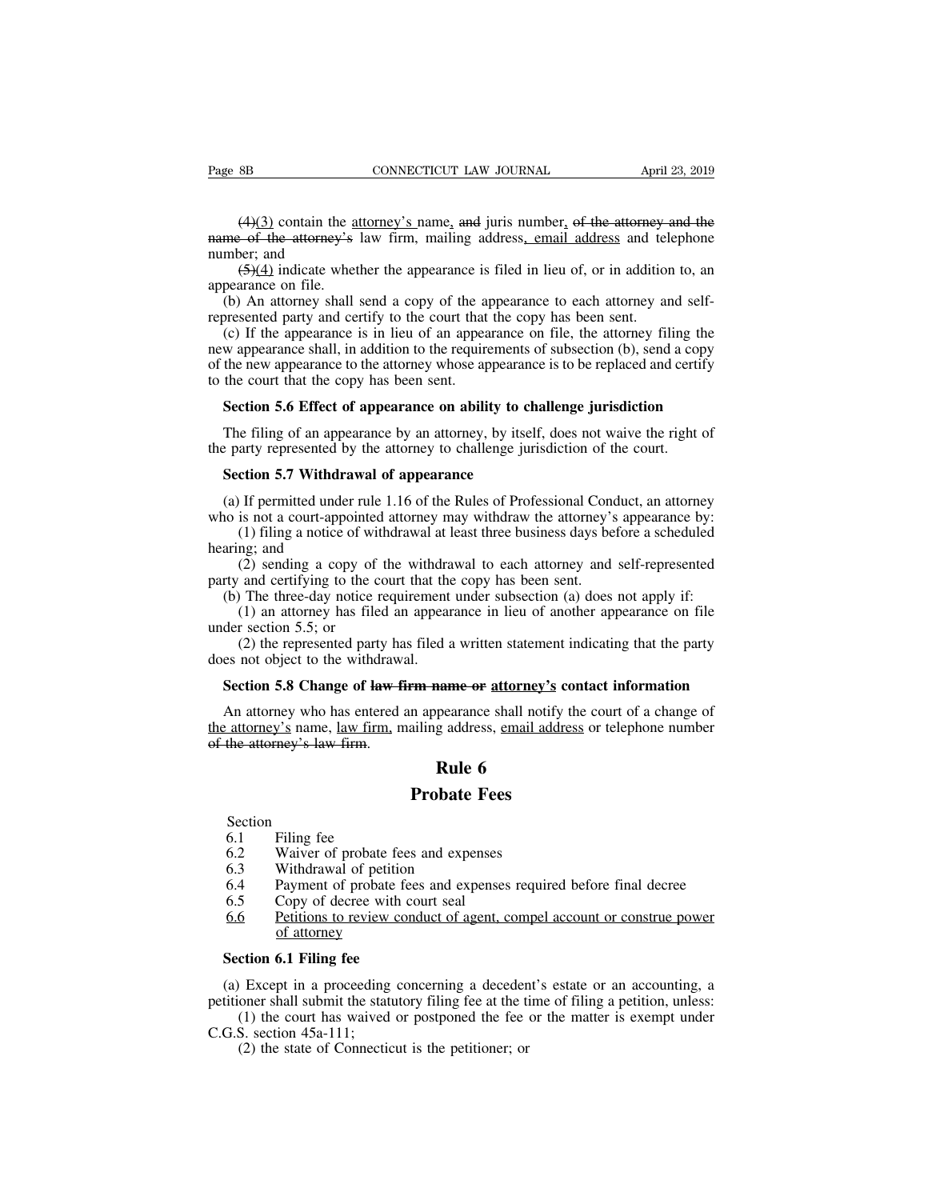~~(4)~~<u>(3)</u> contain the <u>attorney's</u> name<u>,</u> ~~and~~ juris number<u>,</u> ~~of the attorney and the name of the attorney's~~ law firm, mailing address<u>, email address</u> and telephone number; and

~~(5)~~<u>(4)</u> indicate whether the appearance is filed in lieu of, or in addition to, an appearance on file.

(b) An attorney shall send a copy of the appearance to each attorney and self-represented party and certify to the court that the copy has been sent.

(c) If the appearance is in lieu of an appearance on file, the attorney filing the new appearance shall, in addition to the requirements of subsection (b), send a copy of the new appearance to the attorney whose appearance is to be replaced and certify to the court that the copy has been sent.

**Section 5.6 Effect of appearance on ability to challenge jurisdiction**

The filing of an appearance by an attorney, by itself, does not waive the right of the party represented by the attorney to challenge jurisdiction of the court.

**Section 5.7 Withdrawal of appearance**

(a) If permitted under rule 1.16 of the Rules of Professional Conduct, an attorney who is not a court-appointed attorney may withdraw the attorney's appearance by:

(1) filing a notice of withdrawal at least three business days before a scheduled hearing; and

(2) sending a copy of the withdrawal to each attorney and self-represented party and certifying to the court that the copy has been sent.

(b) The three-day notice requirement under subsection (a) does not apply if:

(1) an attorney has filed an appearance in lieu of another appearance on file under section 5.5; or

(2) the represented party has filed a written statement indicating that the party does not object to the withdrawal.

**Section 5.8 Change of ~~law firm name or~~ <u>attorney's</u> contact information**

An attorney who has entered an appearance shall notify the court of a change of <u>the attorney's</u> name, <u>law firm,</u> mailing address, <u>email address</u> or telephone number ~~of the attorney's law firm~~.

# Rule 6

# Probate Fees

Section

6.1 Filing fee

6.2 Waiver of probate fees and expenses

6.3 Withdrawal of petition

6.4 Payment of probate fees and expenses required before final decree

6.5 Copy of decree with court seal

<u>6.6</u> <u>Petitions to review conduct of agent, compel account or construe power of attorney</u>

**Section 6.1 Filing fee**

(a) Except in a proceeding concerning a decedent's estate or an accounting, a petitioner shall submit the statutory filing fee at the time of filing a petition, unless:

(1) the court has waived or postponed the fee or the matter is exempt under C.G.S. section 45a-111;

(2) the state of Connecticut is the petitioner; or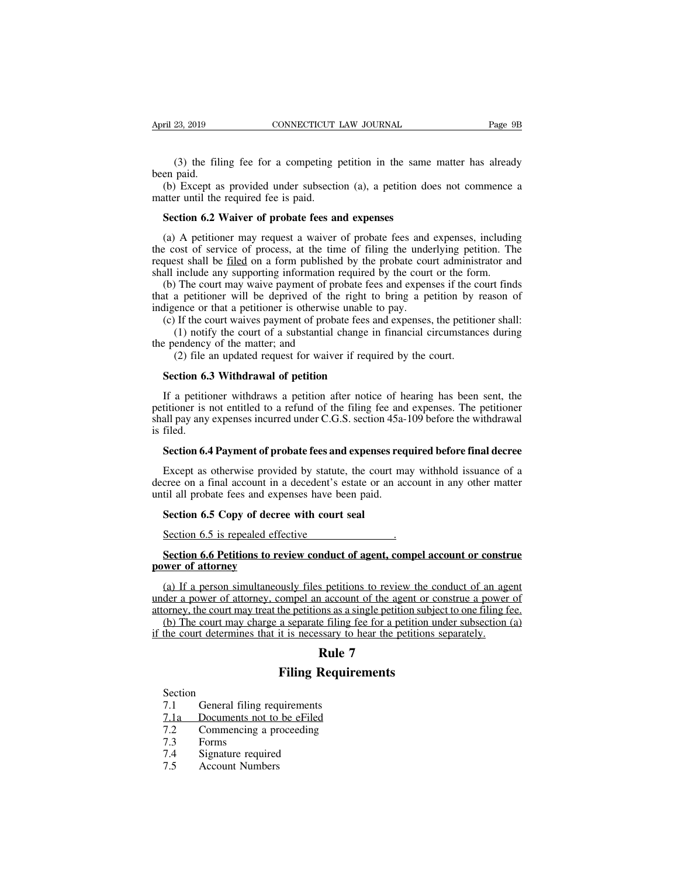(3) the filing fee for a competing petition in the same matter has already been paid.

(b) Except as provided under subsection (a), a petition does not commence a matter until the required fee is paid.

**Section 6.2 Waiver of probate fees and expenses**

(a) A petitioner may request a waiver of probate fees and expenses, including the cost of service of process, at the time of filing the underlying petition. The request shall be filed on a form published by the probate court administrator and shall include any supporting information required by the court or the form.

(b) The court may waive payment of probate fees and expenses if the court finds that a petitioner will be deprived of the right to bring a petition by reason of indigence or that a petitioner is otherwise unable to pay.

(c) If the court waives payment of probate fees and expenses, the petitioner shall:

(1) notify the court of a substantial change in financial circumstances during the pendency of the matter; and

(2) file an updated request for waiver if required by the court.

**Section 6.3 Withdrawal of petition**

If a petitioner withdraws a petition after notice of hearing has been sent, the petitioner is not entitled to a refund of the filing fee and expenses. The petitioner shall pay any expenses incurred under C.G.S. section 45a-109 before the withdrawal is filed.

**Section 6.4 Payment of probate fees and expenses required before final decree**

Except as otherwise provided by statute, the court may withhold issuance of a decree on a final account in a decedent's estate or an account in any other matter until all probate fees and expenses have been paid.

**Section 6.5 Copy of decree with court seal**

Section 6.5 is repealed effective \_\_\_\_\_\_\_\_\_\_\_\_\_\_\_.

**Section 6.6 Petitions to review conduct of agent, compel account or construe power of attorney**

(a) If a person simultaneously files petitions to review the conduct of an agent under a power of attorney, compel an account of the agent or construe a power of attorney, the court may treat the petitions as a single petition subject to one filing fee.

(b) The court may charge a separate filing fee for a petition under subsection (a) if the court determines that it is necessary to hear the petitions separately.

## Rule 7

## Filing Requirements

Section
7.1 General filing requirements
7.1a Documents not to be eFiled
7.2 Commencing a proceeding
7.3 Forms
7.4 Signature required
7.5 Account Numbers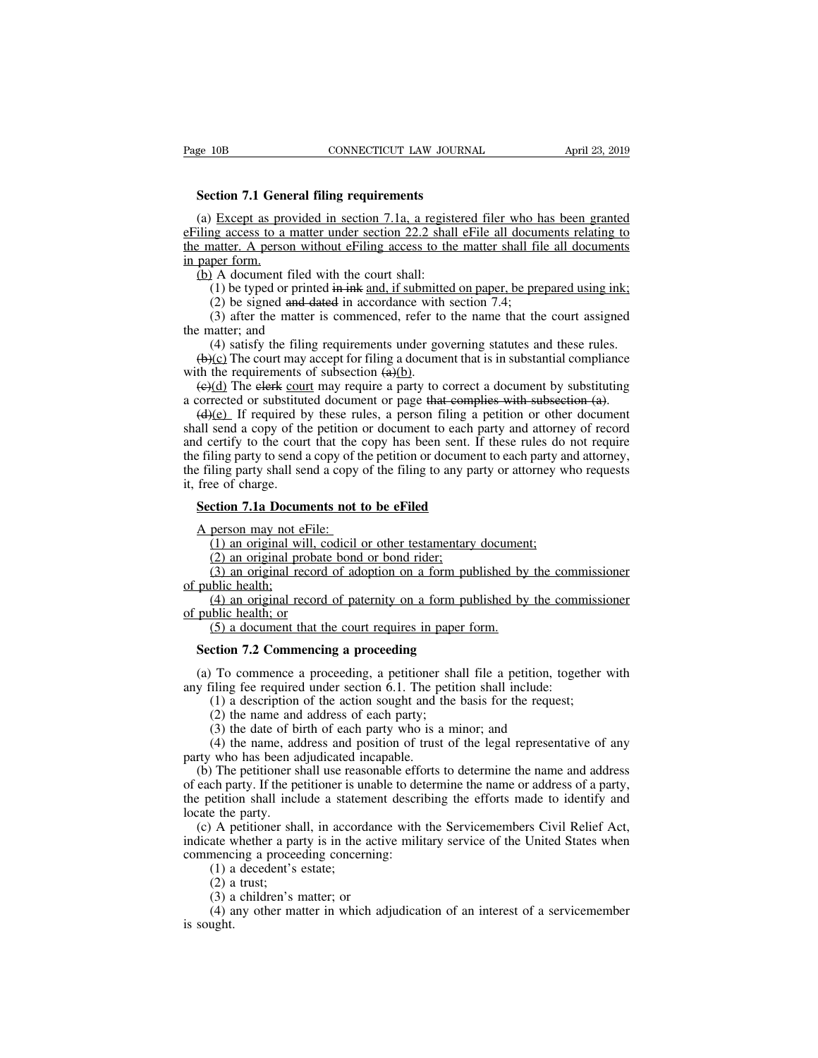**Section 7.1 General filing requirements**

(a) Except as provided in section 7.1a, a registered filer who has been granted eFiling access to a matter under section 22.2 shall eFile all documents relating to the matter. A person without eFiling access to the matter shall file all documents in paper form.

(b) A document filed with the court shall:

(1) be typed or printed ~~in ink~~ and, if submitted on paper, be prepared using ink;

(2) be signed ~~and dated~~ in accordance with section 7.4;

(3) after the matter is commenced, refer to the name that the court assigned the matter; and

(4) satisfy the filing requirements under governing statutes and these rules.

~~(b)~~(c) The court may accept for filing a document that is in substantial compliance with the requirements of subsection ~~(a)~~(b).

~~(c)~~(d) The ~~clerk~~ court may require a party to correct a document by substituting a corrected or substituted document or page ~~that complies with subsection (a)~~.

~~(d)~~(e) If required by these rules, a person filing a petition or other document shall send a copy of the petition or document to each party and attorney of record and certify to the court that the copy has been sent. If these rules do not require the filing party to send a copy of the petition or document to each party and attorney, the filing party shall send a copy of the filing to any party or attorney who requests it, free of charge.

**Section 7.1a Documents not to be eFiled**

A person may not eFile:

(1) an original will, codicil or other testamentary document;

(2) an original probate bond or bond rider;

(3) an original record of adoption on a form published by the commissioner of public health;

(4) an original record of paternity on a form published by the commissioner of public health; or

(5) a document that the court requires in paper form.

**Section 7.2 Commencing a proceeding**

(a) To commence a proceeding, a petitioner shall file a petition, together with any filing fee required under section 6.1. The petition shall include:

(1) a description of the action sought and the basis for the request;

(2) the name and address of each party;

(3) the date of birth of each party who is a minor; and

(4) the name, address and position of trust of the legal representative of any party who has been adjudicated incapable.

(b) The petitioner shall use reasonable efforts to determine the name and address of each party. If the petitioner is unable to determine the name or address of a party, the petition shall include a statement describing the efforts made to identify and locate the party.

(c) A petitioner shall, in accordance with the Servicemembers Civil Relief Act, indicate whether a party is in the active military service of the United States when commencing a proceeding concerning:

(1) a decedent's estate;

(2) a trust;

(3) a children's matter; or

(4) any other matter in which adjudication of an interest of a servicemember is sought.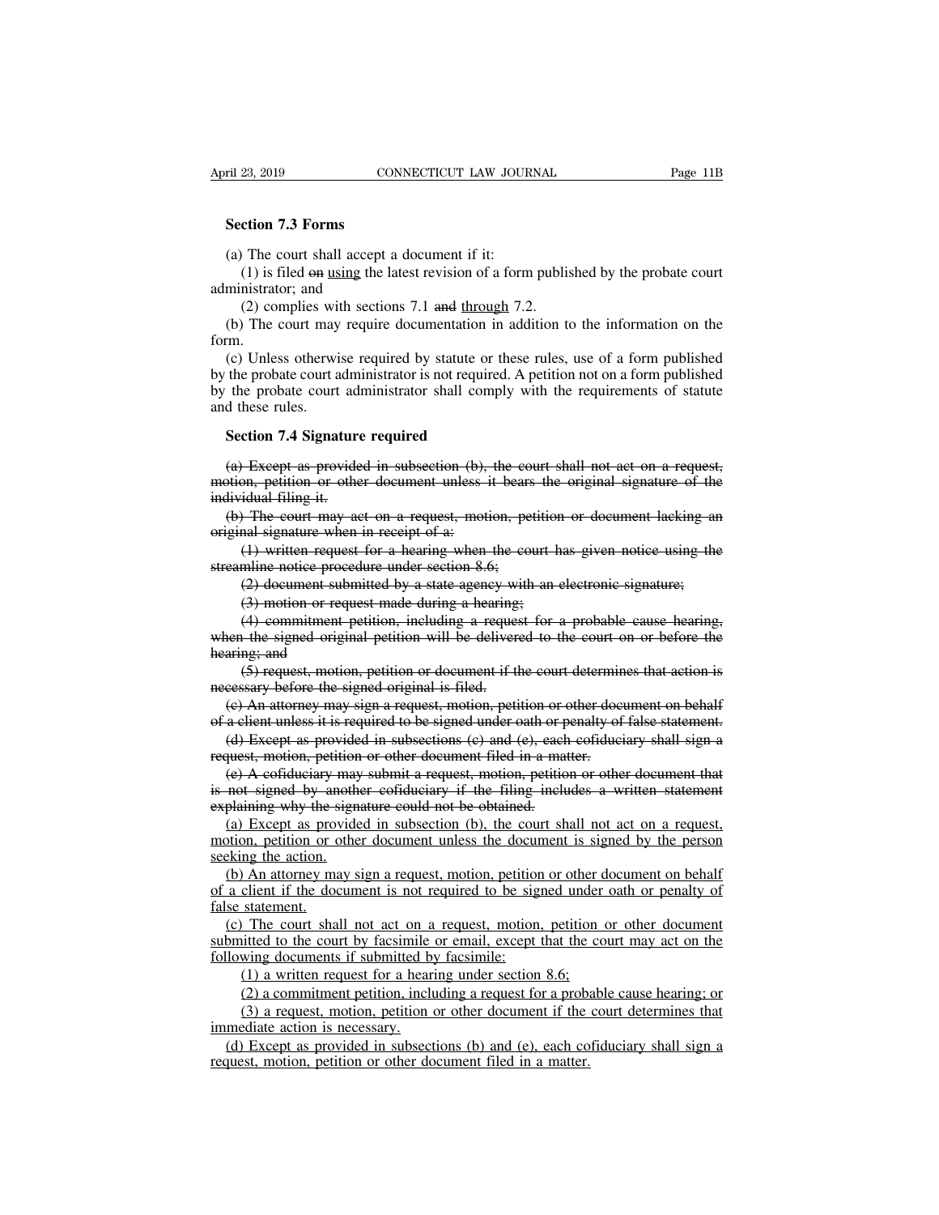**Section 7.3 Forms**

(a) The court shall accept a document if it:

(1) is filed ~~on~~ <u>using</u> the latest revision of a form published by the probate court administrator; and

(2) complies with sections 7.1 ~~and~~ <u>through</u> 7.2.

(b) The court may require documentation in addition to the information on the form.

(c) Unless otherwise required by statute or these rules, use of a form published by the probate court administrator is not required. A petition not on a form published by the probate court administrator shall comply with the requirements of statute and these rules.

**Section 7.4 Signature required**

~~(a) Except as provided in subsection (b), the court shall not act on a request, motion, petition or other document unless it bears the original signature of the individual filing it.~~

~~(b) The court may act on a request, motion, petition or document lacking an original signature when in receipt of a:~~

~~(1) written request for a hearing when the court has given notice using the streamline notice procedure under section 8.6;~~

~~(2) document submitted by a state agency with an electronic signature;~~

~~(3) motion or request made during a hearing;~~

~~(4) commitment petition, including a request for a probable cause hearing, when the signed original petition will be delivered to the court on or before the hearing; and~~

~~(5) request, motion, petition or document if the court determines that action is necessary before the signed original is filed.~~

~~(c) An attorney may sign a request, motion, petition or other document on behalf of a client unless it is required to be signed under oath or penalty of false statement.~~

~~(d) Except as provided in subsections (c) and (e), each cofiduciary shall sign a request, motion, petition or other document filed in a matter.~~

~~(e) A cofiduciary may submit a request, motion, petition or other document that is not signed by another cofiduciary if the filing includes a written statement explaining why the signature could not be obtained.~~

<u>(a) Except as provided in subsection (b), the court shall not act on a request, motion, petition or other document unless the document is signed by the person seeking the action.</u>

<u>(b) An attorney may sign a request, motion, petition or other document on behalf of a client if the document is not required to be signed under oath or penalty of false statement.</u>

<u>(c) The court shall not act on a request, motion, petition or other document submitted to the court by facsimile or email, except that the court may act on the following documents if submitted by facsimile:</u>

<u>(1) a written request for a hearing under section 8.6;</u>

<u>(2) a commitment petition, including a request for a probable cause hearing; or</u>

<u>(3) a request, motion, petition or other document if the court determines that immediate action is necessary.</u>

<u>(d) Except as provided in subsections (b) and (e), each cofiduciary shall sign a request, motion, petition or other document filed in a matter.</u>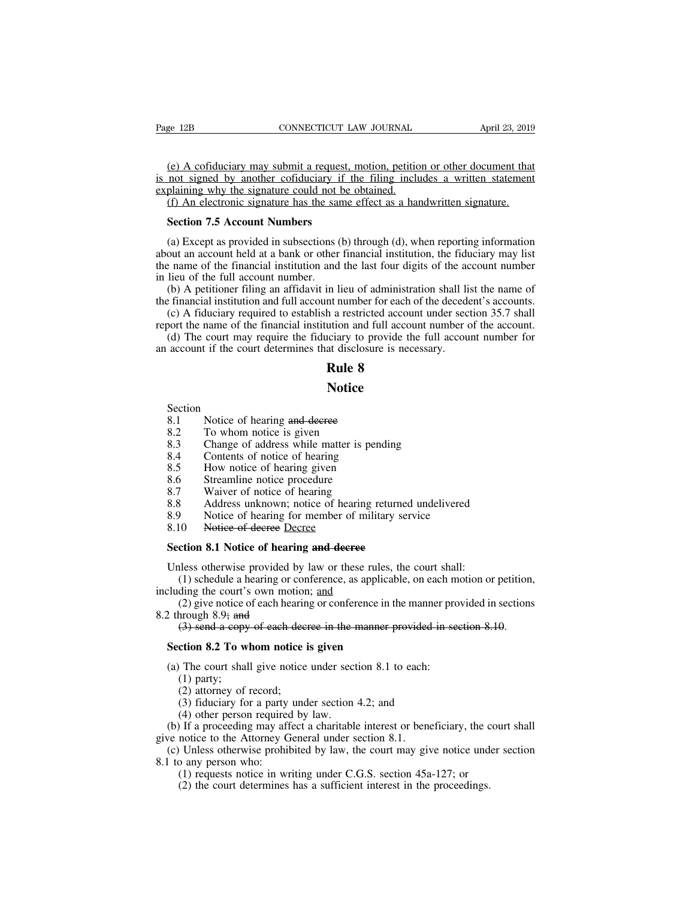<u>(e) A cofiduciary may submit a request, motion, petition or other document that is not signed by another cofiduciary if the filing includes a written statement explaining why the signature could not be obtained.</u>

<u>(f) An electronic signature has the same effect as a handwritten signature.</u>

**Section 7.5 Account Numbers**

(a) Except as provided in subsections (b) through (d), when reporting information about an account held at a bank or other financial institution, the fiduciary may list the name of the financial institution and the last four digits of the account number in lieu of the full account number.

(b) A petitioner filing an affidavit in lieu of administration shall list the name of the financial institution and full account number for each of the decedent's accounts.

(c) A fiduciary required to establish a restricted account under section 35.7 shall report the name of the financial institution and full account number of the account.

(d) The court may require the fiduciary to provide the full account number for an account if the court determines that disclosure is necessary.

# Rule 8

# Notice

Section
8.1 Notice of hearing ~~and decree~~
8.2 To whom notice is given
8.3 Change of address while matter is pending
8.4 Contents of notice of hearing
8.5 How notice of hearing given
8.6 Streamline notice procedure
8.7 Waiver of notice of hearing
8.8 Address unknown; notice of hearing returned undelivered
8.9 Notice of hearing for member of military service
8.10 ~~Notice of decree~~ <u>Decree</u>

**Section 8.1 Notice of hearing ~~and decree~~**

Unless otherwise provided by law or these rules, the court shall:

(1) schedule a hearing or conference, as applicable, on each motion or petition, including the court's own motion; <u>and</u>

(2) give notice of each hearing or conference in the manner provided in sections 8.2 through 8.9~~; and~~<u>.</u>

~~(3) send a copy of each decree in the manner provided in section 8.10.~~

**Section 8.2 To whom notice is given**

(a) The court shall give notice under section 8.1 to each:

(1) party;

(2) attorney of record;

(3) fiduciary for a party under section 4.2; and

(4) other person required by law.

(b) If a proceeding may affect a charitable interest or beneficiary, the court shall give notice to the Attorney General under section 8.1.

(c) Unless otherwise prohibited by law, the court may give notice under section 8.1 to any person who:

(1) requests notice in writing under C.G.S. section 45a-127; or

(2) the court determines has a sufficient interest in the proceedings.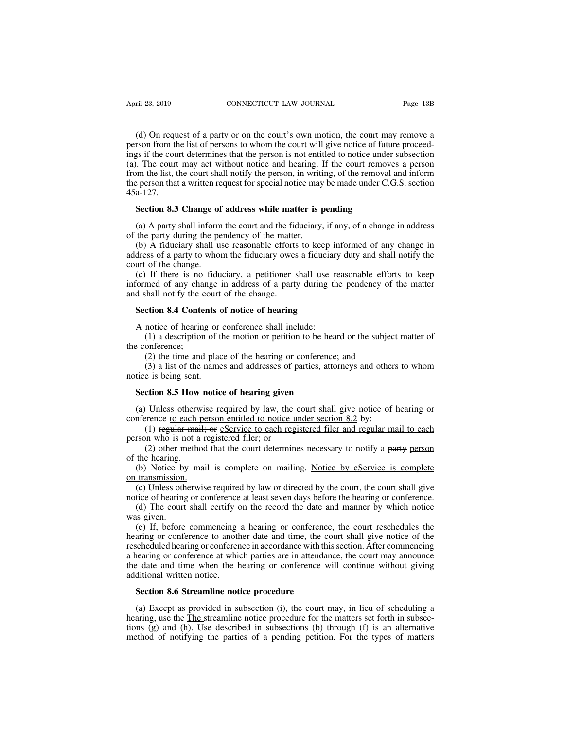(d) On request of a party or on the court's own motion, the court may remove a person from the list of persons to whom the court will give notice of future proceedings if the court determines that the person is not entitled to notice under subsection (a). The court may act without notice and hearing. If the court removes a person from the list, the court shall notify the person, in writing, of the removal and inform the person that a written request for special notice may be made under C.G.S. section 45a-127.

**Section 8.3 Change of address while matter is pending**

(a) A party shall inform the court and the fiduciary, if any, of a change in address of the party during the pendency of the matter.

(b) A fiduciary shall use reasonable efforts to keep informed of any change in address of a party to whom the fiduciary owes a fiduciary duty and shall notify the court of the change.

(c) If there is no fiduciary, a petitioner shall use reasonable efforts to keep informed of any change in address of a party during the pendency of the matter and shall notify the court of the change.

**Section 8.4 Contents of notice of hearing**

A notice of hearing or conference shall include:

(1) a description of the motion or petition to be heard or the subject matter of the conference;

(2) the time and place of the hearing or conference; and

(3) a list of the names and addresses of parties, attorneys and others to whom notice is being sent.

**Section 8.5 How notice of hearing given**

(a) Unless otherwise required by law, the court shall give notice of hearing or conference <u>to each person entitled to notice under section 8.2</u> by:

(1) ~~regular mail; or~~ <u>eService to each registered filer and regular mail to each person who is not a registered filer; or</u>

(2) other method that the court determines necessary to notify a ~~party~~ <u>person</u> of the hearing.

(b) Notice by mail is complete on mailing. <u>Notice by eService is complete on transmission.</u>

(c) Unless otherwise required by law or directed by the court, the court shall give notice of hearing or conference at least seven days before the hearing or conference.

(d) The court shall certify on the record the date and manner by which notice was given.

(e) If, before commencing a hearing or conference, the court reschedules the hearing or conference to another date and time, the court shall give notice of the rescheduled hearing or conference in accordance with this section. After commencing a hearing or conference at which parties are in attendance, the court may announce the date and time when the hearing or conference will continue without giving additional written notice.

**Section 8.6 Streamline notice procedure**

(a) ~~Except as provided in subsection (i), the court may, in lieu of scheduling a hearing, use the~~ <u>The</u> streamline notice procedure ~~for the matters set forth in subsections (g) and (h). Use~~ <u>described in subsections (b) through (f) is an alternative method of notifying the parties of a pending petition. For the types of matters</u>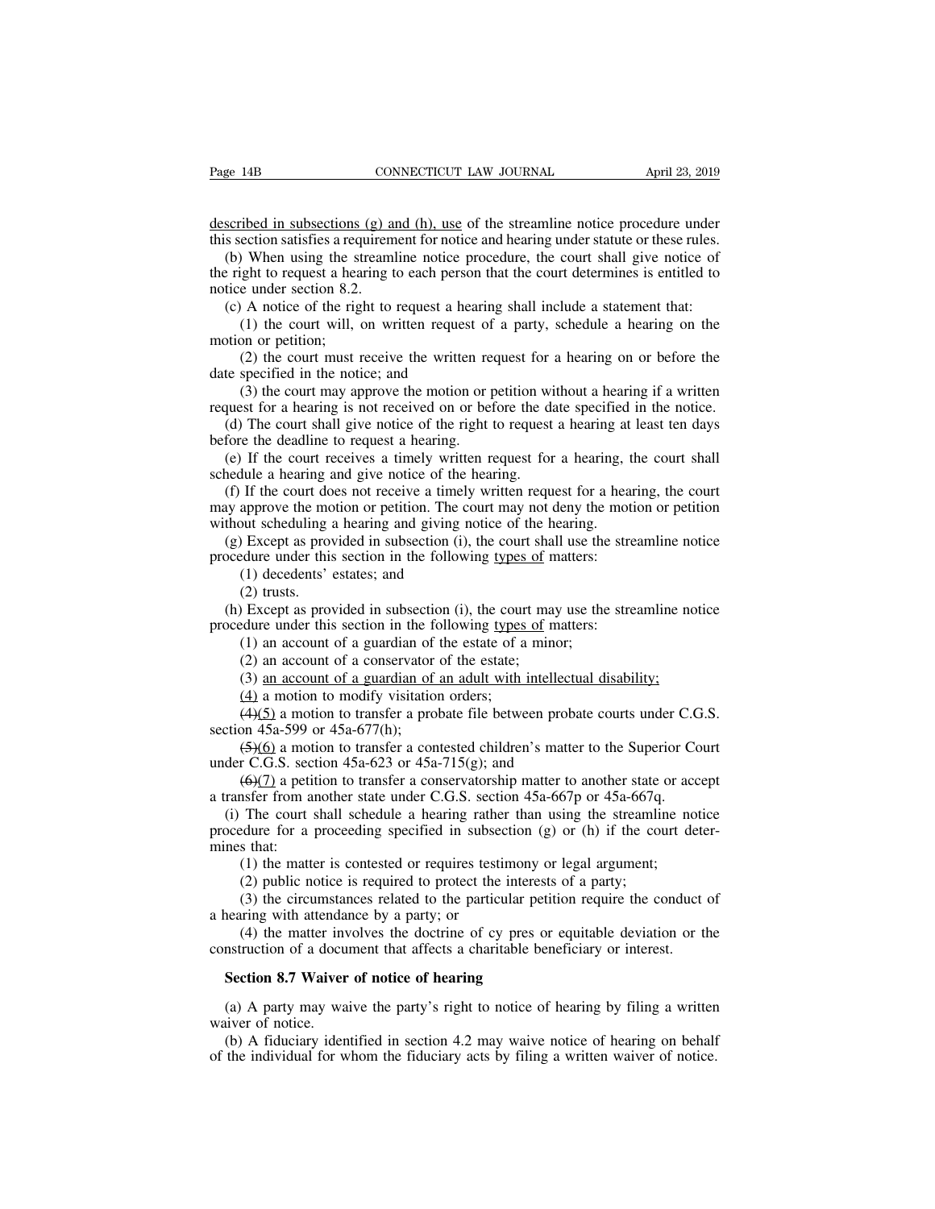described in subsections (g) and (h), use of the streamline notice procedure under this section satisfies a requirement for notice and hearing under statute or these rules.

(b) When using the streamline notice procedure, the court shall give notice of the right to request a hearing to each person that the court determines is entitled to notice under section 8.2.

(c) A notice of the right to request a hearing shall include a statement that:

(1) the court will, on written request of a party, schedule a hearing on the motion or petition;

(2) the court must receive the written request for a hearing on or before the date specified in the notice; and

(3) the court may approve the motion or petition without a hearing if a written request for a hearing is not received on or before the date specified in the notice.

(d) The court shall give notice of the right to request a hearing at least ten days before the deadline to request a hearing.

(e) If the court receives a timely written request for a hearing, the court shall schedule a hearing and give notice of the hearing.

(f) If the court does not receive a timely written request for a hearing, the court may approve the motion or petition. The court may not deny the motion or petition without scheduling a hearing and giving notice of the hearing.

(g) Except as provided in subsection (i), the court shall use the streamline notice procedure under this section in the following types of matters:

(1) decedents' estates; and

(2) trusts.

(h) Except as provided in subsection (i), the court may use the streamline notice procedure under this section in the following types of matters:

(1) an account of a guardian of the estate of a minor;

(2) an account of a conservator of the estate;

(3) an account of a guardian of an adult with intellectual disability;

(4) a motion to modify visitation orders;

~~(4)~~(5) a motion to transfer a probate file between probate courts under C.G.S. section 45a-599 or 45a-677(h);

~~(5)~~(6) a motion to transfer a contested children's matter to the Superior Court under C.G.S. section 45a-623 or 45a-715(g); and

~~(6)~~(7) a petition to transfer a conservatorship matter to another state or accept a transfer from another state under C.G.S. section 45a-667p or 45a-667q.

(i) The court shall schedule a hearing rather than using the streamline notice procedure for a proceeding specified in subsection (g) or (h) if the court determines that:

(1) the matter is contested or requires testimony or legal argument;

(2) public notice is required to protect the interests of a party;

(3) the circumstances related to the particular petition require the conduct of a hearing with attendance by a party; or

(4) the matter involves the doctrine of cy pres or equitable deviation or the construction of a document that affects a charitable beneficiary or interest.

**Section 8.7 Waiver of notice of hearing**

(a) A party may waive the party's right to notice of hearing by filing a written waiver of notice.

(b) A fiduciary identified in section 4.2 may waive notice of hearing on behalf of the individual for whom the fiduciary acts by filing a written waiver of notice.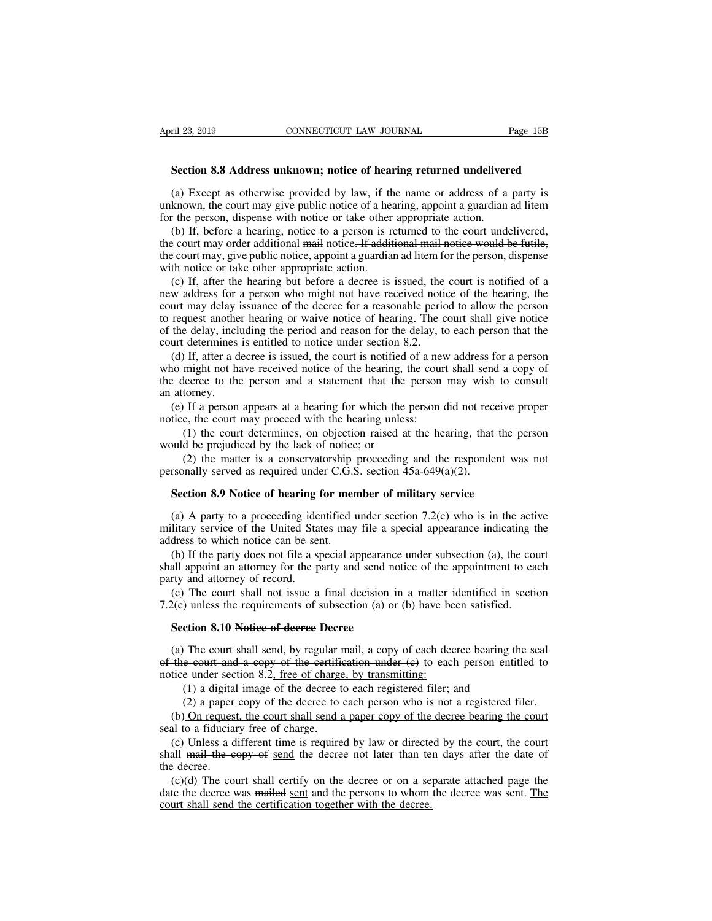**Section 8.8 Address unknown; notice of hearing returned undelivered**

(a) Except as otherwise provided by law, if the name or address of a party is unknown, the court may give public notice of a hearing, appoint a guardian ad litem for the person, dispense with notice or take other appropriate action.

(b) If, before a hearing, notice to a person is returned to the court undelivered, the court may order additional ~~mail~~ notice~~. If additional mail notice would be futile, the court may,~~ give public notice, appoint a guardian ad litem for the person, dispense with notice or take other appropriate action.

(c) If, after the hearing but before a decree is issued, the court is notified of a new address for a person who might not have received notice of the hearing, the court may delay issuance of the decree for a reasonable period to allow the person to request another hearing or waive notice of hearing. The court shall give notice of the delay, including the period and reason for the delay, to each person that the court determines is entitled to notice under section 8.2.

(d) If, after a decree is issued, the court is notified of a new address for a person who might not have received notice of the hearing, the court shall send a copy of the decree to the person and a statement that the person may wish to consult an attorney.

(e) If a person appears at a hearing for which the person did not receive proper notice, the court may proceed with the hearing unless:

(1) the court determines, on objection raised at the hearing, that the person would be prejudiced by the lack of notice; or

(2) the matter is a conservatorship proceeding and the respondent was not personally served as required under C.G.S. section 45a-649(a)(2).

**Section 8.9 Notice of hearing for member of military service**

(a) A party to a proceeding identified under section 7.2(c) who is in the active military service of the United States may file a special appearance indicating the address to which notice can be sent.

(b) If the party does not file a special appearance under subsection (a), the court shall appoint an attorney for the party and send notice of the appointment to each party and attorney of record.

(c) The court shall not issue a final decision in a matter identified in section 7.2(c) unless the requirements of subsection (a) or (b) have been satisfied.

**Section 8.10 ~~Notice of decree~~ <u>Decree</u>**

(a) The court shall send~~, by regular mail,~~ a copy of each decree ~~bearing the seal of the court and a copy of the certification under (c)~~ to each person entitled to notice under section 8.2<u>, free of charge, by transmitting:</u>

<u>(1) a digital image of the decree to each registered filer; and</u>

<u>(2) a paper copy of the decree to each person who is not a registered filer.</u>

(b) <u>On request, the court shall send a paper copy of the decree bearing the court seal to a fiduciary free of charge.</u>

<u>(c)</u> Unless a different time is required by law or directed by the court, the court shall ~~mail the copy of~~ <u>send</u> the decree not later than ten days after the date of the decree.

~~(c)~~<u>(d)</u> The court shall certify ~~on the decree or on a separate attached page~~ the date the decree was ~~mailed~~ <u>sent</u> and the persons to whom the decree was sent. <u>The court shall send the certification together with the decree.</u>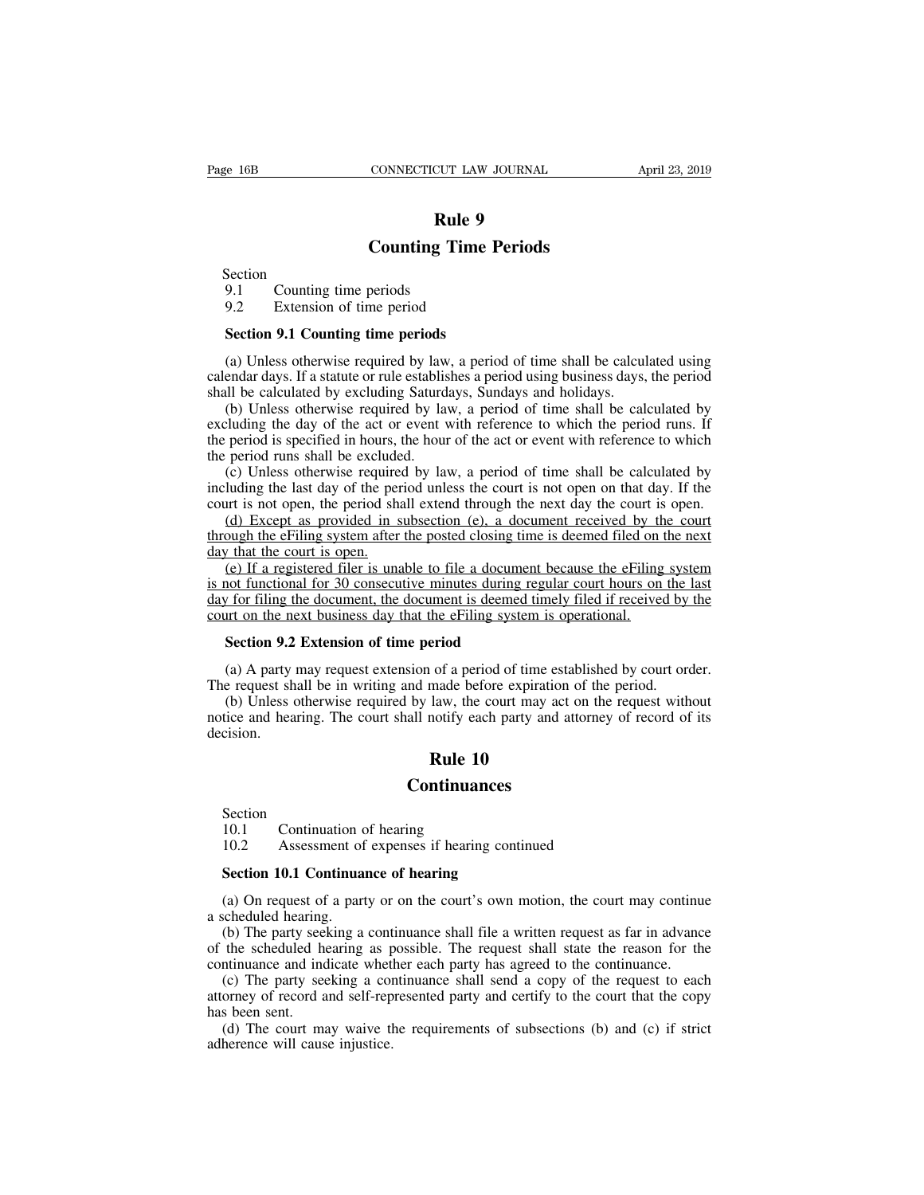## Rule 9

## Counting Time Periods

Section
9.1 Counting time periods
9.2 Extension of time period

### Section 9.1 Counting time periods

(a) Unless otherwise required by law, a period of time shall be calculated using calendar days. If a statute or rule establishes a period using business days, the period shall be calculated by excluding Saturdays, Sundays and holidays.

(b) Unless otherwise required by law, a period of time shall be calculated by excluding the day of the act or event with reference to which the period runs. If the period is specified in hours, the hour of the act or event with reference to which the period runs shall be excluded.

(c) Unless otherwise required by law, a period of time shall be calculated by including the last day of the period unless the court is not open on that day. If the court is not open, the period shall extend through the next day the court is open.

<u>(d) Except as provided in subsection (e), a document received by the court through the eFiling system after the posted closing time is deemed filed on the next day that the court is open.</u>

<u>(e) If a registered filer is unable to file a document because the eFiling system is not functional for 30 consecutive minutes during regular court hours on the last day for filing the document, the document is deemed timely filed if received by the court on the next business day that the eFiling system is operational.</u>

### Section 9.2 Extension of time period

(a) A party may request extension of a period of time established by court order. The request shall be in writing and made before expiration of the period.

(b) Unless otherwise required by law, the court may act on the request without notice and hearing. The court shall notify each party and attorney of record of its decision.

## Rule 10

## Continuances

Section
10.1 Continuation of hearing
10.2 Assessment of expenses if hearing continued

### Section 10.1 Continuance of hearing

(a) On request of a party or on the court's own motion, the court may continue a scheduled hearing.

(b) The party seeking a continuance shall file a written request as far in advance of the scheduled hearing as possible. The request shall state the reason for the continuance and indicate whether each party has agreed to the continuance.

(c) The party seeking a continuance shall send a copy of the request to each attorney of record and self-represented party and certify to the court that the copy has been sent.

(d) The court may waive the requirements of subsections (b) and (c) if strict adherence will cause injustice.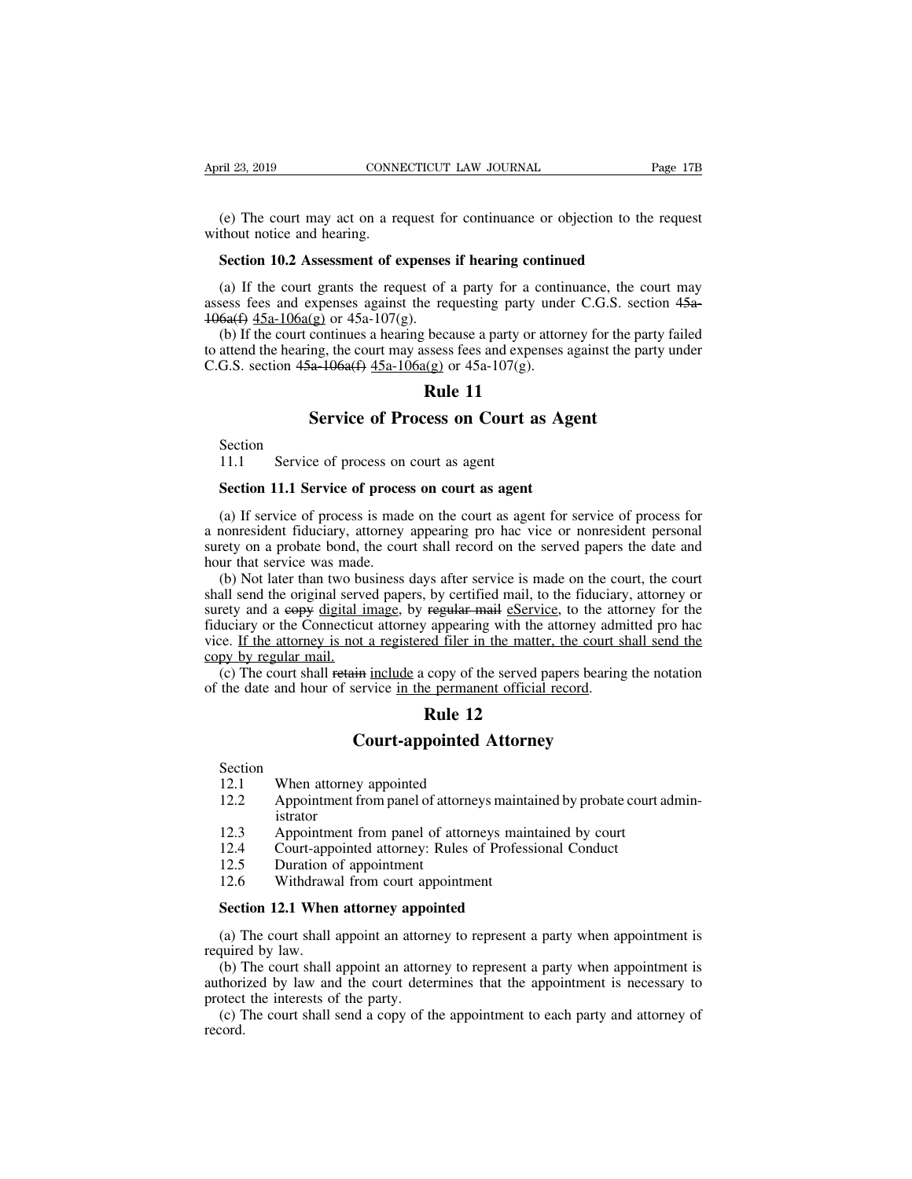(e) The court may act on a request for continuance or objection to the request without notice and hearing.

**Section 10.2 Assessment of expenses if hearing continued**

(a) If the court grants the request of a party for a continuance, the court may assess fees and expenses against the requesting party under C.G.S. section ~~45a-106a(f)~~ <u>45a-106a(g)</u> or 45a-107(g).

(b) If the court continues a hearing because a party or attorney for the party failed to attend the hearing, the court may assess fees and expenses against the party under C.G.S. section ~~45a-106a(f)~~ <u>45a-106a(g)</u> or 45a-107(g).

# Rule 11

# Service of Process on Court as Agent

Section
11.1 Service of process on court as agent

**Section 11.1 Service of process on court as agent**

(a) If service of process is made on the court as agent for service of process for a nonresident fiduciary, attorney appearing pro hac vice or nonresident personal surety on a probate bond, the court shall record on the served papers the date and hour that service was made.

(b) Not later than two business days after service is made on the court, the court shall send the original served papers, by certified mail, to the fiduciary, attorney or surety and a ~~copy~~ <u>digital image</u>, by ~~regular mail~~ <u>eService</u>, to the attorney for the fiduciary or the Connecticut attorney appearing with the attorney admitted pro hac vice. <u>If the attorney is not a registered filer in the matter, the court shall send the copy by regular mail.</u>

(c) The court shall ~~retain~~ <u>include</u> a copy of the served papers bearing the notation of the date and hour of service <u>in the permanent official record</u>.

# Rule 12

# Court-appointed Attorney

Section
12.1 When attorney appointed
12.2 Appointment from panel of attorneys maintained by probate court administrator
12.3 Appointment from panel of attorneys maintained by court
12.4 Court-appointed attorney: Rules of Professional Conduct
12.5 Duration of appointment
12.6 Withdrawal from court appointment

**Section 12.1 When attorney appointed**

(a) The court shall appoint an attorney to represent a party when appointment is required by law.

(b) The court shall appoint an attorney to represent a party when appointment is authorized by law and the court determines that the appointment is necessary to protect the interests of the party.

(c) The court shall send a copy of the appointment to each party and attorney of record.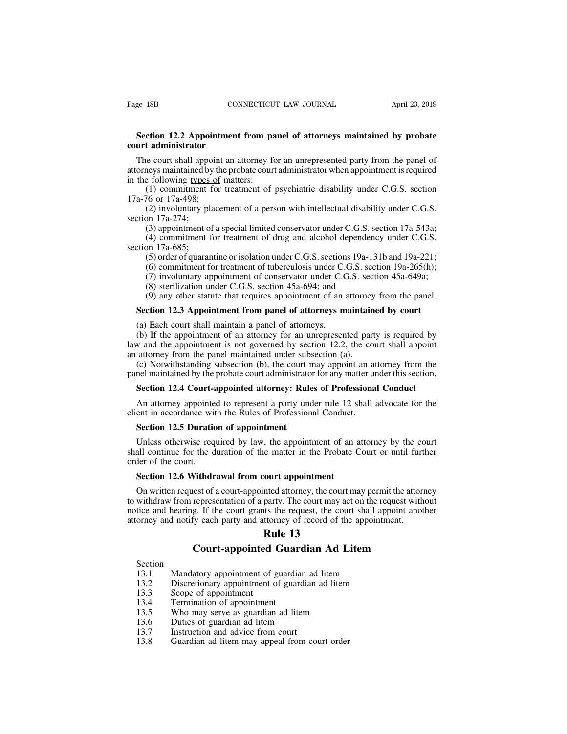**Section 12.2 Appointment from panel of attorneys maintained by probate court administrator**

The court shall appoint an attorney for an unrepresented party from the panel of attorneys maintained by the probate court administrator when appointment is required in the following types of matters:

(1) commitment for treatment of psychiatric disability under C.G.S. section 17a-76 or 17a-498;

(2) involuntary placement of a person with intellectual disability under C.G.S. section 17a-274;

(3) appointment of a special limited conservator under C.G.S. section 17a-543a;

(4) commitment for treatment of drug and alcohol dependency under C.G.S. section 17a-685;

(5) order of quarantine or isolation under C.G.S. sections 19a-131b and 19a-221;

(6) commitment for treatment of tuberculosis under C.G.S. section 19a-265(h);

(7) involuntary appointment of conservator under C.G.S. section 45a-649a;

(8) sterilization under C.G.S. section 45a-694; and

(9) any other statute that requires appointment of an attorney from the panel.

**Section 12.3 Appointment from panel of attorneys maintained by court**

(a) Each court shall maintain a panel of attorneys.

(b) If the appointment of an attorney for an unrepresented party is required by law and the appointment is not governed by section 12.2, the court shall appoint an attorney from the panel maintained under subsection (a).

(c) Notwithstanding subsection (b), the court may appoint an attorney from the panel maintained by the probate court administrator for any matter under this section.

**Section 12.4 Court-appointed attorney: Rules of Professional Conduct**

An attorney appointed to represent a party under rule 12 shall advocate for the client in accordance with the Rules of Professional Conduct.

**Section 12.5 Duration of appointment**

Unless otherwise required by law, the appointment of an attorney by the court shall continue for the duration of the matter in the Probate Court or until further order of the court.

**Section 12.6 Withdrawal from court appointment**

On written request of a court-appointed attorney, the court may permit the attorney to withdraw from representation of a party. The court may act on the request without notice and hearing. If the court grants the request, the court shall appoint another attorney and notify each party and attorney of record of the appointment.

# Rule 13

# Court-appointed Guardian Ad Litem

| Section | |
|---|---|
| 13.1 | Mandatory appointment of guardian ad litem |
| 13.2 | Discretionary appointment of guardian ad litem |
| 13.3 | Scope of appointment |
| 13.4 | Termination of appointment |
| 13.5 | Who may serve as guardian ad litem |
| 13.6 | Duties of guardian ad litem |
| 13.7 | Instruction and advice from court |
| 13.8 | Guardian ad litem may appeal from court order |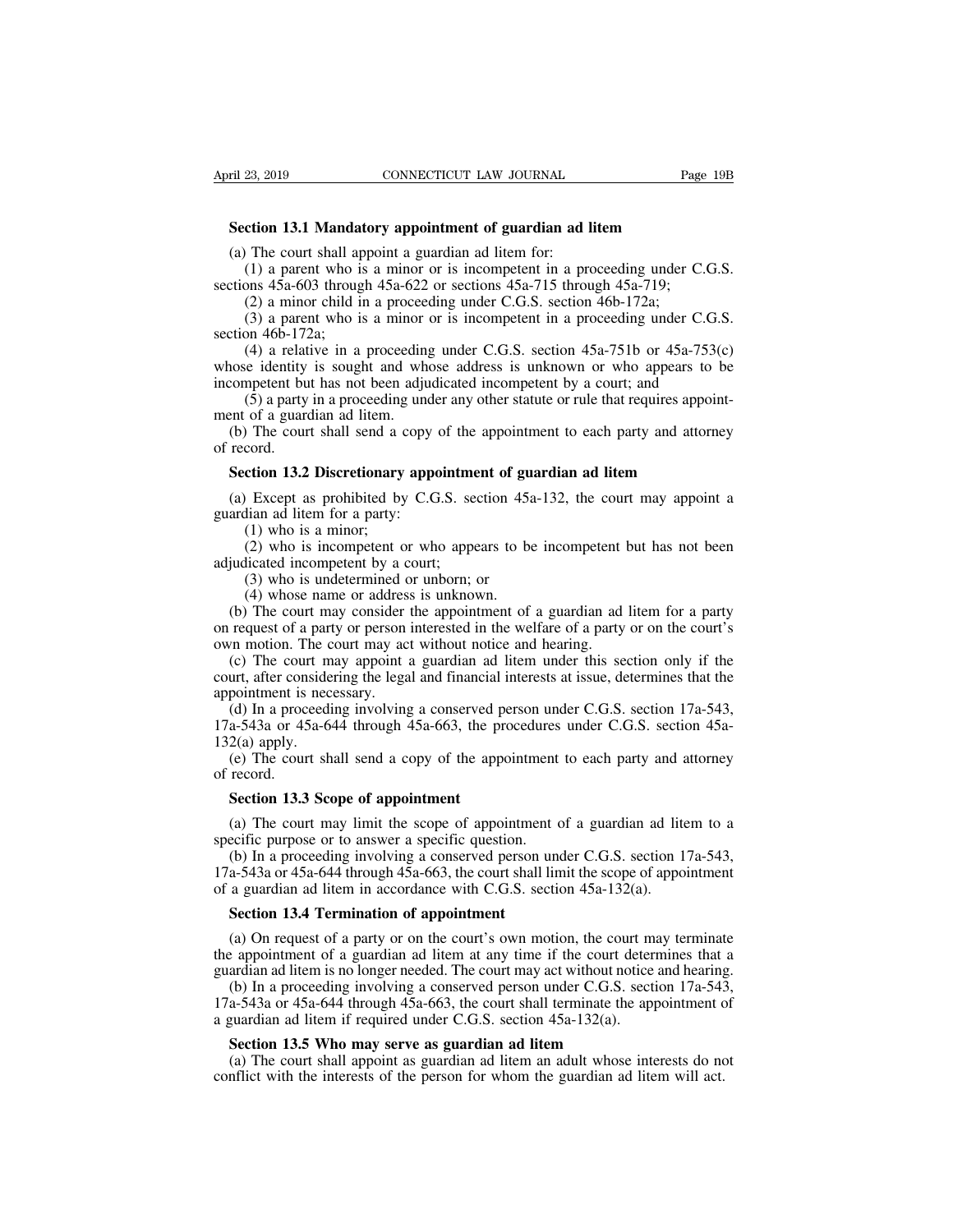**Section 13.1 Mandatory appointment of guardian ad litem**

(a) The court shall appoint a guardian ad litem for:

(1) a parent who is a minor or is incompetent in a proceeding under C.G.S. sections 45a-603 through 45a-622 or sections 45a-715 through 45a-719;

(2) a minor child in a proceeding under C.G.S. section 46b-172a;

(3) a parent who is a minor or is incompetent in a proceeding under C.G.S. section 46b-172a;

(4) a relative in a proceeding under C.G.S. section 45a-751b or 45a-753(c) whose identity is sought and whose address is unknown or who appears to be incompetent but has not been adjudicated incompetent by a court; and

(5) a party in a proceeding under any other statute or rule that requires appointment of a guardian ad litem.

(b) The court shall send a copy of the appointment to each party and attorney of record.

**Section 13.2 Discretionary appointment of guardian ad litem**

(a) Except as prohibited by C.G.S. section 45a-132, the court may appoint a guardian ad litem for a party:

(1) who is a minor;

(2) who is incompetent or who appears to be incompetent but has not been adjudicated incompetent by a court;

(3) who is undetermined or unborn; or

(4) whose name or address is unknown.

(b) The court may consider the appointment of a guardian ad litem for a party on request of a party or person interested in the welfare of a party or on the court's own motion. The court may act without notice and hearing.

(c) The court may appoint a guardian ad litem under this section only if the court, after considering the legal and financial interests at issue, determines that the appointment is necessary.

(d) In a proceeding involving a conserved person under C.G.S. section 17a-543, 17a-543a or 45a-644 through 45a-663, the procedures under C.G.S. section 45a-132(a) apply.

(e) The court shall send a copy of the appointment to each party and attorney of record.

**Section 13.3 Scope of appointment**

(a) The court may limit the scope of appointment of a guardian ad litem to a specific purpose or to answer a specific question.

(b) In a proceeding involving a conserved person under C.G.S. section 17a-543, 17a-543a or 45a-644 through 45a-663, the court shall limit the scope of appointment of a guardian ad litem in accordance with C.G.S. section 45a-132(a).

**Section 13.4 Termination of appointment**

(a) On request of a party or on the court's own motion, the court may terminate the appointment of a guardian ad litem at any time if the court determines that a guardian ad litem is no longer needed. The court may act without notice and hearing.

(b) In a proceeding involving a conserved person under C.G.S. section 17a-543, 17a-543a or 45a-644 through 45a-663, the court shall terminate the appointment of a guardian ad litem if required under C.G.S. section 45a-132(a).

**Section 13.5 Who may serve as guardian ad litem**

(a) The court shall appoint as guardian ad litem an adult whose interests do not conflict with the interests of the person for whom the guardian ad litem will act.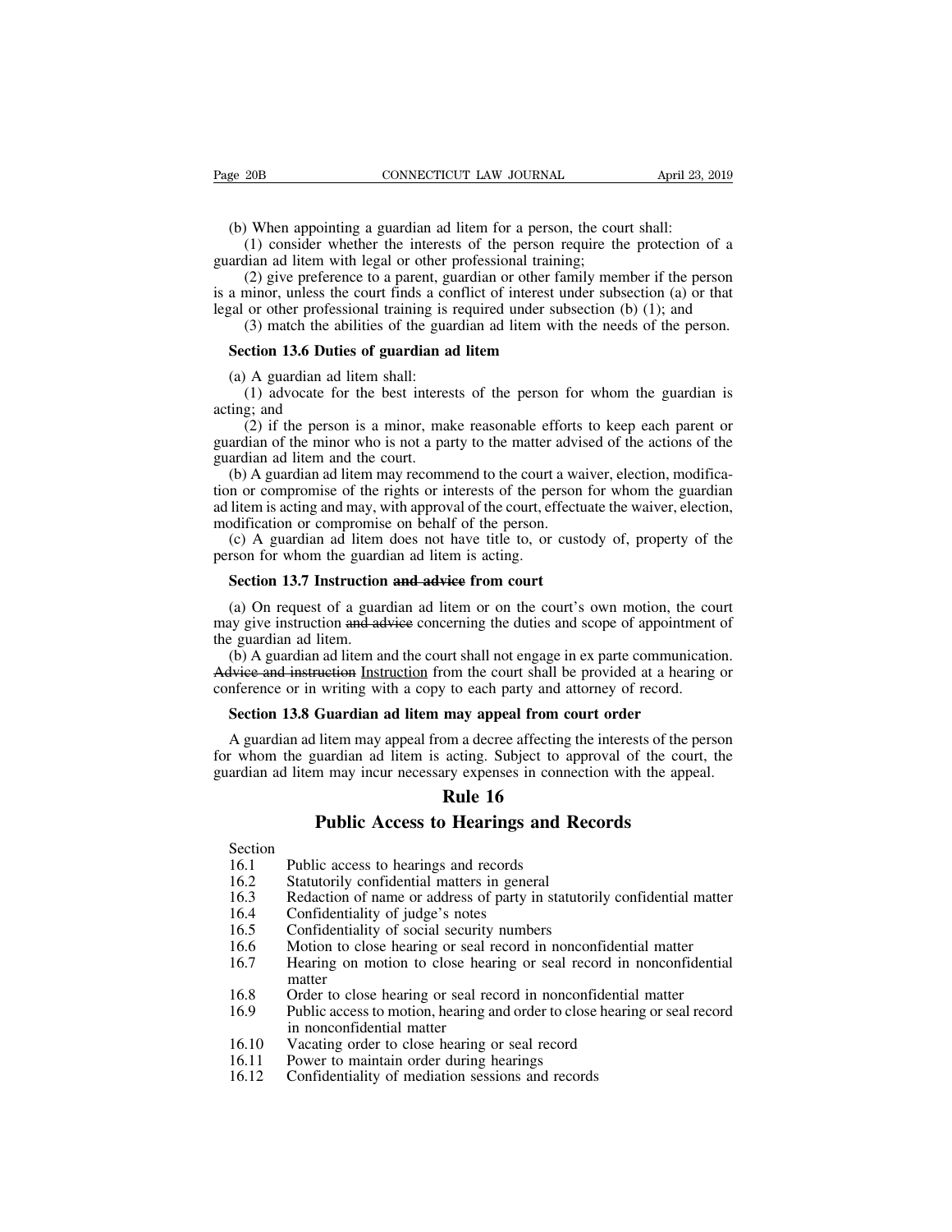(b) When appointing a guardian ad litem for a person, the court shall:

(1) consider whether the interests of the person require the protection of a guardian ad litem with legal or other professional training;

(2) give preference to a parent, guardian or other family member if the person is a minor, unless the court finds a conflict of interest under subsection (a) or that legal or other professional training is required under subsection (b) (1); and

(3) match the abilities of the guardian ad litem with the needs of the person.

**Section 13.6 Duties of guardian ad litem**

(a) A guardian ad litem shall:

(1) advocate for the best interests of the person for whom the guardian is acting; and

(2) if the person is a minor, make reasonable efforts to keep each parent or guardian of the minor who is not a party to the matter advised of the actions of the guardian ad litem and the court.

(b) A guardian ad litem may recommend to the court a waiver, election, modification or compromise of the rights or interests of the person for whom the guardian ad litem is acting and may, with approval of the court, effectuate the waiver, election, modification or compromise on behalf of the person.

(c) A guardian ad litem does not have title to, or custody of, property of the person for whom the guardian ad litem is acting.

**Section 13.7 Instruction ~~and advice~~ from court**

(a) On request of a guardian ad litem or on the court's own motion, the court may give instruction ~~and advice~~ concerning the duties and scope of appointment of the guardian ad litem.

(b) A guardian ad litem and the court shall not engage in ex parte communication. ~~Advice and instruction~~ Instruction from the court shall be provided at a hearing or conference or in writing with a copy to each party and attorney of record.

**Section 13.8 Guardian ad litem may appeal from court order**

A guardian ad litem may appeal from a decree affecting the interests of the person for whom the guardian ad litem is acting. Subject to approval of the court, the guardian ad litem may incur necessary expenses in connection with the appeal.

# Rule 16

# Public Access to Hearings and Records

| Section | |
|---|---|
| 16.1 | Public access to hearings and records |
| 16.2 | Statutorily confidential matters in general |
| 16.3 | Redaction of name or address of party in statutorily confidential matter |
| 16.4 | Confidentiality of judge's notes |
| 16.5 | Confidentiality of social security numbers |
| 16.6 | Motion to close hearing or seal record in nonconfidential matter |
| 16.7 | Hearing on motion to close hearing or seal record in nonconfidential matter |
| 16.8 | Order to close hearing or seal record in nonconfidential matter |
| 16.9 | Public access to motion, hearing and order to close hearing or seal record in nonconfidential matter |
| 16.10 | Vacating order to close hearing or seal record |
| 16.11 | Power to maintain order during hearings |
| 16.12 | Confidentiality of mediation sessions and records |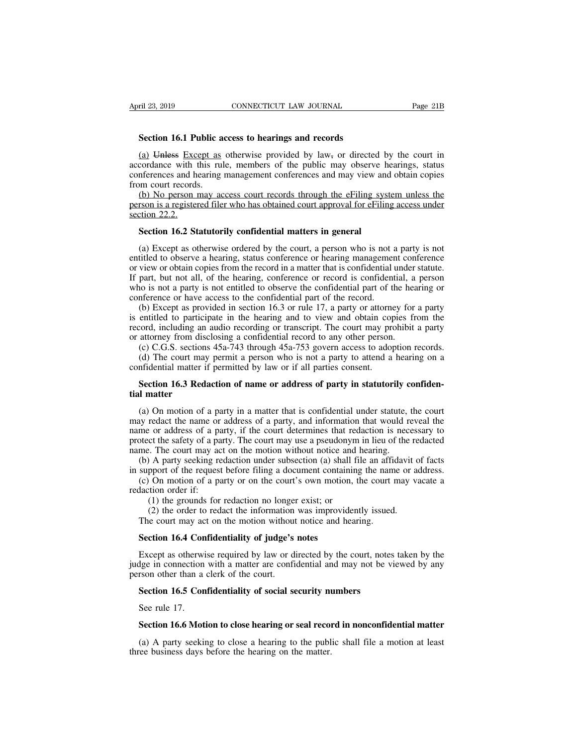**Section 16.1 Public access to hearings and records**

(a) ~~Unless~~ Except as otherwise provided by law~~,~~ or directed by the court in accordance with this rule, members of the public may observe hearings, status conferences and hearing management conferences and may view and obtain copies from court records.

(b) No person may access court records through the eFiling system unless the person is a registered filer who has obtained court approval for eFiling access under section 22.2.

**Section 16.2 Statutorily confidential matters in general**

(a) Except as otherwise ordered by the court, a person who is not a party is not entitled to observe a hearing, status conference or hearing management conference or view or obtain copies from the record in a matter that is confidential under statute. If part, but not all, of the hearing, conference or record is confidential, a person who is not a party is not entitled to observe the confidential part of the hearing or conference or have access to the confidential part of the record.

(b) Except as provided in section 16.3 or rule 17, a party or attorney for a party is entitled to participate in the hearing and to view and obtain copies from the record, including an audio recording or transcript. The court may prohibit a party or attorney from disclosing a confidential record to any other person.

(c) C.G.S. sections 45a-743 through 45a-753 govern access to adoption records.

(d) The court may permit a person who is not a party to attend a hearing on a confidential matter if permitted by law or if all parties consent.

**Section 16.3 Redaction of name or address of party in statutorily confidential matter**

(a) On motion of a party in a matter that is confidential under statute, the court may redact the name or address of a party, and information that would reveal the name or address of a party, if the court determines that redaction is necessary to protect the safety of a party. The court may use a pseudonym in lieu of the redacted name. The court may act on the motion without notice and hearing.

(b) A party seeking redaction under subsection (a) shall file an affidavit of facts in support of the request before filing a document containing the name or address.

(c) On motion of a party or on the court's own motion, the court may vacate a redaction order if:

(1) the grounds for redaction no longer exist; or

(2) the order to redact the information was improvidently issued.

The court may act on the motion without notice and hearing.

**Section 16.4 Confidentiality of judge's notes**

Except as otherwise required by law or directed by the court, notes taken by the judge in connection with a matter are confidential and may not be viewed by any person other than a clerk of the court.

**Section 16.5 Confidentiality of social security numbers**

See rule 17.

**Section 16.6 Motion to close hearing or seal record in nonconfidential matter**

(a) A party seeking to close a hearing to the public shall file a motion at least three business days before the hearing on the matter.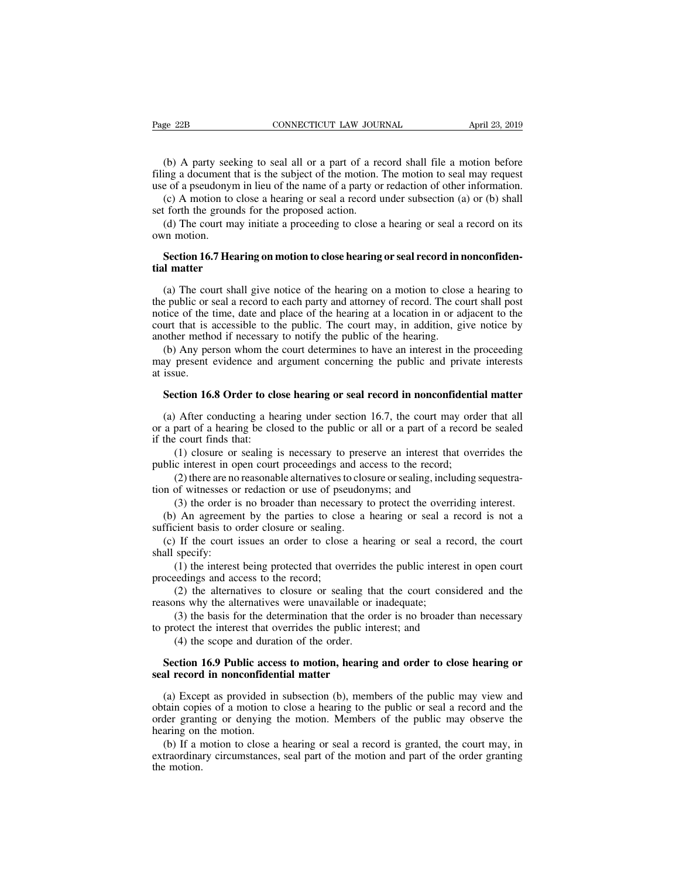(b) A party seeking to seal all or a part of a record shall file a motion before filing a document that is the subject of the motion. The motion to seal may request use of a pseudonym in lieu of the name of a party or redaction of other information.

(c) A motion to close a hearing or seal a record under subsection (a) or (b) shall set forth the grounds for the proposed action.

(d) The court may initiate a proceeding to close a hearing or seal a record on its own motion.

**Section 16.7 Hearing on motion to close hearing or seal record in nonconfidential matter**

(a) The court shall give notice of the hearing on a motion to close a hearing to the public or seal a record to each party and attorney of record. The court shall post notice of the time, date and place of the hearing at a location in or adjacent to the court that is accessible to the public. The court may, in addition, give notice by another method if necessary to notify the public of the hearing.

(b) Any person whom the court determines to have an interest in the proceeding may present evidence and argument concerning the public and private interests at issue.

**Section 16.8 Order to close hearing or seal record in nonconfidential matter**

(a) After conducting a hearing under section 16.7, the court may order that all or a part of a hearing be closed to the public or all or a part of a record be sealed if the court finds that:

(1) closure or sealing is necessary to preserve an interest that overrides the public interest in open court proceedings and access to the record;

(2) there are no reasonable alternatives to closure or sealing, including sequestration of witnesses or redaction or use of pseudonyms; and

(3) the order is no broader than necessary to protect the overriding interest.

(b) An agreement by the parties to close a hearing or seal a record is not a sufficient basis to order closure or sealing.

(c) If the court issues an order to close a hearing or seal a record, the court shall specify:

(1) the interest being protected that overrides the public interest in open court proceedings and access to the record;

(2) the alternatives to closure or sealing that the court considered and the reasons why the alternatives were unavailable or inadequate;

(3) the basis for the determination that the order is no broader than necessary to protect the interest that overrides the public interest; and

(4) the scope and duration of the order.

**Section 16.9 Public access to motion, hearing and order to close hearing or seal record in nonconfidential matter**

(a) Except as provided in subsection (b), members of the public may view and obtain copies of a motion to close a hearing to the public or seal a record and the order granting or denying the motion. Members of the public may observe the hearing on the motion.

(b) If a motion to close a hearing or seal a record is granted, the court may, in extraordinary circumstances, seal part of the motion and part of the order granting the motion.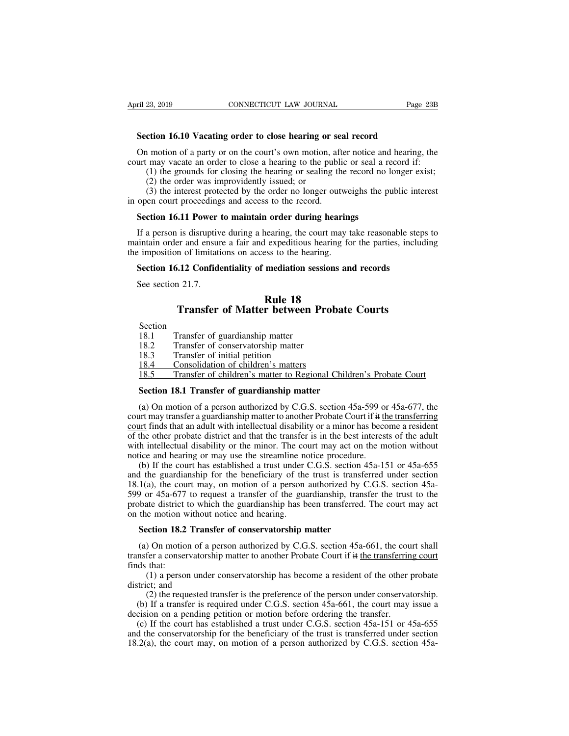**Section 16.10 Vacating order to close hearing or seal record**

On motion of a party or on the court's own motion, after notice and hearing, the court may vacate an order to close a hearing to the public or seal a record if:

(1) the grounds for closing the hearing or sealing the record no longer exist;

(2) the order was improvidently issued; or

(3) the interest protected by the order no longer outweighs the public interest in open court proceedings and access to the record.

**Section 16.11 Power to maintain order during hearings**

If a person is disruptive during a hearing, the court may take reasonable steps to maintain order and ensure a fair and expeditious hearing for the parties, including the imposition of limitations on access to the hearing.

**Section 16.12 Confidentiality of mediation sessions and records**

See section 21.7.

# Rule 18
# Transfer of Matter between Probate Courts

Section
18.1 Transfer of guardianship matter
18.2 Transfer of conservatorship matter
18.3 Transfer of initial petition
18.4 Consolidation of children's matters
18.5 Transfer of children's matter to Regional Children's Probate Court

**Section 18.1 Transfer of guardianship matter**

(a) On motion of a person authorized by C.G.S. section 45a-599 or 45a-677, the court may transfer a guardianship matter to another Probate Court if it the transferring court finds that an adult with intellectual disability or a minor has become a resident of the other probate district and that the transfer is in the best interests of the adult with intellectual disability or the minor. The court may act on the motion without notice and hearing or may use the streamline notice procedure.

(b) If the court has established a trust under C.G.S. section 45a-151 or 45a-655 and the guardianship for the beneficiary of the trust is transferred under section 18.1(a), the court may, on motion of a person authorized by C.G.S. section 45a-599 or 45a-677 to request a transfer of the guardianship, transfer the trust to the probate district to which the guardianship has been transferred. The court may act on the motion without notice and hearing.

**Section 18.2 Transfer of conservatorship matter**

(a) On motion of a person authorized by C.G.S. section 45a-661, the court shall transfer a conservatorship matter to another Probate Court if it the transferring court finds that:

(1) a person under conservatorship has become a resident of the other probate district; and

(2) the requested transfer is the preference of the person under conservatorship.

(b) If a transfer is required under C.G.S. section 45a-661, the court may issue a decision on a pending petition or motion before ordering the transfer.

(c) If the court has established a trust under C.G.S. section 45a-151 or 45a-655 and the conservatorship for the beneficiary of the trust is transferred under section 18.2(a), the court may, on motion of a person authorized by C.G.S. section 45a-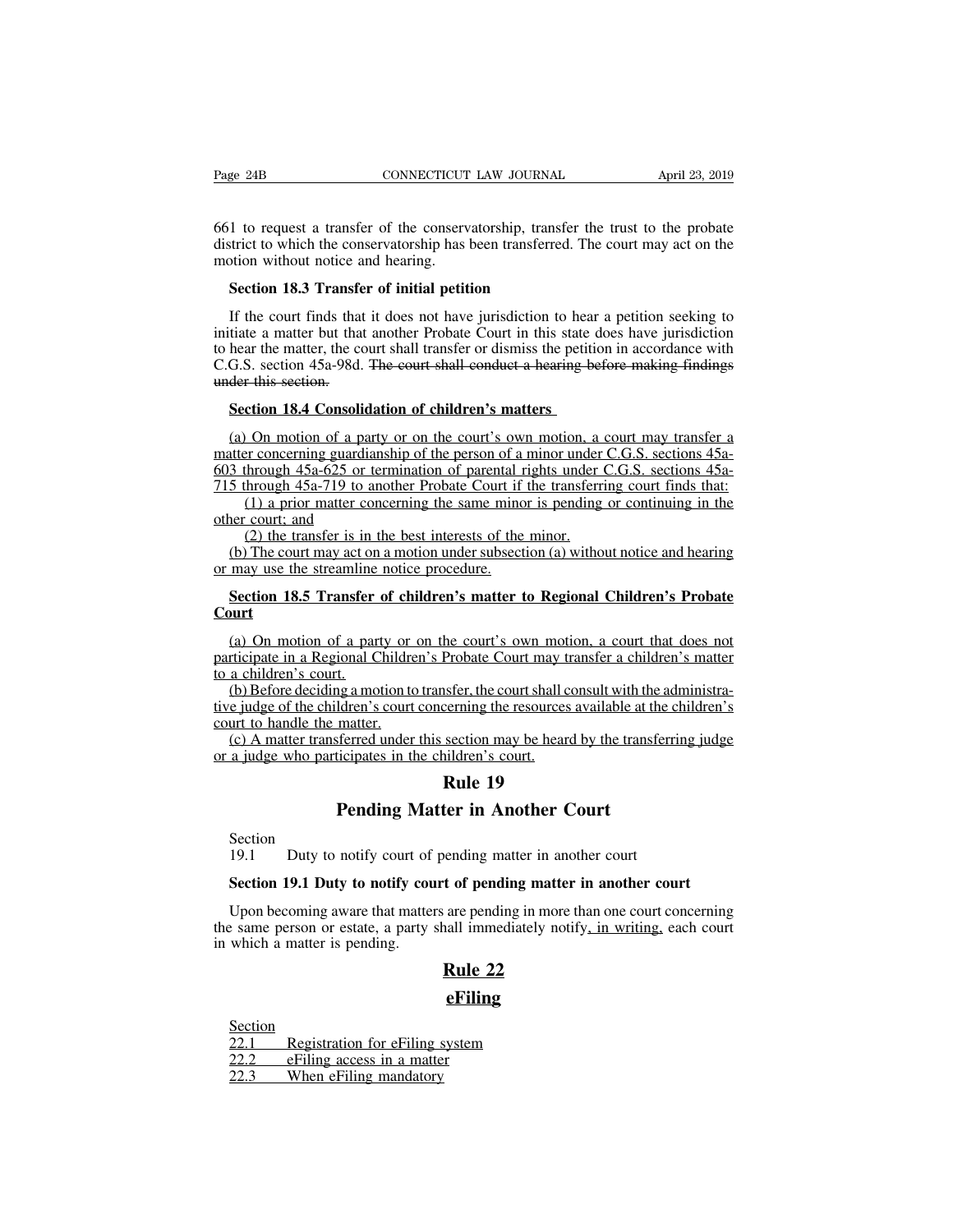661 to request a transfer of the conservatorship, transfer the trust to the probate district to which the conservatorship has been transferred. The court may act on the motion without notice and hearing.

**Section 18.3 Transfer of initial petition**

If the court finds that it does not have jurisdiction to hear a petition seeking to initiate a matter but that another Probate Court in this state does have jurisdiction to hear the matter, the court shall transfer or dismiss the petition in accordance with C.G.S. section 45a-98d. ~~The court shall conduct a hearing before making findings under this section.~~

**<u>Section 18.4 Consolidation of children's matters</u>**

<u>(a) On motion of a party or on the court's own motion, a court may transfer a matter concerning guardianship of the person of a minor under C.G.S. sections 45a-603 through 45a-625 or termination of parental rights under C.G.S. sections 45a-715 through 45a-719 to another Probate Court if the transferring court finds that:</u>

<u>(1) a prior matter concerning the same minor is pending or continuing in the other court; and</u>

<u>(2) the transfer is in the best interests of the minor.</u>

<u>(b) The court may act on a motion under subsection (a) without notice and hearing or may use the streamline notice procedure.</u>

**<u>Section 18.5 Transfer of children's matter to Regional Children's Probate Court</u>**

<u>(a) On motion of a party or on the court's own motion, a court that does not participate in a Regional Children's Probate Court may transfer a children's matter to a children's court.</u>

<u>(b) Before deciding a motion to transfer, the court shall consult with the administrative judge of the children's court concerning the resources available at the children's court to handle the matter.</u>

<u>(c) A matter transferred under this section may be heard by the transferring judge or a judge who participates in the children's court.</u>

# Rule 19

# Pending Matter in Another Court

Section
19.1 Duty to notify court of pending matter in another court

**Section 19.1 Duty to notify court of pending matter in another court**

Upon becoming aware that matters are pending in more than one court concerning the same person or estate, a party shall immediately notify<u>, in writing,</u> each court in which a matter is pending.

# <u>Rule 22</u>

# <u>eFiling</u>

<u>Section</u>
<u>22.1 Registration for eFiling system</u>
<u>22.2 eFiling access in a matter</u>
<u>22.3 When eFiling mandatory</u>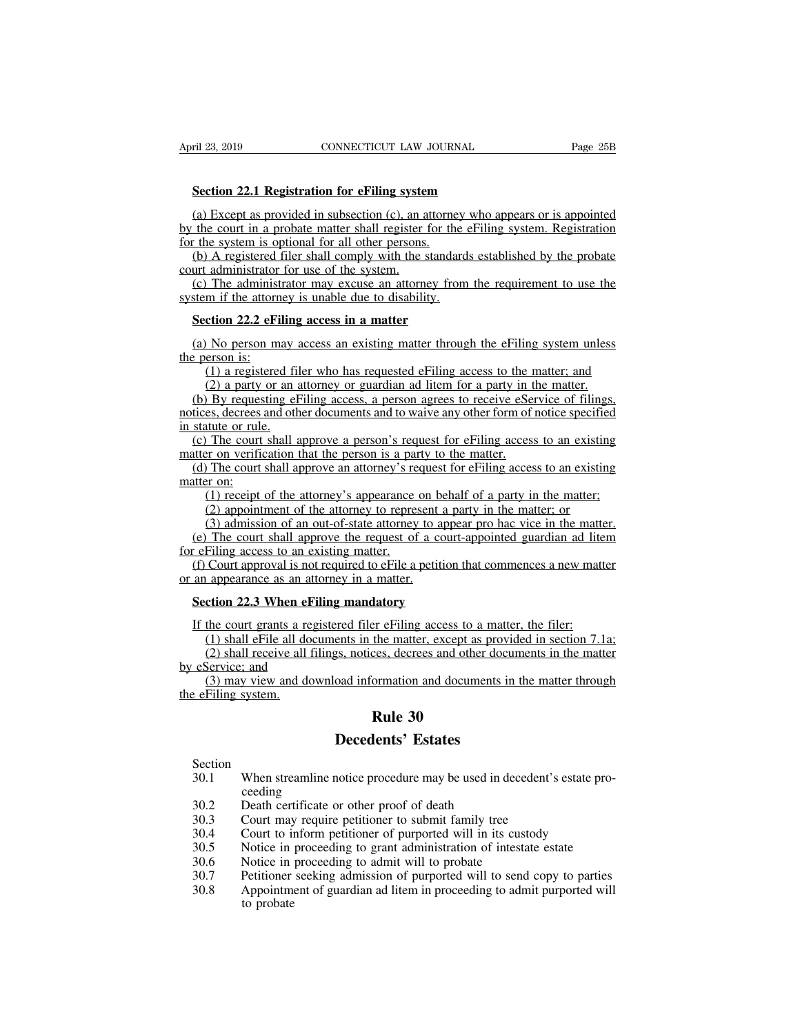**Section 22.1 Registration for eFiling system**

(a) Except as provided in subsection (c), an attorney who appears or is appointed by the court in a probate matter shall register for the eFiling system. Registration for the system is optional for all other persons.

(b) A registered filer shall comply with the standards established by the probate court administrator for use of the system.

(c) The administrator may excuse an attorney from the requirement to use the system if the attorney is unable due to disability.

**Section 22.2 eFiling access in a matter**

(a) No person may access an existing matter through the eFiling system unless the person is:

(1) a registered filer who has requested eFiling access to the matter; and

(2) a party or an attorney or guardian ad litem for a party in the matter.

(b) By requesting eFiling access, a person agrees to receive eService of filings, notices, decrees and other documents and to waive any other form of notice specified in statute or rule.

(c) The court shall approve a person's request for eFiling access to an existing matter on verification that the person is a party to the matter.

(d) The court shall approve an attorney's request for eFiling access to an existing matter on:

(1) receipt of the attorney's appearance on behalf of a party in the matter;

(2) appointment of the attorney to represent a party in the matter; or

(3) admission of an out-of-state attorney to appear pro hac vice in the matter.

(e) The court shall approve the request of a court-appointed guardian ad litem for eFiling access to an existing matter.

(f) Court approval is not required to eFile a petition that commences a new matter or an appearance as an attorney in a matter.

**Section 22.3 When eFiling mandatory**

If the court grants a registered filer eFiling access to a matter, the filer:

(1) shall eFile all documents in the matter, except as provided in section 7.1a;

(2) shall receive all filings, notices, decrees and other documents in the matter by eService; and

(3) may view and download information and documents in the matter through the eFiling system.

# Rule 30

# Decedents' Estates

| Section | |
|---|---|
| 30.1 | When streamline notice procedure may be used in decedent's estate proceeding |
| 30.2 | Death certificate or other proof of death |
| 30.3 | Court may require petitioner to submit family tree |
| 30.4 | Court to inform petitioner of purported will in its custody |
| 30.5 | Notice in proceeding to grant administration of intestate estate |
| 30.6 | Notice in proceeding to admit will to probate |
| 30.7 | Petitioner seeking admission of purported will to send copy to parties |
| 30.8 | Appointment of guardian ad litem in proceeding to admit purported will to probate |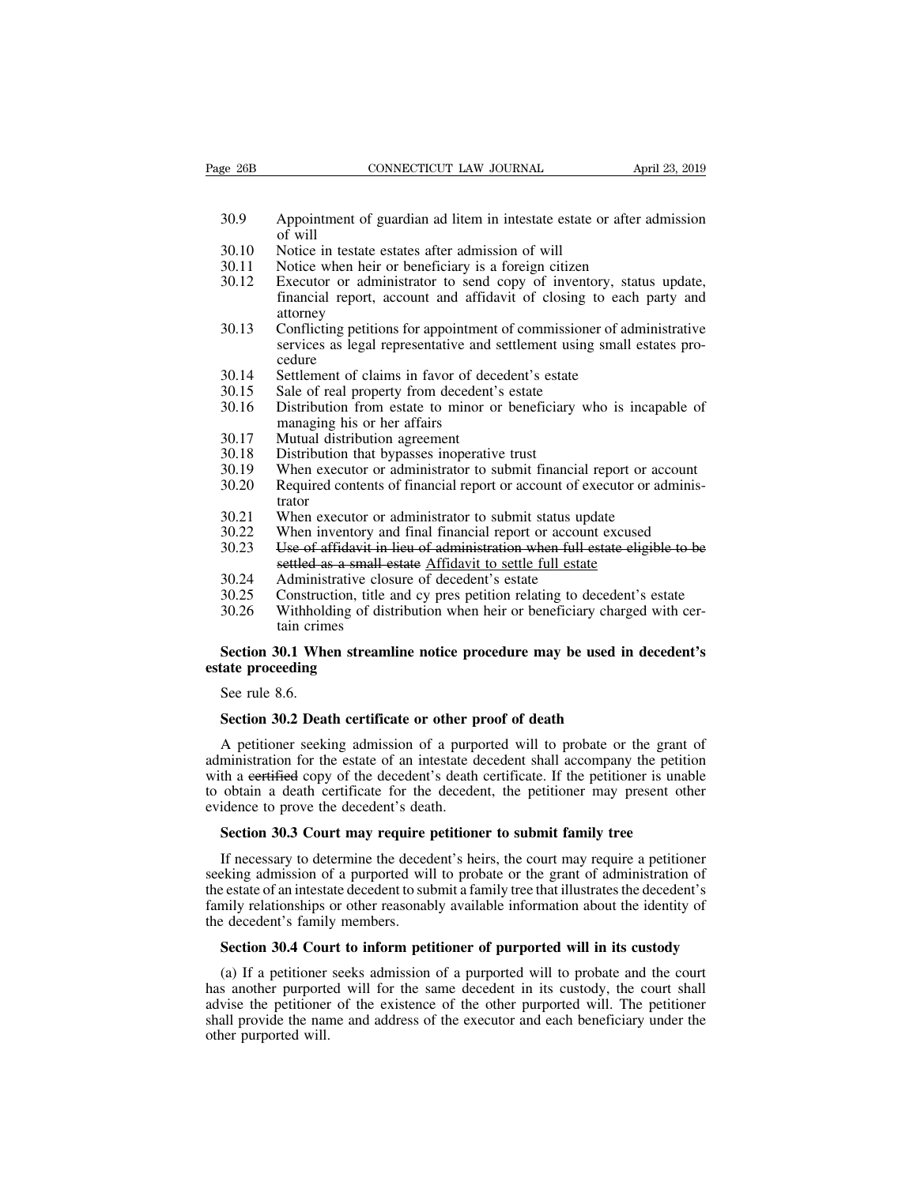30.9 Appointment of guardian ad litem in intestate estate or after admission of will
30.10 Notice in testate estates after admission of will
30.11 Notice when heir or beneficiary is a foreign citizen
30.12 Executor or administrator to send copy of inventory, status update, financial report, account and affidavit of closing to each party and attorney
30.13 Conflicting petitions for appointment of commissioner of administrative services as legal representative and settlement using small estates procedure
30.14 Settlement of claims in favor of decedent's estate
30.15 Sale of real property from decedent's estate
30.16 Distribution from estate to minor or beneficiary who is incapable of managing his or her affairs
30.17 Mutual distribution agreement
30.18 Distribution that bypasses inoperative trust
30.19 When executor or administrator to submit financial report or account
30.20 Required contents of financial report or account of executor or administrator
30.21 When executor or administrator to submit status update
30.22 When inventory and final financial report or account excused
30.23 ~~Use of affidavit in lieu of administration when full estate eligible to be settled as a small estate~~ Affidavit to settle full estate
30.24 Administrative closure of decedent's estate
30.25 Construction, title and cy pres petition relating to decedent's estate
30.26 Withholding of distribution when heir or beneficiary charged with certain crimes

**Section 30.1 When streamline notice procedure may be used in decedent's estate proceeding**

See rule 8.6.

**Section 30.2 Death certificate or other proof of death**

A petitioner seeking admission of a purported will to probate or the grant of administration for the estate of an intestate decedent shall accompany the petition with a ~~certified~~ copy of the decedent's death certificate. If the petitioner is unable to obtain a death certificate for the decedent, the petitioner may present other evidence to prove the decedent's death.

**Section 30.3 Court may require petitioner to submit family tree**

If necessary to determine the decedent's heirs, the court may require a petitioner seeking admission of a purported will to probate or the grant of administration of the estate of an intestate decedent to submit a family tree that illustrates the decedent's family relationships or other reasonably available information about the identity of the decedent's family members.

**Section 30.4 Court to inform petitioner of purported will in its custody**

(a) If a petitioner seeks admission of a purported will to probate and the court has another purported will for the same decedent in its custody, the court shall advise the petitioner of the existence of the other purported will. The petitioner shall provide the name and address of the executor and each beneficiary under the other purported will.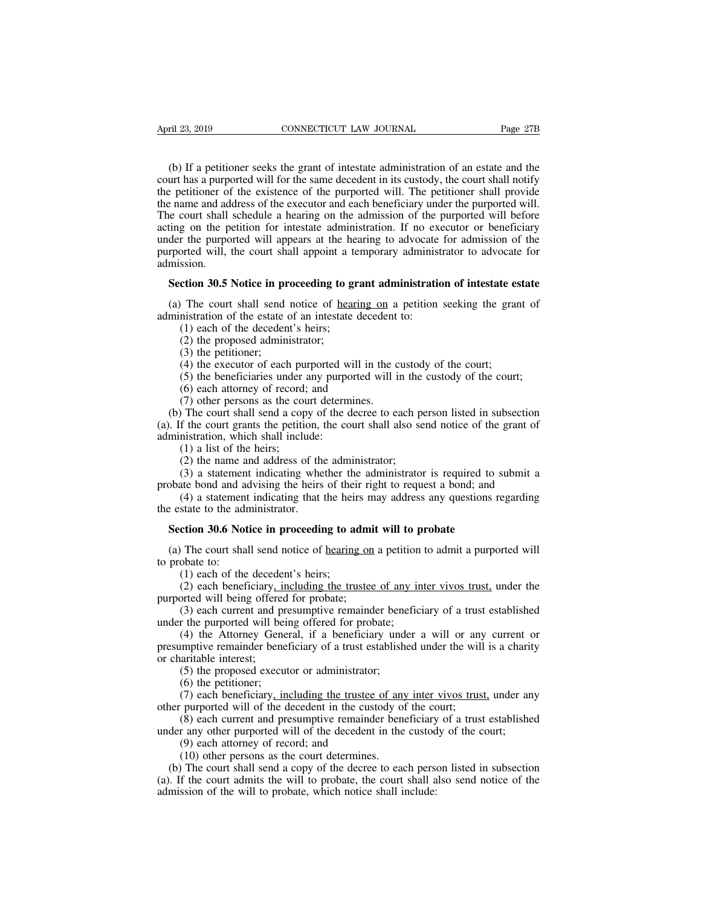(b) If a petitioner seeks the grant of intestate administration of an estate and the court has a purported will for the same decedent in its custody, the court shall notify the petitioner of the existence of the purported will. The petitioner shall provide the name and address of the executor and each beneficiary under the purported will. The court shall schedule a hearing on the admission of the purported will before acting on the petition for intestate administration. If no executor or beneficiary under the purported will appears at the hearing to advocate for admission of the purported will, the court shall appoint a temporary administrator to advocate for admission.

**Section 30.5 Notice in proceeding to grant administration of intestate estate**

(a) The court shall send notice of hearing on a petition seeking the grant of administration of the estate of an intestate decedent to:

(1) each of the decedent's heirs;

(2) the proposed administrator;

(3) the petitioner;

(4) the executor of each purported will in the custody of the court;

(5) the beneficiaries under any purported will in the custody of the court;

(6) each attorney of record; and

(7) other persons as the court determines.

(b) The court shall send a copy of the decree to each person listed in subsection (a). If the court grants the petition, the court shall also send notice of the grant of administration, which shall include:

(1) a list of the heirs;

(2) the name and address of the administrator;

(3) a statement indicating whether the administrator is required to submit a probate bond and advising the heirs of their right to request a bond; and

(4) a statement indicating that the heirs may address any questions regarding the estate to the administrator.

**Section 30.6 Notice in proceeding to admit will to probate**

(a) The court shall send notice of hearing on a petition to admit a purported will to probate to:

(1) each of the decedent's heirs;

(2) each beneficiary, including the trustee of any inter vivos trust, under the purported will being offered for probate;

(3) each current and presumptive remainder beneficiary of a trust established under the purported will being offered for probate;

(4) the Attorney General, if a beneficiary under a will or any current or presumptive remainder beneficiary of a trust established under the will is a charity or charitable interest;

(5) the proposed executor or administrator;

(6) the petitioner;

(7) each beneficiary, including the trustee of any inter vivos trust, under any other purported will of the decedent in the custody of the court;

(8) each current and presumptive remainder beneficiary of a trust established under any other purported will of the decedent in the custody of the court;

(9) each attorney of record; and

(10) other persons as the court determines.

(b) The court shall send a copy of the decree to each person listed in subsection (a). If the court admits the will to probate, the court shall also send notice of the admission of the will to probate, which notice shall include: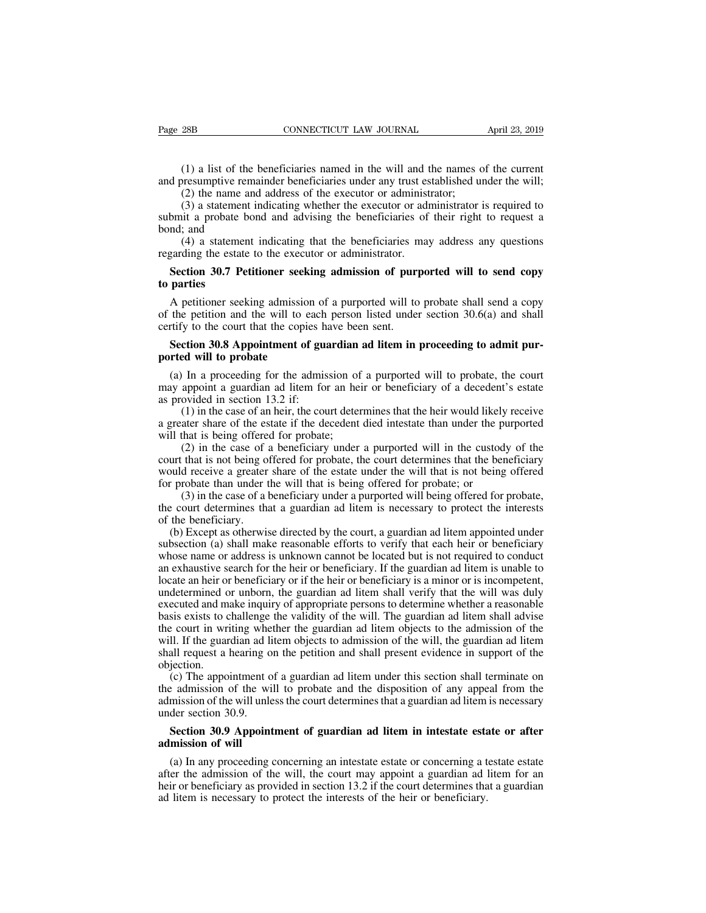(1) a list of the beneficiaries named in the will and the names of the current and presumptive remainder beneficiaries under any trust established under the will;

(2) the name and address of the executor or administrator;

(3) a statement indicating whether the executor or administrator is required to submit a probate bond and advising the beneficiaries of their right to request a bond; and

(4) a statement indicating that the beneficiaries may address any questions regarding the estate to the executor or administrator.

**Section 30.7 Petitioner seeking admission of purported will to send copy to parties**

A petitioner seeking admission of a purported will to probate shall send a copy of the petition and the will to each person listed under section 30.6(a) and shall certify to the court that the copies have been sent.

**Section 30.8 Appointment of guardian ad litem in proceeding to admit purported will to probate**

(a) In a proceeding for the admission of a purported will to probate, the court may appoint a guardian ad litem for an heir or beneficiary of a decedent's estate as provided in section 13.2 if:

(1) in the case of an heir, the court determines that the heir would likely receive a greater share of the estate if the decedent died intestate than under the purported will that is being offered for probate;

(2) in the case of a beneficiary under a purported will in the custody of the court that is not being offered for probate, the court determines that the beneficiary would receive a greater share of the estate under the will that is not being offered for probate than under the will that is being offered for probate; or

(3) in the case of a beneficiary under a purported will being offered for probate, the court determines that a guardian ad litem is necessary to protect the interests of the beneficiary.

(b) Except as otherwise directed by the court, a guardian ad litem appointed under subsection (a) shall make reasonable efforts to verify that each heir or beneficiary whose name or address is unknown cannot be located but is not required to conduct an exhaustive search for the heir or beneficiary. If the guardian ad litem is unable to locate an heir or beneficiary or if the heir or beneficiary is a minor or is incompetent, undetermined or unborn, the guardian ad litem shall verify that the will was duly executed and make inquiry of appropriate persons to determine whether a reasonable basis exists to challenge the validity of the will. The guardian ad litem shall advise the court in writing whether the guardian ad litem objects to the admission of the will. If the guardian ad litem objects to admission of the will, the guardian ad litem shall request a hearing on the petition and shall present evidence in support of the objection.

(c) The appointment of a guardian ad litem under this section shall terminate on the admission of the will to probate and the disposition of any appeal from the admission of the will unless the court determines that a guardian ad litem is necessary under section 30.9.

**Section 30.9 Appointment of guardian ad litem in intestate estate or after admission of will**

(a) In any proceeding concerning an intestate estate or concerning a testate estate after the admission of the will, the court may appoint a guardian ad litem for an heir or beneficiary as provided in section 13.2 if the court determines that a guardian ad litem is necessary to protect the interests of the heir or beneficiary.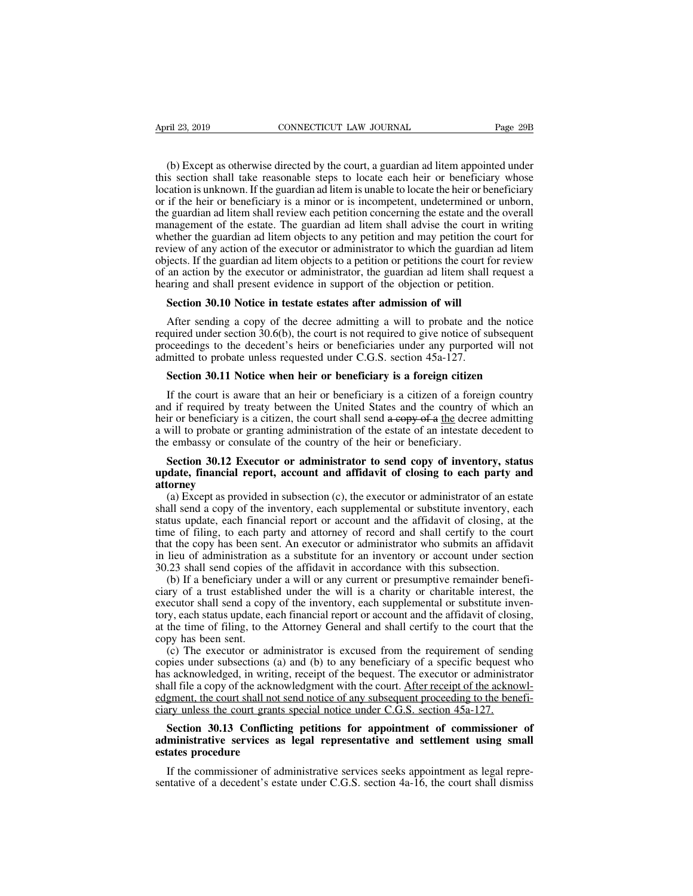(b) Except as otherwise directed by the court, a guardian ad litem appointed under this section shall take reasonable steps to locate each heir or beneficiary whose location is unknown. If the guardian ad litem is unable to locate the heir or beneficiary or if the heir or beneficiary is a minor or is incompetent, undetermined or unborn, the guardian ad litem shall review each petition concerning the estate and the overall management of the estate. The guardian ad litem shall advise the court in writing whether the guardian ad litem objects to any petition and may petition the court for review of any action of the executor or administrator to which the guardian ad litem objects. If the guardian ad litem objects to a petition or petitions the court for review of an action by the executor or administrator, the guardian ad litem shall request a hearing and shall present evidence in support of the objection or petition.

**Section 30.10 Notice in testate estates after admission of will**

After sending a copy of the decree admitting a will to probate and the notice required under section 30.6(b), the court is not required to give notice of subsequent proceedings to the decedent's heirs or beneficiaries under any purported will not admitted to probate unless requested under C.G.S. section 45a-127.

**Section 30.11 Notice when heir or beneficiary is a foreign citizen**

If the court is aware that an heir or beneficiary is a citizen of a foreign country and if required by treaty between the United States and the country of which an heir or beneficiary is a citizen, the court shall send ~~a copy of a~~ <u>the</u> decree admitting a will to probate or granting administration of the estate of an intestate decedent to the embassy or consulate of the country of the heir or beneficiary.

**Section 30.12 Executor or administrator to send copy of inventory, status update, financial report, account and affidavit of closing to each party and attorney**

(a) Except as provided in subsection (c), the executor or administrator of an estate shall send a copy of the inventory, each supplemental or substitute inventory, each status update, each financial report or account and the affidavit of closing, at the time of filing, to each party and attorney of record and shall certify to the court that the copy has been sent. An executor or administrator who submits an affidavit in lieu of administration as a substitute for an inventory or account under section 30.23 shall send copies of the affidavit in accordance with this subsection.

(b) If a beneficiary under a will or any current or presumptive remainder beneficiary of a trust established under the will is a charity or charitable interest, the executor shall send a copy of the inventory, each supplemental or substitute inventory, each status update, each financial report or account and the affidavit of closing, at the time of filing, to the Attorney General and shall certify to the court that the copy has been sent.

(c) The executor or administrator is excused from the requirement of sending copies under subsections (a) and (b) to any beneficiary of a specific bequest who has acknowledged, in writing, receipt of the bequest. The executor or administrator shall file a copy of the acknowledgment with the court. <u>After receipt of the acknowledgment, the court shall not send notice of any subsequent proceeding to the beneficiary unless the court grants special notice under C.G.S. section 45a-127.</u>

**Section 30.13 Conflicting petitions for appointment of commissioner of administrative services as legal representative and settlement using small estates procedure**

If the commissioner of administrative services seeks appointment as legal representative of a decedent's estate under C.G.S. section 4a-16, the court shall dismiss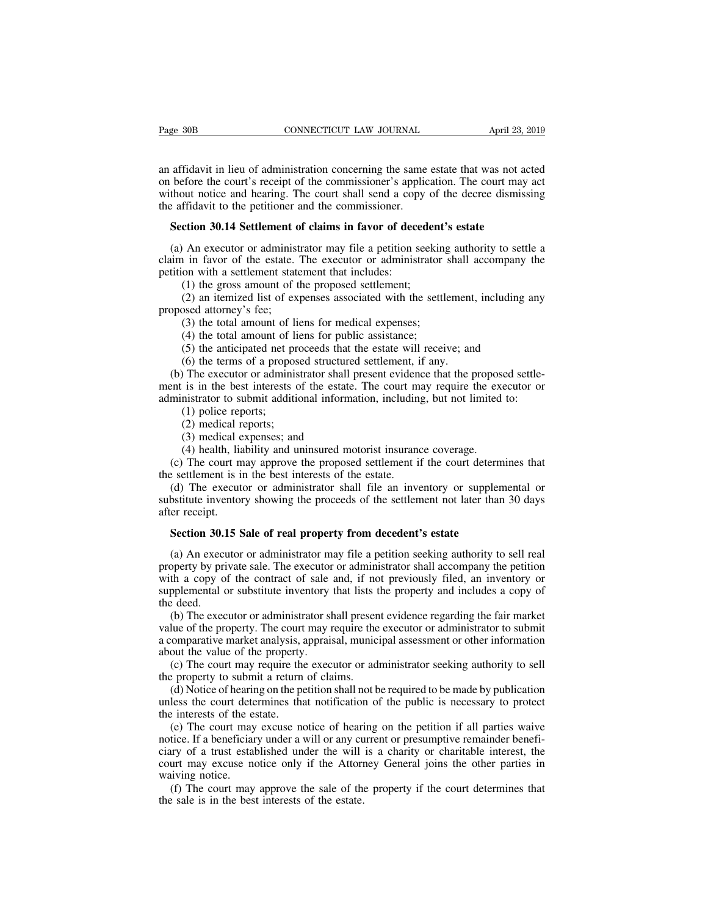an affidavit in lieu of administration concerning the same estate that was not acted on before the court's receipt of the commissioner's application. The court may act without notice and hearing. The court shall send a copy of the decree dismissing the affidavit to the petitioner and the commissioner.

**Section 30.14 Settlement of claims in favor of decedent's estate**

(a) An executor or administrator may file a petition seeking authority to settle a claim in favor of the estate. The executor or administrator shall accompany the petition with a settlement statement that includes:

(1) the gross amount of the proposed settlement;

(2) an itemized list of expenses associated with the settlement, including any proposed attorney's fee;

(3) the total amount of liens for medical expenses;

(4) the total amount of liens for public assistance;

(5) the anticipated net proceeds that the estate will receive; and

(6) the terms of a proposed structured settlement, if any.

(b) The executor or administrator shall present evidence that the proposed settlement is in the best interests of the estate. The court may require the executor or administrator to submit additional information, including, but not limited to:

(1) police reports;

(2) medical reports;

(3) medical expenses; and

(4) health, liability and uninsured motorist insurance coverage.

(c) The court may approve the proposed settlement if the court determines that the settlement is in the best interests of the estate.

(d) The executor or administrator shall file an inventory or supplemental or substitute inventory showing the proceeds of the settlement not later than 30 days after receipt.

**Section 30.15 Sale of real property from decedent's estate**

(a) An executor or administrator may file a petition seeking authority to sell real property by private sale. The executor or administrator shall accompany the petition with a copy of the contract of sale and, if not previously filed, an inventory or supplemental or substitute inventory that lists the property and includes a copy of the deed.

(b) The executor or administrator shall present evidence regarding the fair market value of the property. The court may require the executor or administrator to submit a comparative market analysis, appraisal, municipal assessment or other information about the value of the property.

(c) The court may require the executor or administrator seeking authority to sell the property to submit a return of claims.

(d) Notice of hearing on the petition shall not be required to be made by publication unless the court determines that notification of the public is necessary to protect the interests of the estate.

(e) The court may excuse notice of hearing on the petition if all parties waive notice. If a beneficiary under a will or any current or presumptive remainder beneficiary of a trust established under the will is a charity or charitable interest, the court may excuse notice only if the Attorney General joins the other parties in waiving notice.

(f) The court may approve the sale of the property if the court determines that the sale is in the best interests of the estate.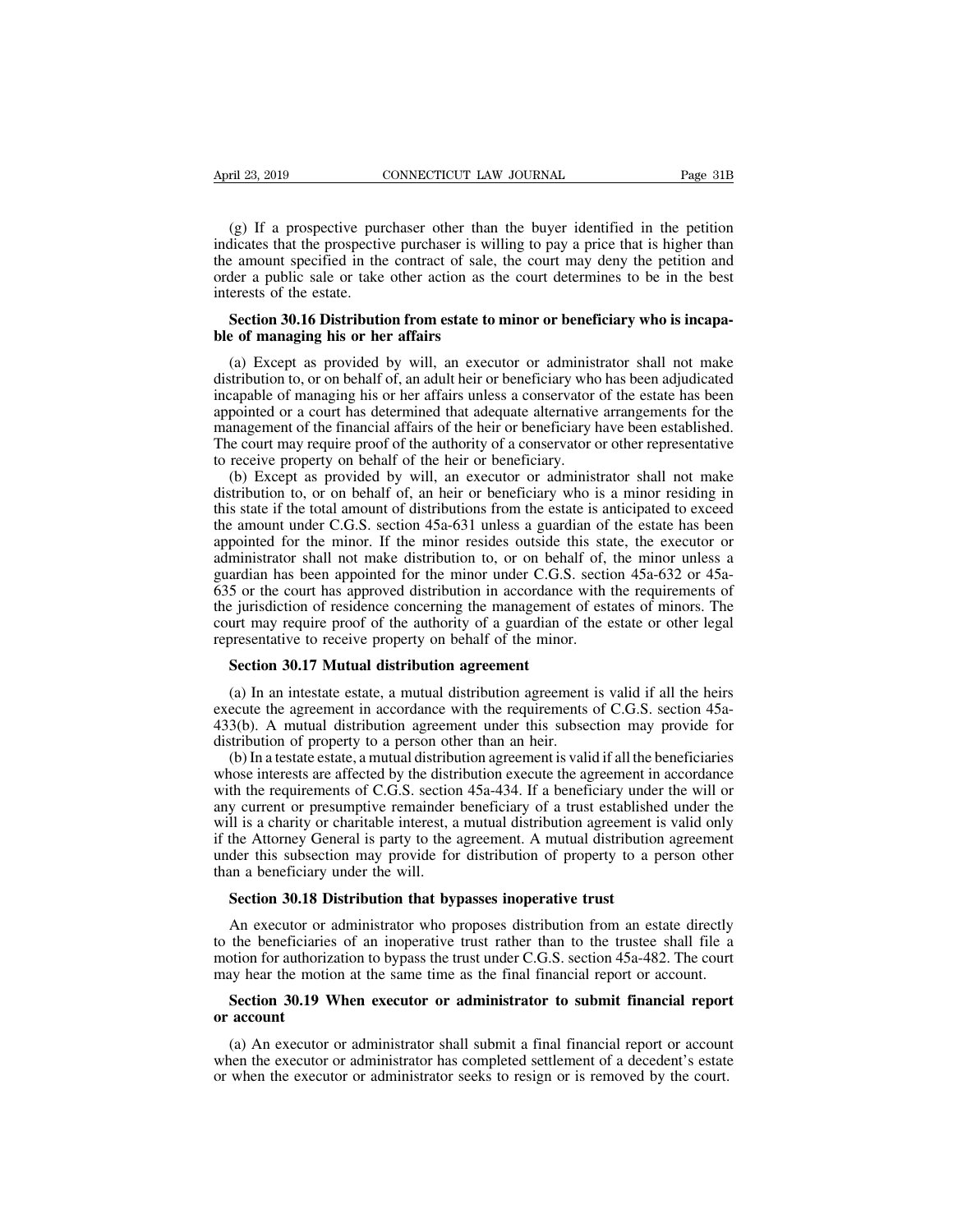(g) If a prospective purchaser other than the buyer identified in the petition indicates that the prospective purchaser is willing to pay a price that is higher than the amount specified in the contract of sale, the court may deny the petition and order a public sale or take other action as the court determines to be in the best interests of the estate.

**Section 30.16 Distribution from estate to minor or beneficiary who is incapable of managing his or her affairs**

(a) Except as provided by will, an executor or administrator shall not make distribution to, or on behalf of, an adult heir or beneficiary who has been adjudicated incapable of managing his or her affairs unless a conservator of the estate has been appointed or a court has determined that adequate alternative arrangements for the management of the financial affairs of the heir or beneficiary have been established. The court may require proof of the authority of a conservator or other representative to receive property on behalf of the heir or beneficiary.

(b) Except as provided by will, an executor or administrator shall not make distribution to, or on behalf of, an heir or beneficiary who is a minor residing in this state if the total amount of distributions from the estate is anticipated to exceed the amount under C.G.S. section 45a-631 unless a guardian of the estate has been appointed for the minor. If the minor resides outside this state, the executor or administrator shall not make distribution to, or on behalf of, the minor unless a guardian has been appointed for the minor under C.G.S. section 45a-632 or 45a-635 or the court has approved distribution in accordance with the requirements of the jurisdiction of residence concerning the management of estates of minors. The court may require proof of the authority of a guardian of the estate or other legal representative to receive property on behalf of the minor.

**Section 30.17 Mutual distribution agreement**

(a) In an intestate estate, a mutual distribution agreement is valid if all the heirs execute the agreement in accordance with the requirements of C.G.S. section 45a-433(b). A mutual distribution agreement under this subsection may provide for distribution of property to a person other than an heir.

(b) In a testate estate, a mutual distribution agreement is valid if all the beneficiaries whose interests are affected by the distribution execute the agreement in accordance with the requirements of C.G.S. section 45a-434. If a beneficiary under the will or any current or presumptive remainder beneficiary of a trust established under the will is a charity or charitable interest, a mutual distribution agreement is valid only if the Attorney General is party to the agreement. A mutual distribution agreement under this subsection may provide for distribution of property to a person other than a beneficiary under the will.

**Section 30.18 Distribution that bypasses inoperative trust**

An executor or administrator who proposes distribution from an estate directly to the beneficiaries of an inoperative trust rather than to the trustee shall file a motion for authorization to bypass the trust under C.G.S. section 45a-482. The court may hear the motion at the same time as the final financial report or account.

**Section 30.19 When executor or administrator to submit financial report or account**

(a) An executor or administrator shall submit a final financial report or account when the executor or administrator has completed settlement of a decedent's estate or when the executor or administrator seeks to resign or is removed by the court.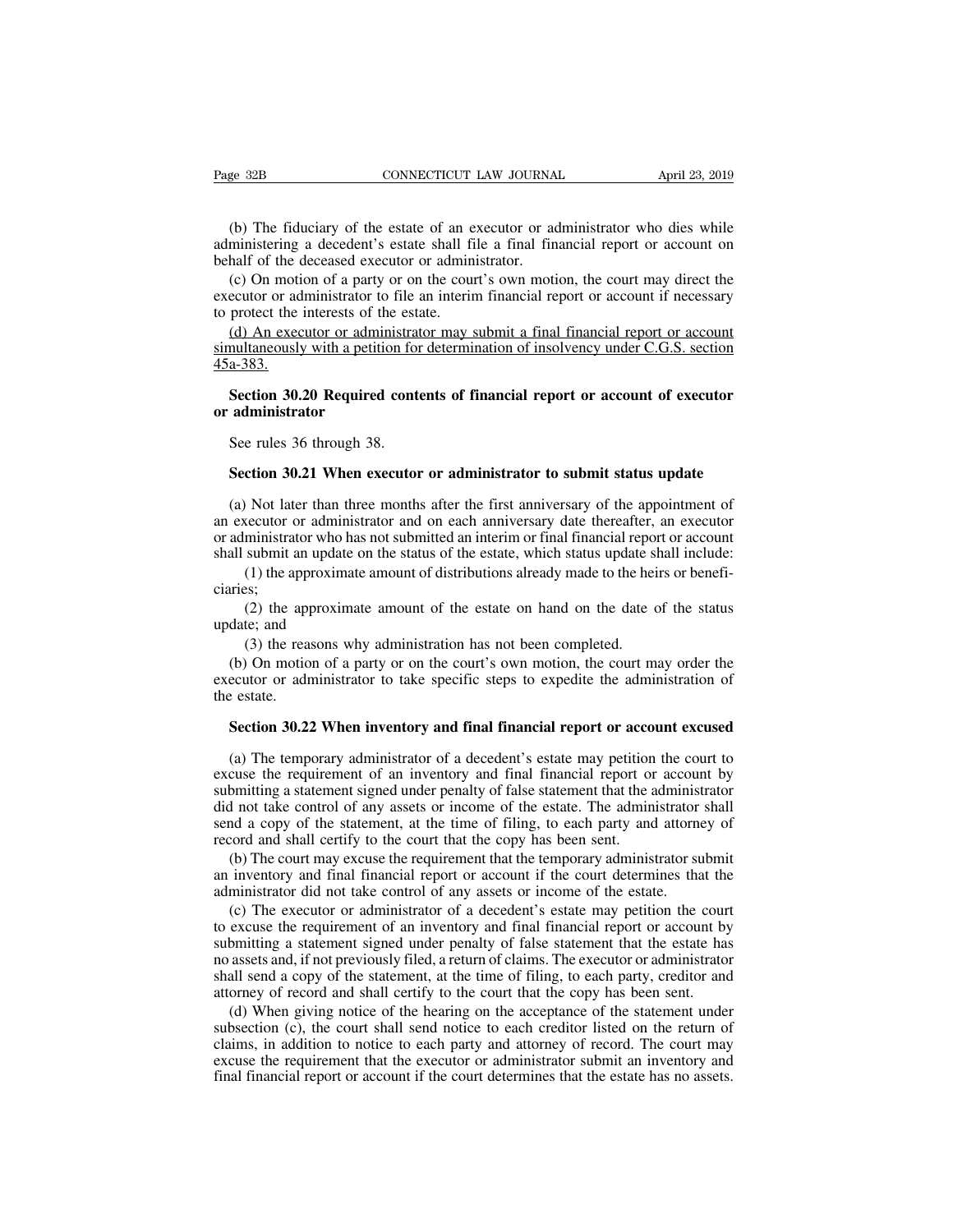(b) The fiduciary of the estate of an executor or administrator who dies while administering a decedent's estate shall file a final financial report or account on behalf of the deceased executor or administrator.

(c) On motion of a party or on the court's own motion, the court may direct the executor or administrator to file an interim financial report or account if necessary to protect the interests of the estate.

<u>(d) An executor or administrator may submit a final financial report or account simultaneously with a petition for determination of insolvency under C.G.S. section 45a-383.</u>

### Section 30.20 Required contents of financial report or account of executor or administrator

See rules 36 through 38.

### Section 30.21 When executor or administrator to submit status update

(a) Not later than three months after the first anniversary of the appointment of an executor or administrator and on each anniversary date thereafter, an executor or administrator who has not submitted an interim or final financial report or account shall submit an update on the status of the estate, which status update shall include:

(1) the approximate amount of distributions already made to the heirs or beneficiaries;

(2) the approximate amount of the estate on hand on the date of the status update; and

(3) the reasons why administration has not been completed.

(b) On motion of a party or on the court's own motion, the court may order the executor or administrator to take specific steps to expedite the administration of the estate.

### Section 30.22 When inventory and final financial report or account excused

(a) The temporary administrator of a decedent's estate may petition the court to excuse the requirement of an inventory and final financial report or account by submitting a statement signed under penalty of false statement that the administrator did not take control of any assets or income of the estate. The administrator shall send a copy of the statement, at the time of filing, to each party and attorney of record and shall certify to the court that the copy has been sent.

(b) The court may excuse the requirement that the temporary administrator submit an inventory and final financial report or account if the court determines that the administrator did not take control of any assets or income of the estate.

(c) The executor or administrator of a decedent's estate may petition the court to excuse the requirement of an inventory and final financial report or account by submitting a statement signed under penalty of false statement that the estate has no assets and, if not previously filed, a return of claims. The executor or administrator shall send a copy of the statement, at the time of filing, to each party, creditor and attorney of record and shall certify to the court that the copy has been sent.

(d) When giving notice of the hearing on the acceptance of the statement under subsection (c), the court shall send notice to each creditor listed on the return of claims, in addition to notice to each party and attorney of record. The court may excuse the requirement that the executor or administrator submit an inventory and final financial report or account if the court determines that the estate has no assets.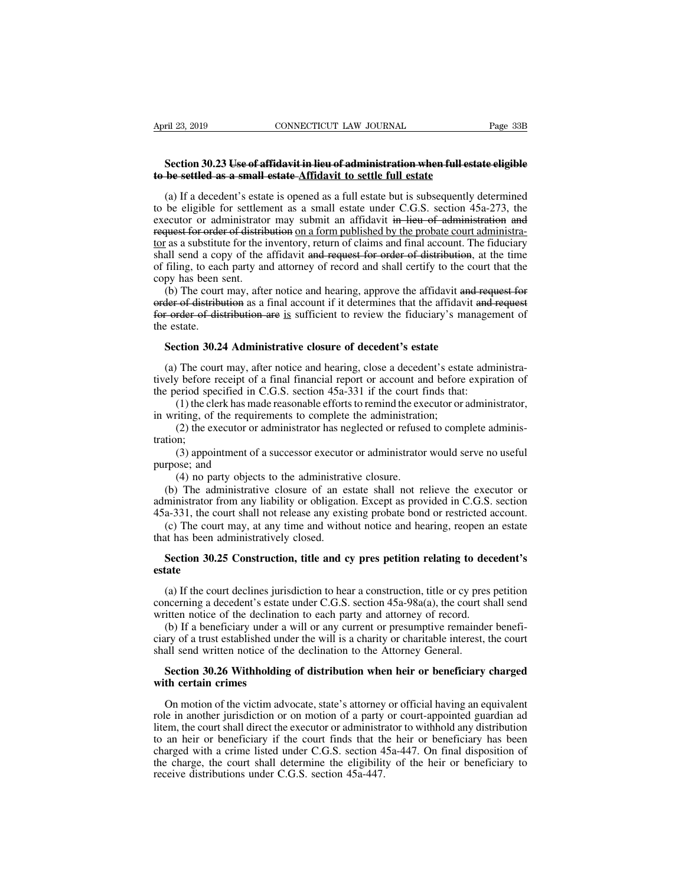**Section 30.23 ~~Use of affidavit in lieu of administration when full estate eligible to be settled as a small estate~~ <u>Affidavit to settle full estate</u>**

(a) If a decedent's estate is opened as a full estate but is subsequently determined to be eligible for settlement as a small estate under C.G.S. section 45a-273, the executor or administrator may submit an affidavit ~~in lieu of administration and request for order of distribution~~ <u>on a form published by the probate court administrator</u> as a substitute for the inventory, return of claims and final account. The fiduciary shall send a copy of the affidavit ~~and request for order of distribution~~, at the time of filing, to each party and attorney of record and shall certify to the court that the copy has been sent.

(b) The court may, after notice and hearing, approve the affidavit ~~and request for order of distribution~~ as a final account if it determines that the affidavit ~~and request for order of distribution are~~ <u>is</u> sufficient to review the fiduciary's management of the estate.

**Section 30.24 Administrative closure of decedent's estate**

(a) The court may, after notice and hearing, close a decedent's estate administratively before receipt of a final financial report or account and before expiration of the period specified in C.G.S. section 45a-331 if the court finds that:

(1) the clerk has made reasonable efforts to remind the executor or administrator, in writing, of the requirements to complete the administration;

(2) the executor or administrator has neglected or refused to complete administration;

(3) appointment of a successor executor or administrator would serve no useful purpose; and

(4) no party objects to the administrative closure.

(b) The administrative closure of an estate shall not relieve the executor or administrator from any liability or obligation. Except as provided in C.G.S. section 45a-331, the court shall not release any existing probate bond or restricted account.

(c) The court may, at any time and without notice and hearing, reopen an estate that has been administratively closed.

**Section 30.25 Construction, title and cy pres petition relating to decedent's estate**

(a) If the court declines jurisdiction to hear a construction, title or cy pres petition concerning a decedent's estate under C.G.S. section 45a-98a(a), the court shall send written notice of the declination to each party and attorney of record.

(b) If a beneficiary under a will or any current or presumptive remainder beneficiary of a trust established under the will is a charity or charitable interest, the court shall send written notice of the declination to the Attorney General.

**Section 30.26 Withholding of distribution when heir or beneficiary charged with certain crimes**

On motion of the victim advocate, state's attorney or official having an equivalent role in another jurisdiction or on motion of a party or court-appointed guardian ad litem, the court shall direct the executor or administrator to withhold any distribution to an heir or beneficiary if the court finds that the heir or beneficiary has been charged with a crime listed under C.G.S. section 45a-447. On final disposition of the charge, the court shall determine the eligibility of the heir or beneficiary to receive distributions under C.G.S. section 45a-447.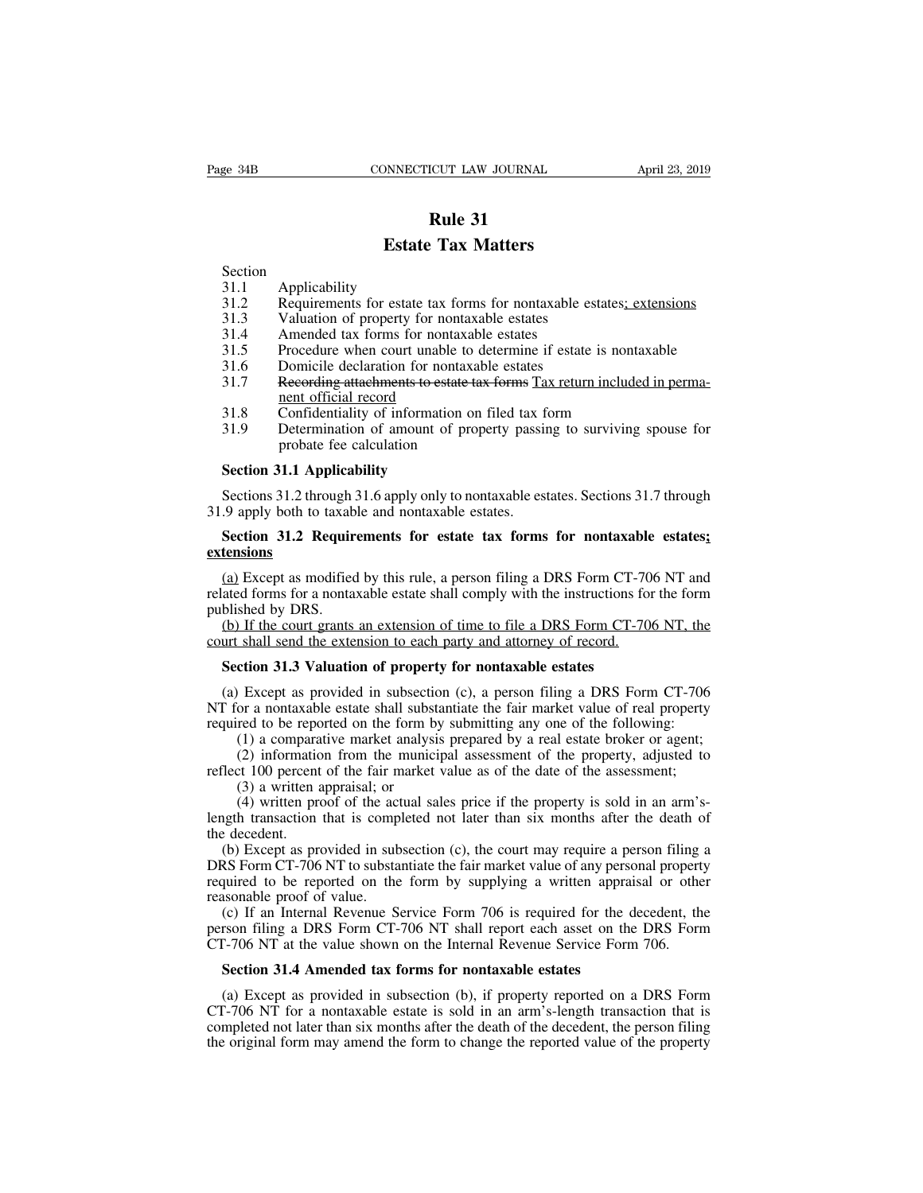# Rule 31

## Estate Tax Matters

Section
31.1 Applicability
31.2 Requirements for estate tax forms for nontaxable estates<u>; extensions</u>
31.3 Valuation of property for nontaxable estates
31.4 Amended tax forms for nontaxable estates
31.5 Procedure when court unable to determine if estate is nontaxable
31.6 Domicile declaration for nontaxable estates
31.7 ~~Recording attachments to estate tax forms~~ <u>Tax return included in permanent official record</u>
31.8 Confidentiality of information on filed tax form
31.9 Determination of amount of property passing to surviving spouse for probate fee calculation

### Section 31.1 Applicability

Sections 31.2 through 31.6 apply only to nontaxable estates. Sections 31.7 through 31.9 apply both to taxable and nontaxable estates.

### Section 31.2 Requirements for estate tax forms for nontaxable estates<u>; extensions</u>

<u>(a)</u> Except as modified by this rule, a person filing a DRS Form CT-706 NT and related forms for a nontaxable estate shall comply with the instructions for the form published by DRS.

<u>(b) If the court grants an extension of time to file a DRS Form CT-706 NT, the court shall send the extension to each party and attorney of record.</u>

### Section 31.3 Valuation of property for nontaxable estates

(a) Except as provided in subsection (c), a person filing a DRS Form CT-706 NT for a nontaxable estate shall substantiate the fair market value of real property required to be reported on the form by submitting any one of the following:

(1) a comparative market analysis prepared by a real estate broker or agent;

(2) information from the municipal assessment of the property, adjusted to reflect 100 percent of the fair market value as of the date of the assessment;

(3) a written appraisal; or

(4) written proof of the actual sales price if the property is sold in an arm's-length transaction that is completed not later than six months after the death of the decedent.

(b) Except as provided in subsection (c), the court may require a person filing a DRS Form CT-706 NT to substantiate the fair market value of any personal property required to be reported on the form by supplying a written appraisal or other reasonable proof of value.

(c) If an Internal Revenue Service Form 706 is required for the decedent, the person filing a DRS Form CT-706 NT shall report each asset on the DRS Form CT-706 NT at the value shown on the Internal Revenue Service Form 706.

### Section 31.4 Amended tax forms for nontaxable estates

(a) Except as provided in subsection (b), if property reported on a DRS Form CT-706 NT for a nontaxable estate is sold in an arm's-length transaction that is completed not later than six months after the death of the decedent, the person filing the original form may amend the form to change the reported value of the property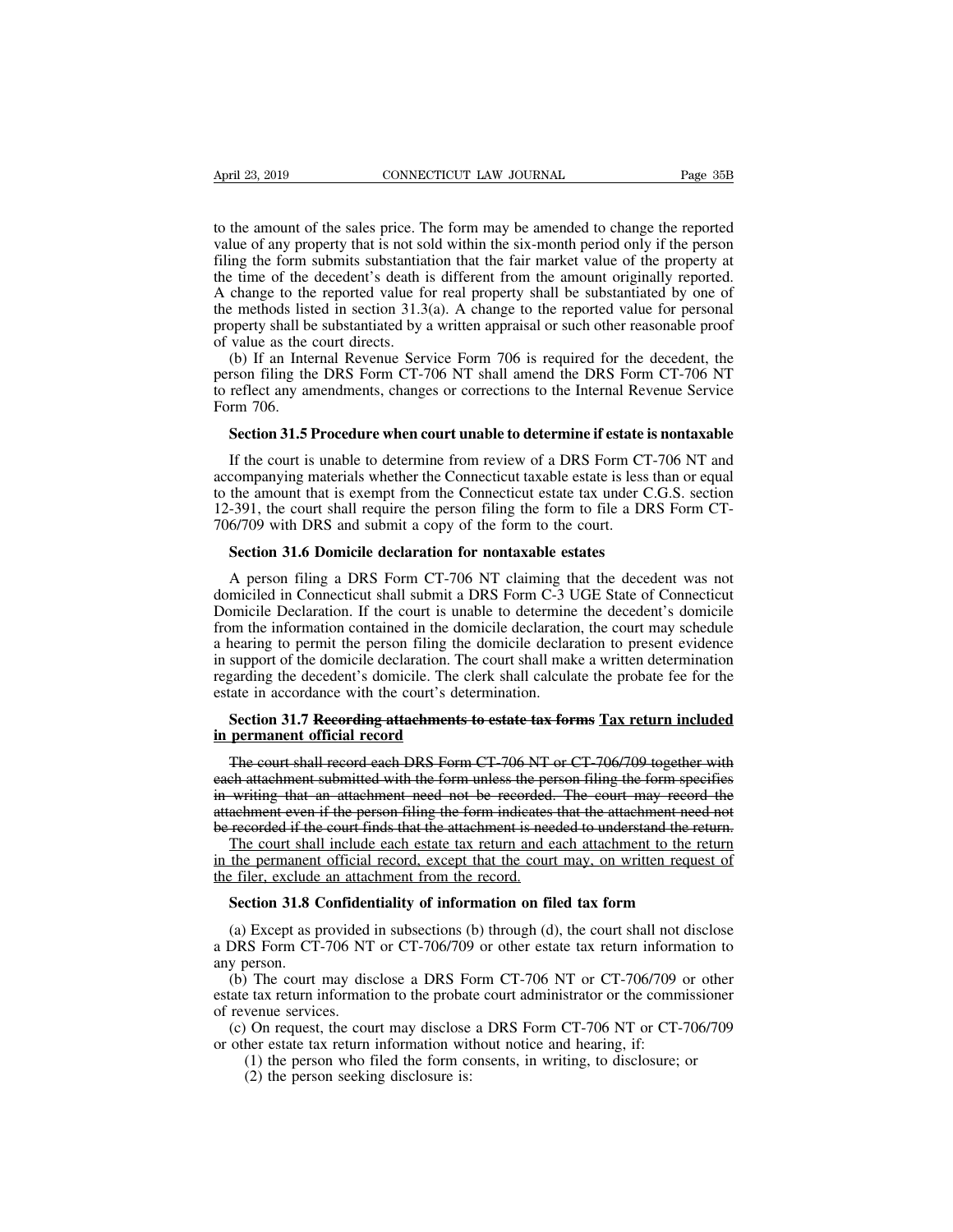to the amount of the sales price. The form may be amended to change the reported value of any property that is not sold within the six-month period only if the person filing the form submits substantiation that the fair market value of the property at the time of the decedent's death is different from the amount originally reported. A change to the reported value for real property shall be substantiated by one of the methods listed in section 31.3(a). A change to the reported value for personal property shall be substantiated by a written appraisal or such other reasonable proof of value as the court directs.

(b) If an Internal Revenue Service Form 706 is required for the decedent, the person filing the DRS Form CT-706 NT shall amend the DRS Form CT-706 NT to reflect any amendments, changes or corrections to the Internal Revenue Service Form 706.

**Section 31.5 Procedure when court unable to determine if estate is nontaxable**

If the court is unable to determine from review of a DRS Form CT-706 NT and accompanying materials whether the Connecticut taxable estate is less than or equal to the amount that is exempt from the Connecticut estate tax under C.G.S. section 12-391, the court shall require the person filing the form to file a DRS Form CT-706/709 with DRS and submit a copy of the form to the court.

**Section 31.6 Domicile declaration for nontaxable estates**

A person filing a DRS Form CT-706 NT claiming that the decedent was not domiciled in Connecticut shall submit a DRS Form C-3 UGE State of Connecticut Domicile Declaration. If the court is unable to determine the decedent's domicile from the information contained in the domicile declaration, the court may schedule a hearing to permit the person filing the domicile declaration to present evidence in support of the domicile declaration. The court shall make a written determination regarding the decedent's domicile. The clerk shall calculate the probate fee for the estate in accordance with the court's determination.

**Section 31.7 ~~Recording attachments to estate tax forms~~ <u>Tax return included in permanent official record</u>**

~~The court shall record each DRS Form CT-706 NT or CT-706/709 together with each attachment submitted with the form unless the person filing the form specifies in writing that an attachment need not be recorded. The court may record the attachment even if the person filing the form indicates that the attachment need not be recorded if the court finds that the attachment is needed to understand the return.~~

<u>The court shall include each estate tax return and each attachment to the return in the permanent official record, except that the court may, on written request of the filer, exclude an attachment from the record.</u>

**Section 31.8 Confidentiality of information on filed tax form**

(a) Except as provided in subsections (b) through (d), the court shall not disclose a DRS Form CT-706 NT or CT-706/709 or other estate tax return information to any person.

(b) The court may disclose a DRS Form CT-706 NT or CT-706/709 or other estate tax return information to the probate court administrator or the commissioner of revenue services.

(c) On request, the court may disclose a DRS Form CT-706 NT or CT-706/709 or other estate tax return information without notice and hearing, if:

(1) the person who filed the form consents, in writing, to disclosure; or

(2) the person seeking disclosure is: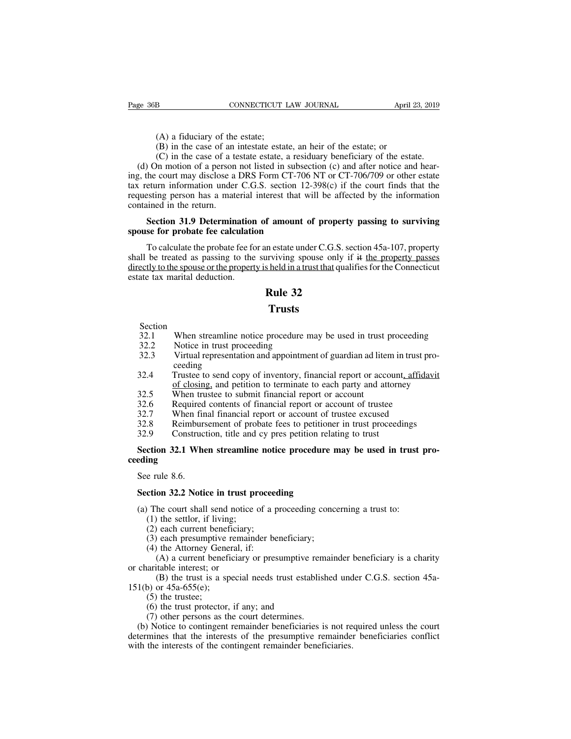(A) a fiduciary of the estate;

(B) in the case of an intestate estate, an heir of the estate; or

(C) in the case of a testate estate, a residuary beneficiary of the estate.

(d) On motion of a person not listed in subsection (c) and after notice and hearing, the court may disclose a DRS Form CT-706 NT or CT-706/709 or other estate tax return information under C.G.S. section 12-398(c) if the court finds that the requesting person has a material interest that will be affected by the information contained in the return.

**Section 31.9 Determination of amount of property passing to surviving spouse for probate fee calculation**

To calculate the probate fee for an estate under C.G.S. section 45a-107, property shall be treated as passing to the surviving spouse only if ~~it~~ the property passes directly to the spouse or the property is held in a trust that qualifies for the Connecticut estate tax marital deduction.

# Rule 32

# Trusts

| Section | |
|---|---|
| 32.1 | When streamline notice procedure may be used in trust proceeding |
| 32.2 | Notice in trust proceeding |
| 32.3 | Virtual representation and appointment of guardian ad litem in trust proceeding |
| 32.4 | Trustee to send copy of inventory, financial report or account, affidavit of closing, and petition to terminate to each party and attorney |
| 32.5 | When trustee to submit financial report or account |
| 32.6 | Required contents of financial report or account of trustee |
| 32.7 | When final financial report or account of trustee excused |
| 32.8 | Reimbursement of probate fees to petitioner in trust proceedings |
| 32.9 | Construction, title and cy pres petition relating to trust |

**Section 32.1 When streamline notice procedure may be used in trust proceeding**

See rule 8.6.

**Section 32.2 Notice in trust proceeding**

(a) The court shall send notice of a proceeding concerning a trust to:

(1) the settlor, if living;

(2) each current beneficiary;

(3) each presumptive remainder beneficiary;

(4) the Attorney General, if:

(A) a current beneficiary or presumptive remainder beneficiary is a charity or charitable interest; or

(B) the trust is a special needs trust established under C.G.S. section 45a-151(b) or 45a-655(e);

(5) the trustee;

(6) the trust protector, if any; and

(7) other persons as the court determines.

(b) Notice to contingent remainder beneficiaries is not required unless the court determines that the interests of the presumptive remainder beneficiaries conflict with the interests of the contingent remainder beneficiaries.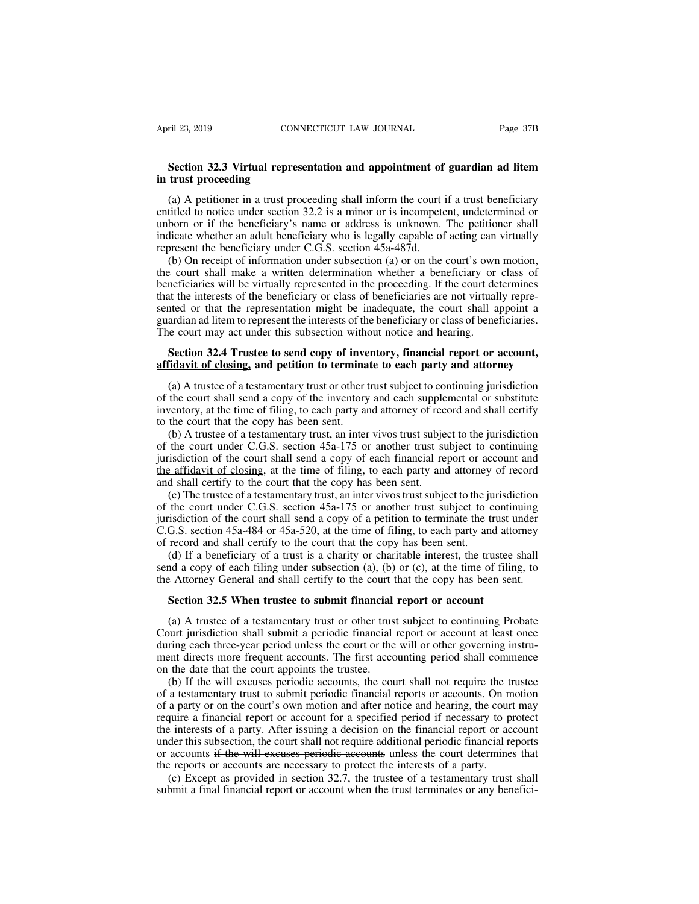**Section 32.3 Virtual representation and appointment of guardian ad litem in trust proceeding**

(a) A petitioner in a trust proceeding shall inform the court if a trust beneficiary entitled to notice under section 32.2 is a minor or is incompetent, undetermined or unborn or if the beneficiary's name or address is unknown. The petitioner shall indicate whether an adult beneficiary who is legally capable of acting can virtually represent the beneficiary under C.G.S. section 45a-487d.

(b) On receipt of information under subsection (a) or on the court's own motion, the court shall make a written determination whether a beneficiary or class of beneficiaries will be virtually represented in the proceeding. If the court determines that the interests of the beneficiary or class of beneficiaries are not virtually represented or that the representation might be inadequate, the court shall appoint a guardian ad litem to represent the interests of the beneficiary or class of beneficiaries. The court may act under this subsection without notice and hearing.

**Section 32.4 Trustee to send copy of inventory, financial report or account, <u>affidavit of closing,</u> and petition to terminate to each party and attorney**

(a) A trustee of a testamentary trust or other trust subject to continuing jurisdiction of the court shall send a copy of the inventory and each supplemental or substitute inventory, at the time of filing, to each party and attorney of record and shall certify to the court that the copy has been sent.

(b) A trustee of a testamentary trust, an inter vivos trust subject to the jurisdiction of the court under C.G.S. section 45a-175 or another trust subject to continuing jurisdiction of the court shall send a copy of each financial report or account <u>and the affidavit of closing</u>, at the time of filing, to each party and attorney of record and shall certify to the court that the copy has been sent.

(c) The trustee of a testamentary trust, an inter vivos trust subject to the jurisdiction of the court under C.G.S. section 45a-175 or another trust subject to continuing jurisdiction of the court shall send a copy of a petition to terminate the trust under C.G.S. section 45a-484 or 45a-520, at the time of filing, to each party and attorney of record and shall certify to the court that the copy has been sent.

(d) If a beneficiary of a trust is a charity or charitable interest, the trustee shall send a copy of each filing under subsection (a), (b) or (c), at the time of filing, to the Attorney General and shall certify to the court that the copy has been sent.

**Section 32.5 When trustee to submit financial report or account**

(a) A trustee of a testamentary trust or other trust subject to continuing Probate Court jurisdiction shall submit a periodic financial report or account at least once during each three-year period unless the court or the will or other governing instrument directs more frequent accounts. The first accounting period shall commence on the date that the court appoints the trustee.

(b) If the will excuses periodic accounts, the court shall not require the trustee of a testamentary trust to submit periodic financial reports or accounts. On motion of a party or on the court's own motion and after notice and hearing, the court may require a financial report or account for a specified period if necessary to protect the interests of a party. After issuing a decision on the financial report or account under this subsection, the court shall not require additional periodic financial reports or accounts ~~if the will excuses periodic accounts~~ unless the court determines that the reports or accounts are necessary to protect the interests of a party.

(c) Except as provided in section 32.7, the trustee of a testamentary trust shall submit a final financial report or account when the trust terminates or any benefici-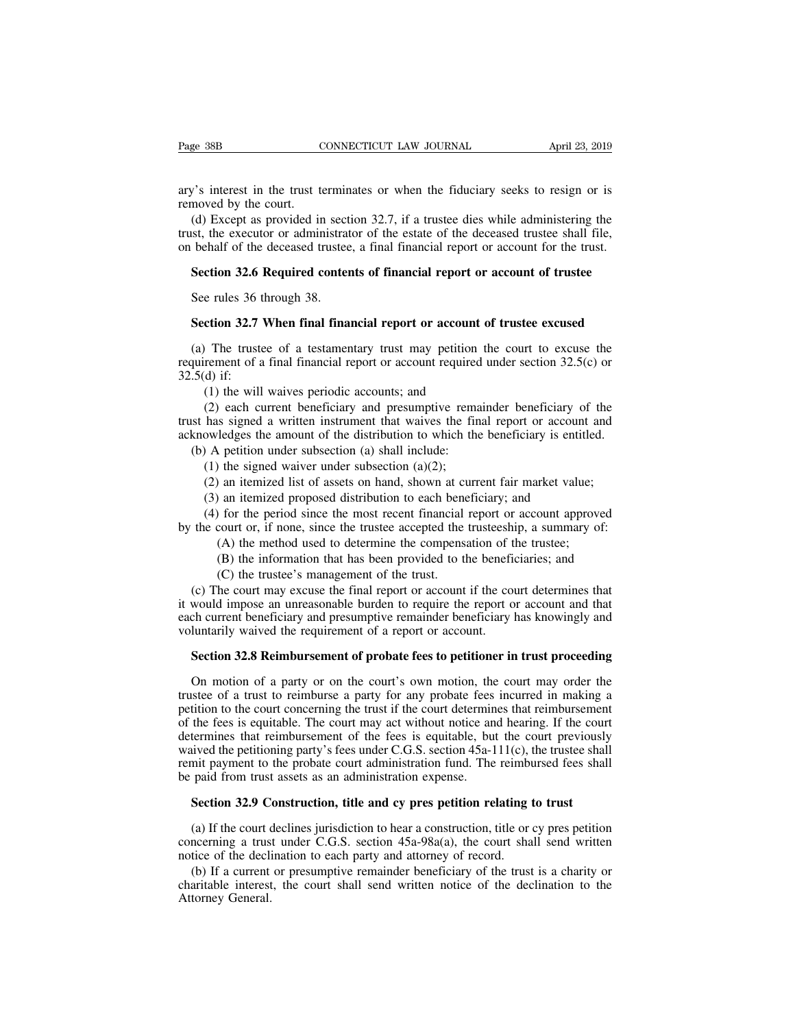ary's interest in the trust terminates or when the fiduciary seeks to resign or is removed by the court.

(d) Except as provided in section 32.7, if a trustee dies while administering the trust, the executor or administrator of the estate of the deceased trustee shall file, on behalf of the deceased trustee, a final financial report or account for the trust.

**Section 32.6 Required contents of financial report or account of trustee**

See rules 36 through 38.

**Section 32.7 When final financial report or account of trustee excused**

(a) The trustee of a testamentary trust may petition the court to excuse the requirement of a final financial report or account required under section 32.5(c) or 32.5(d) if:

(1) the will waives periodic accounts; and

(2) each current beneficiary and presumptive remainder beneficiary of the trust has signed a written instrument that waives the final report or account and acknowledges the amount of the distribution to which the beneficiary is entitled.

(b) A petition under subsection (a) shall include:

(1) the signed waiver under subsection (a)(2);

(2) an itemized list of assets on hand, shown at current fair market value;

(3) an itemized proposed distribution to each beneficiary; and

(4) for the period since the most recent financial report or account approved by the court or, if none, since the trustee accepted the trusteeship, a summary of:

(A) the method used to determine the compensation of the trustee;

(B) the information that has been provided to the beneficiaries; and

(C) the trustee's management of the trust.

(c) The court may excuse the final report or account if the court determines that it would impose an unreasonable burden to require the report or account and that each current beneficiary and presumptive remainder beneficiary has knowingly and voluntarily waived the requirement of a report or account.

**Section 32.8 Reimbursement of probate fees to petitioner in trust proceeding**

On motion of a party or on the court's own motion, the court may order the trustee of a trust to reimburse a party for any probate fees incurred in making a petition to the court concerning the trust if the court determines that reimbursement of the fees is equitable. The court may act without notice and hearing. If the court determines that reimbursement of the fees is equitable, but the court previously waived the petitioning party's fees under C.G.S. section 45a-111(c), the trustee shall remit payment to the probate court administration fund. The reimbursed fees shall be paid from trust assets as an administration expense.

**Section 32.9 Construction, title and cy pres petition relating to trust**

(a) If the court declines jurisdiction to hear a construction, title or cy pres petition concerning a trust under C.G.S. section 45a-98a(a), the court shall send written notice of the declination to each party and attorney of record.

(b) If a current or presumptive remainder beneficiary of the trust is a charity or charitable interest, the court shall send written notice of the declination to the Attorney General.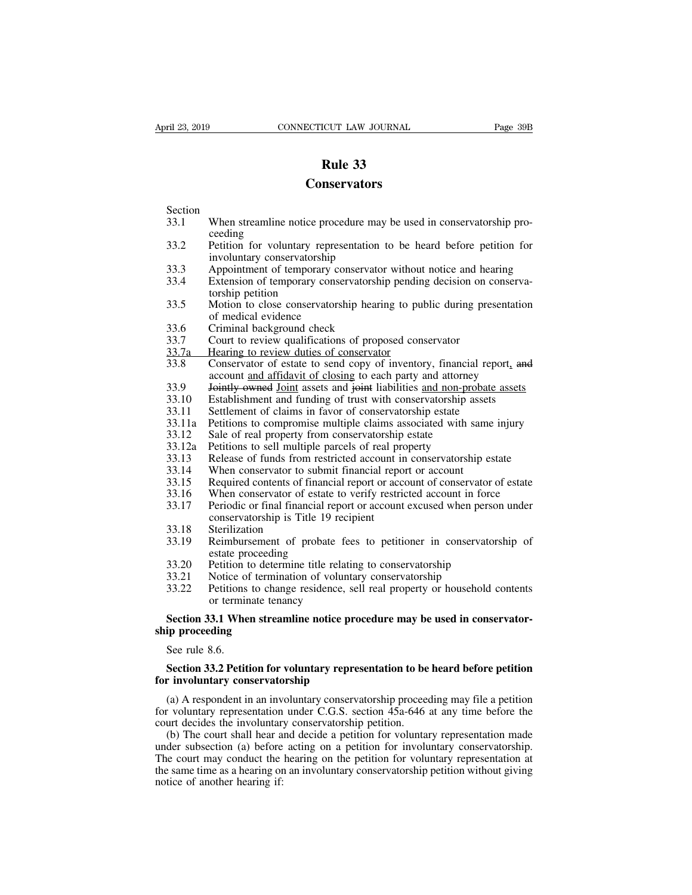# Rule 33

## Conservators

Section

33.1 When streamline notice procedure may be used in conservatorship proceeding

33.2 Petition for voluntary representation to be heard before petition for involuntary conservatorship

33.3 Appointment of temporary conservator without notice and hearing

33.4 Extension of temporary conservatorship pending decision on conservatorship petition

33.5 Motion to close conservatorship hearing to public during presentation of medical evidence

33.6 Criminal background check

33.7 Court to review qualifications of proposed conservator

<u>33.7a Hearing to review duties of conservator</u>

33.8 Conservator of estate to send copy of inventory, financial report<u>,</u> ~~and~~ account <u>and affidavit of closing</u> to each party and attorney

33.9 ~~Jointly owned~~ <u>Joint</u> assets and ~~joint~~ liabilities <u>and non-probate assets</u>

33.10 Establishment and funding of trust with conservatorship assets

33.11 Settlement of claims in favor of conservatorship estate

33.11a Petitions to compromise multiple claims associated with same injury

33.12 Sale of real property from conservatorship estate

33.12a Petitions to sell multiple parcels of real property

33.13 Release of funds from restricted account in conservatorship estate

33.14 When conservator to submit financial report or account

33.15 Required contents of financial report or account of conservator of estate

33.16 When conservator of estate to verify restricted account in force

33.17 Periodic or final financial report or account excused when person under conservatorship is Title 19 recipient

33.18 Sterilization

33.19 Reimbursement of probate fees to petitioner in conservatorship of estate proceeding

33.20 Petition to determine title relating to conservatorship

33.21 Notice of termination of voluntary conservatorship

33.22 Petitions to change residence, sell real property or household contents or terminate tenancy

**Section 33.1 When streamline notice procedure may be used in conservatorship proceeding**

See rule 8.6.

**Section 33.2 Petition for voluntary representation to be heard before petition for involuntary conservatorship**

(a) A respondent in an involuntary conservatorship proceeding may file a petition for voluntary representation under C.G.S. section 45a-646 at any time before the court decides the involuntary conservatorship petition.

(b) The court shall hear and decide a petition for voluntary representation made under subsection (a) before acting on a petition for involuntary conservatorship. The court may conduct the hearing on the petition for voluntary representation at the same time as a hearing on an involuntary conservatorship petition without giving notice of another hearing if: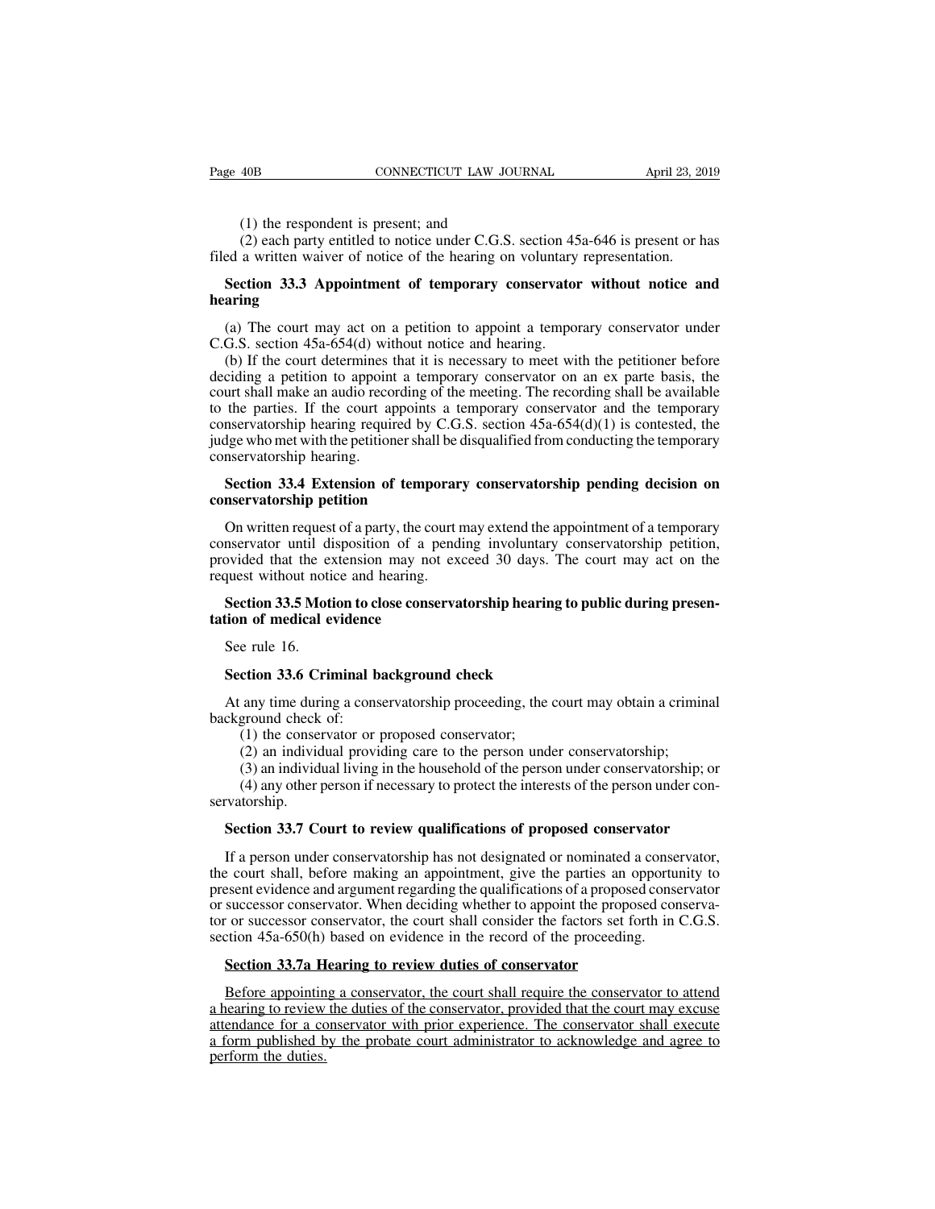(1) the respondent is present; and

(2) each party entitled to notice under C.G.S. section 45a-646 is present or has filed a written waiver of notice of the hearing on voluntary representation.

**Section 33.3 Appointment of temporary conservator without notice and hearing**

(a) The court may act on a petition to appoint a temporary conservator under C.G.S. section 45a-654(d) without notice and hearing.

(b) If the court determines that it is necessary to meet with the petitioner before deciding a petition to appoint a temporary conservator on an ex parte basis, the court shall make an audio recording of the meeting. The recording shall be available to the parties. If the court appoints a temporary conservator and the temporary conservatorship hearing required by C.G.S. section 45a-654(d)(1) is contested, the judge who met with the petitioner shall be disqualified from conducting the temporary conservatorship hearing.

**Section 33.4 Extension of temporary conservatorship pending decision on conservatorship petition**

On written request of a party, the court may extend the appointment of a temporary conservator until disposition of a pending involuntary conservatorship petition, provided that the extension may not exceed 30 days. The court may act on the request without notice and hearing.

**Section 33.5 Motion to close conservatorship hearing to public during presentation of medical evidence**

See rule 16.

**Section 33.6 Criminal background check**

At any time during a conservatorship proceeding, the court may obtain a criminal background check of:

(1) the conservator or proposed conservator;

(2) an individual providing care to the person under conservatorship;

(3) an individual living in the household of the person under conservatorship; or

(4) any other person if necessary to protect the interests of the person under conservatorship.

**Section 33.7 Court to review qualifications of proposed conservator**

If a person under conservatorship has not designated or nominated a conservator, the court shall, before making an appointment, give the parties an opportunity to present evidence and argument regarding the qualifications of a proposed conservator or successor conservator. When deciding whether to appoint the proposed conservator or successor conservator, the court shall consider the factors set forth in C.G.S. section 45a-650(h) based on evidence in the record of the proceeding.

**Section 33.7a Hearing to review duties of conservator**

Before appointing a conservator, the court shall require the conservator to attend a hearing to review the duties of the conservator, provided that the court may excuse attendance for a conservator with prior experience. The conservator shall execute a form published by the probate court administrator to acknowledge and agree to perform the duties.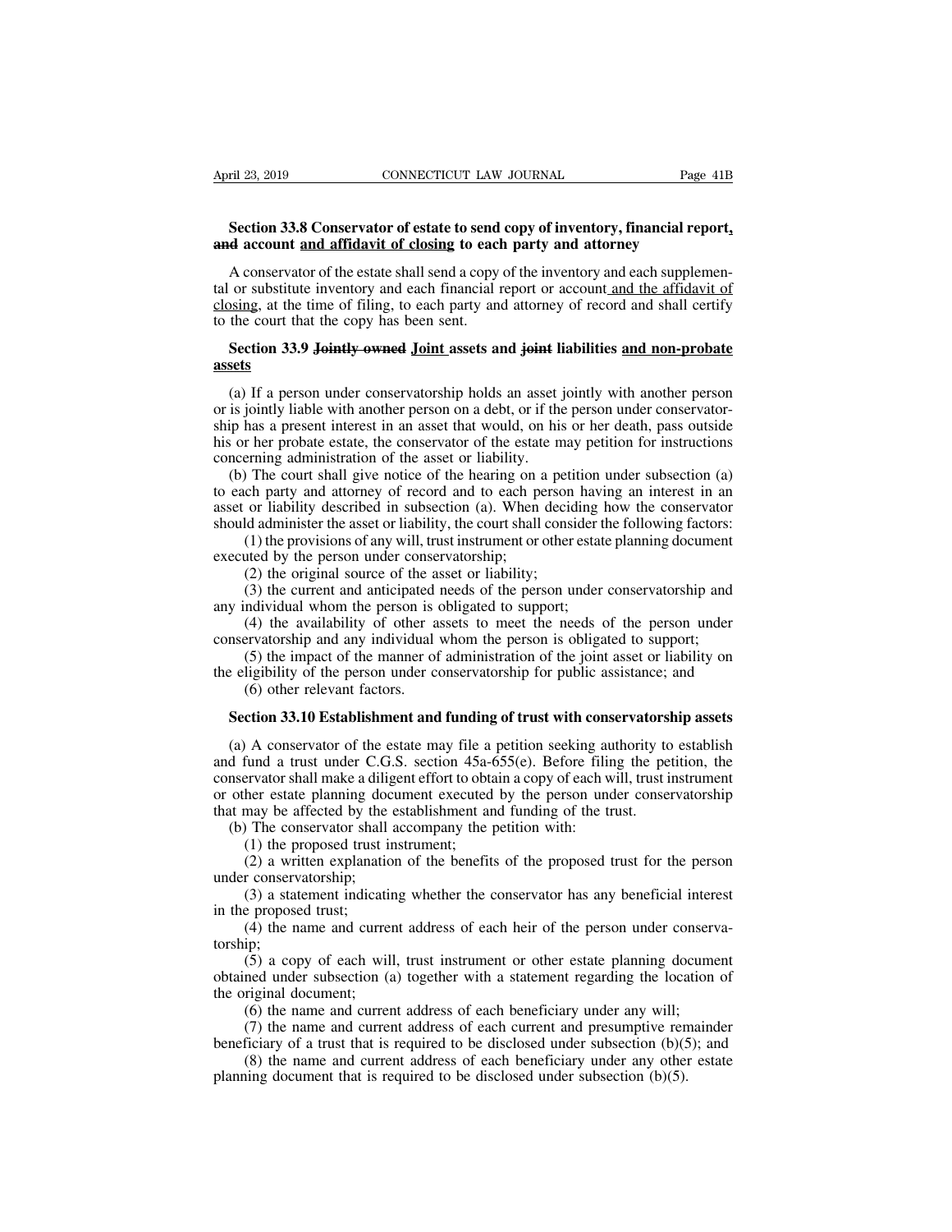**Section 33.8 Conservator of estate to send copy of inventory, financial report, ~~and~~ account and affidavit of closing to each party and attorney**

A conservator of the estate shall send a copy of the inventory and each supplemental or substitute inventory and each financial report or account and the affidavit of closing, at the time of filing, to each party and attorney of record and shall certify to the court that the copy has been sent.

**Section 33.9 ~~Jointly owned~~ Joint assets and ~~joint~~ liabilities and non-probate assets**

(a) If a person under conservatorship holds an asset jointly with another person or is jointly liable with another person on a debt, or if the person under conservatorship has a present interest in an asset that would, on his or her death, pass outside his or her probate estate, the conservator of the estate may petition for instructions concerning administration of the asset or liability.

(b) The court shall give notice of the hearing on a petition under subsection (a) to each party and attorney of record and to each person having an interest in an asset or liability described in subsection (a). When deciding how the conservator should administer the asset or liability, the court shall consider the following factors:

(1) the provisions of any will, trust instrument or other estate planning document executed by the person under conservatorship;

(2) the original source of the asset or liability;

(3) the current and anticipated needs of the person under conservatorship and any individual whom the person is obligated to support;

(4) the availability of other assets to meet the needs of the person under conservatorship and any individual whom the person is obligated to support;

(5) the impact of the manner of administration of the joint asset or liability on the eligibility of the person under conservatorship for public assistance; and

(6) other relevant factors.

**Section 33.10 Establishment and funding of trust with conservatorship assets**

(a) A conservator of the estate may file a petition seeking authority to establish and fund a trust under C.G.S. section 45a-655(e). Before filing the petition, the conservator shall make a diligent effort to obtain a copy of each will, trust instrument or other estate planning document executed by the person under conservatorship that may be affected by the establishment and funding of the trust.

(b) The conservator shall accompany the petition with:

(1) the proposed trust instrument;

(2) a written explanation of the benefits of the proposed trust for the person under conservatorship;

(3) a statement indicating whether the conservator has any beneficial interest in the proposed trust;

(4) the name and current address of each heir of the person under conservatorship;

(5) a copy of each will, trust instrument or other estate planning document obtained under subsection (a) together with a statement regarding the location of the original document;

(6) the name and current address of each beneficiary under any will;

(7) the name and current address of each current and presumptive remainder beneficiary of a trust that is required to be disclosed under subsection (b)(5); and

(8) the name and current address of each beneficiary under any other estate planning document that is required to be disclosed under subsection (b)(5).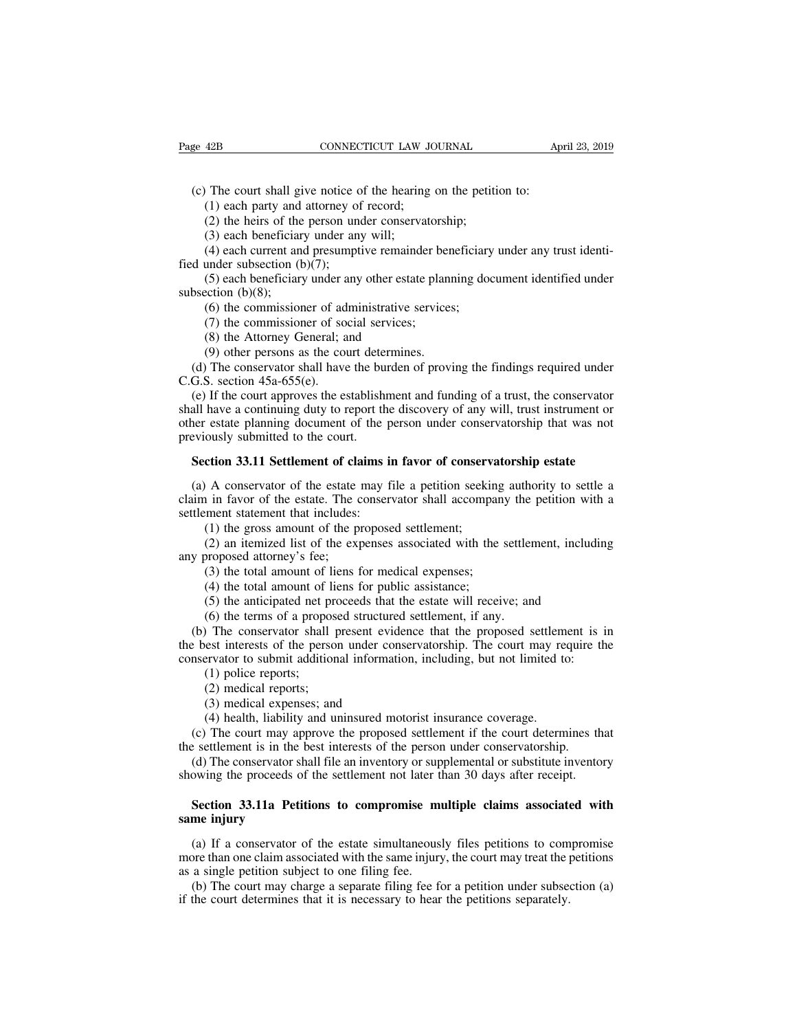(c) The court shall give notice of the hearing on the petition to:

(1) each party and attorney of record;

(2) the heirs of the person under conservatorship;

(3) each beneficiary under any will;

(4) each current and presumptive remainder beneficiary under any trust identified under subsection (b)(7);

(5) each beneficiary under any other estate planning document identified under subsection (b)(8);

(6) the commissioner of administrative services;

(7) the commissioner of social services;

(8) the Attorney General; and

(9) other persons as the court determines.

(d) The conservator shall have the burden of proving the findings required under C.G.S. section 45a-655(e).

(e) If the court approves the establishment and funding of a trust, the conservator shall have a continuing duty to report the discovery of any will, trust instrument or other estate planning document of the person under conservatorship that was not previously submitted to the court.

**Section 33.11 Settlement of claims in favor of conservatorship estate**

(a) A conservator of the estate may file a petition seeking authority to settle a claim in favor of the estate. The conservator shall accompany the petition with a settlement statement that includes:

(1) the gross amount of the proposed settlement;

(2) an itemized list of the expenses associated with the settlement, including any proposed attorney's fee;

(3) the total amount of liens for medical expenses;

(4) the total amount of liens for public assistance;

(5) the anticipated net proceeds that the estate will receive; and

(6) the terms of a proposed structured settlement, if any.

(b) The conservator shall present evidence that the proposed settlement is in the best interests of the person under conservatorship. The court may require the conservator to submit additional information, including, but not limited to:

(1) police reports;

(2) medical reports;

(3) medical expenses; and

(4) health, liability and uninsured motorist insurance coverage.

(c) The court may approve the proposed settlement if the court determines that the settlement is in the best interests of the person under conservatorship.

(d) The conservator shall file an inventory or supplemental or substitute inventory showing the proceeds of the settlement not later than 30 days after receipt.

**Section 33.11a Petitions to compromise multiple claims associated with same injury**

(a) If a conservator of the estate simultaneously files petitions to compromise more than one claim associated with the same injury, the court may treat the petitions as a single petition subject to one filing fee.

(b) The court may charge a separate filing fee for a petition under subsection (a) if the court determines that it is necessary to hear the petitions separately.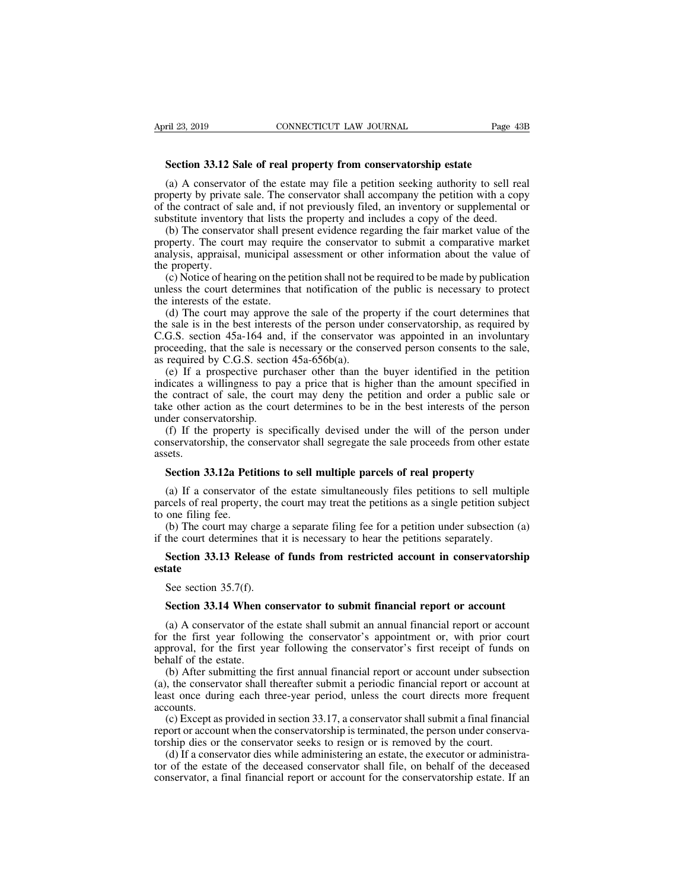**Section 33.12 Sale of real property from conservatorship estate**

(a) A conservator of the estate may file a petition seeking authority to sell real property by private sale. The conservator shall accompany the petition with a copy of the contract of sale and, if not previously filed, an inventory or supplemental or substitute inventory that lists the property and includes a copy of the deed.

(b) The conservator shall present evidence regarding the fair market value of the property. The court may require the conservator to submit a comparative market analysis, appraisal, municipal assessment or other information about the value of the property.

(c) Notice of hearing on the petition shall not be required to be made by publication unless the court determines that notification of the public is necessary to protect the interests of the estate.

(d) The court may approve the sale of the property if the court determines that the sale is in the best interests of the person under conservatorship, as required by C.G.S. section 45a-164 and, if the conservator was appointed in an involuntary proceeding, that the sale is necessary or the conserved person consents to the sale, as required by C.G.S. section 45a-656b(a).

(e) If a prospective purchaser other than the buyer identified in the petition indicates a willingness to pay a price that is higher than the amount specified in the contract of sale, the court may deny the petition and order a public sale or take other action as the court determines to be in the best interests of the person under conservatorship.

(f) If the property is specifically devised under the will of the person under conservatorship, the conservator shall segregate the sale proceeds from other estate assets.

**Section 33.12a Petitions to sell multiple parcels of real property**

(a) If a conservator of the estate simultaneously files petitions to sell multiple parcels of real property, the court may treat the petitions as a single petition subject to one filing fee.

(b) The court may charge a separate filing fee for a petition under subsection (a) if the court determines that it is necessary to hear the petitions separately.

**Section 33.13 Release of funds from restricted account in conservatorship estate**

See section 35.7(f).

**Section 33.14 When conservator to submit financial report or account**

(a) A conservator of the estate shall submit an annual financial report or account for the first year following the conservator's appointment or, with prior court approval, for the first year following the conservator's first receipt of funds on behalf of the estate.

(b) After submitting the first annual financial report or account under subsection (a), the conservator shall thereafter submit a periodic financial report or account at least once during each three-year period, unless the court directs more frequent accounts.

(c) Except as provided in section 33.17, a conservator shall submit a final financial report or account when the conservatorship is terminated, the person under conservatorship dies or the conservator seeks to resign or is removed by the court.

(d) If a conservator dies while administering an estate, the executor or administrator of the estate of the deceased conservator shall file, on behalf of the deceased conservator, a final financial report or account for the conservatorship estate. If an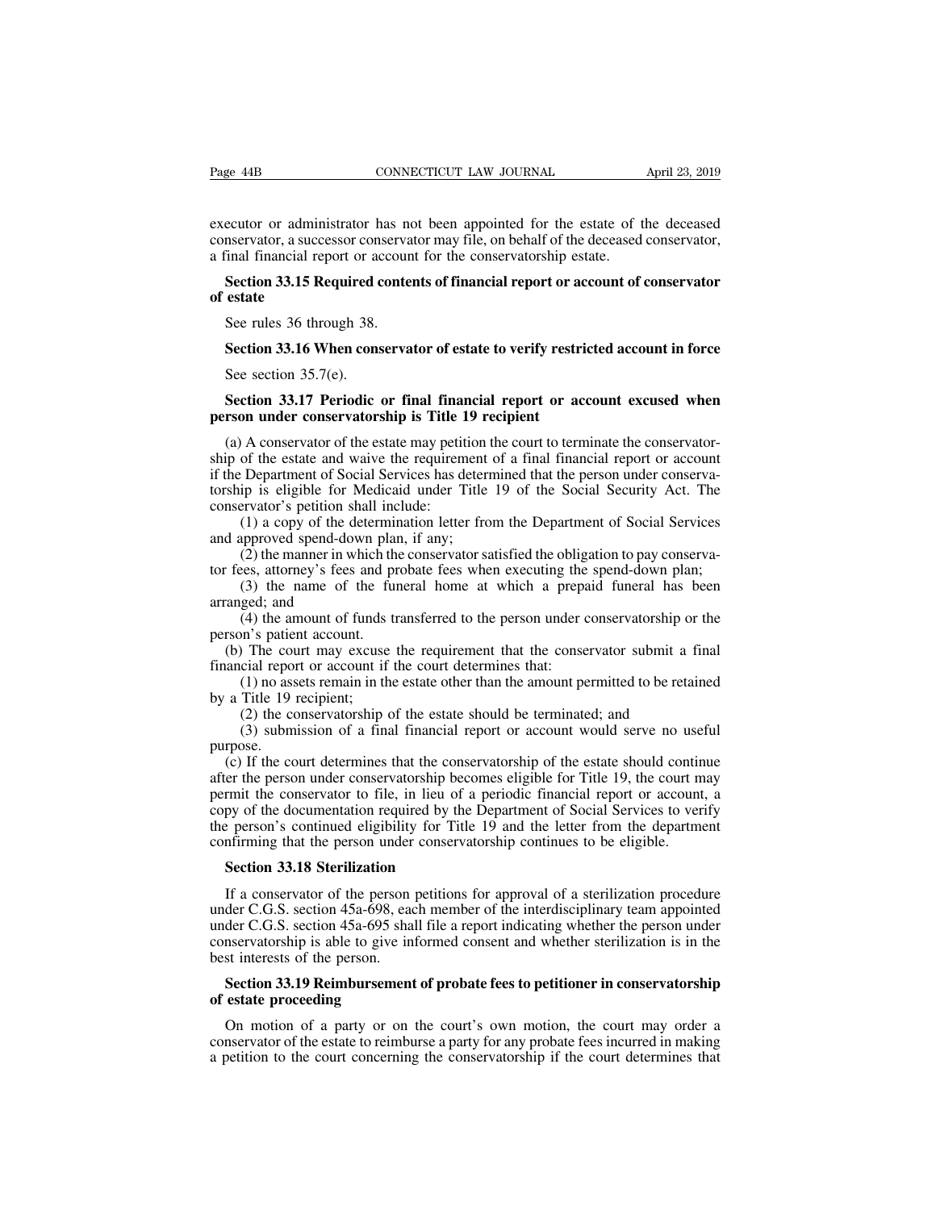executor or administrator has not been appointed for the estate of the deceased conservator, a successor conservator may file, on behalf of the deceased conservator, a final financial report or account for the conservatorship estate.

**Section 33.15 Required contents of financial report or account of conservator of estate**

See rules 36 through 38.

**Section 33.16 When conservator of estate to verify restricted account in force**

See section 35.7(e).

**Section 33.17 Periodic or final financial report or account excused when person under conservatorship is Title 19 recipient**

(a) A conservator of the estate may petition the court to terminate the conservatorship of the estate and waive the requirement of a final financial report or account if the Department of Social Services has determined that the person under conservatorship is eligible for Medicaid under Title 19 of the Social Security Act. The conservator's petition shall include:

(1) a copy of the determination letter from the Department of Social Services and approved spend-down plan, if any;

(2) the manner in which the conservator satisfied the obligation to pay conservator fees, attorney's fees and probate fees when executing the spend-down plan;

(3) the name of the funeral home at which a prepaid funeral has been arranged; and

(4) the amount of funds transferred to the person under conservatorship or the person's patient account.

(b) The court may excuse the requirement that the conservator submit a final financial report or account if the court determines that:

(1) no assets remain in the estate other than the amount permitted to be retained by a Title 19 recipient;

(2) the conservatorship of the estate should be terminated; and

(3) submission of a final financial report or account would serve no useful purpose.

(c) If the court determines that the conservatorship of the estate should continue after the person under conservatorship becomes eligible for Title 19, the court may permit the conservator to file, in lieu of a periodic financial report or account, a copy of the documentation required by the Department of Social Services to verify the person's continued eligibility for Title 19 and the letter from the department confirming that the person under conservatorship continues to be eligible.

**Section 33.18 Sterilization**

If a conservator of the person petitions for approval of a sterilization procedure under C.G.S. section 45a-698, each member of the interdisciplinary team appointed under C.G.S. section 45a-695 shall file a report indicating whether the person under conservatorship is able to give informed consent and whether sterilization is in the best interests of the person.

**Section 33.19 Reimbursement of probate fees to petitioner in conservatorship of estate proceeding**

On motion of a party or on the court's own motion, the court may order a conservator of the estate to reimburse a party for any probate fees incurred in making a petition to the court concerning the conservatorship if the court determines that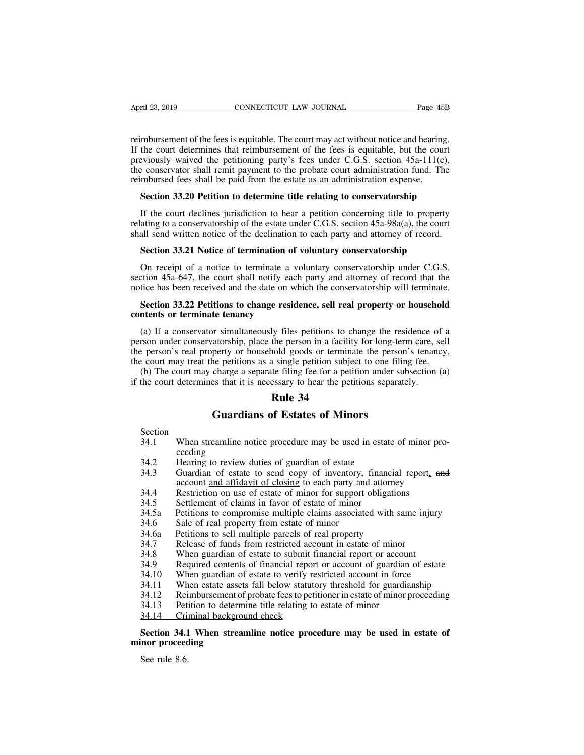reimbursement of the fees is equitable. The court may act without notice and hearing. If the court determines that reimbursement of the fees is equitable, but the court previously waived the petitioning party's fees under C.G.S. section 45a-111(c), the conservator shall remit payment to the probate court administration fund. The reimbursed fees shall be paid from the estate as an administration expense.

**Section 33.20 Petition to determine title relating to conservatorship**

If the court declines jurisdiction to hear a petition concerning title to property relating to a conservatorship of the estate under C.G.S. section 45a-98a(a), the court shall send written notice of the declination to each party and attorney of record.

**Section 33.21 Notice of termination of voluntary conservatorship**

On receipt of a notice to terminate a voluntary conservatorship under C.G.S. section 45a-647, the court shall notify each party and attorney of record that the notice has been received and the date on which the conservatorship will terminate.

**Section 33.22 Petitions to change residence, sell real property or household contents or terminate tenancy**

(a) If a conservator simultaneously files petitions to change the residence of a person under conservatorship, <u>place the person in a facility for long-term care,</u> sell the person's real property or household goods or terminate the person's tenancy, the court may treat the petitions as a single petition subject to one filing fee.

(b) The court may charge a separate filing fee for a petition under subsection (a) if the court determines that it is necessary to hear the petitions separately.

# Rule 34

# Guardians of Estates of Minors

| Section | |
|---|---|
| 34.1 | When streamline notice procedure may be used in estate of minor proceeding |
| 34.2 | Hearing to review duties of guardian of estate |
| 34.3 | Guardian of estate to send copy of inventory, financial report<u>,</u> ~~and~~ account <u>and affidavit of closing</u> to each party and attorney |
| 34.4 | Restriction on use of estate of minor for support obligations |
| 34.5 | Settlement of claims in favor of estate of minor |
| 34.5a | Petitions to compromise multiple claims associated with same injury |
| 34.6 | Sale of real property from estate of minor |
| 34.6a | Petitions to sell multiple parcels of real property |
| 34.7 | Release of funds from restricted account in estate of minor |
| 34.8 | When guardian of estate to submit financial report or account |
| 34.9 | Required contents of financial report or account of guardian of estate |
| 34.10 | When guardian of estate to verify restricted account in force |
| 34.11 | When estate assets fall below statutory threshold for guardianship |
| 34.12 | Reimbursement of probate fees to petitioner in estate of minor proceeding |
| 34.13 | Petition to determine title relating to estate of minor |
| <u>34.14</u> | <u>Criminal background check</u> |

**Section 34.1 When streamline notice procedure may be used in estate of minor proceeding**

See rule 8.6.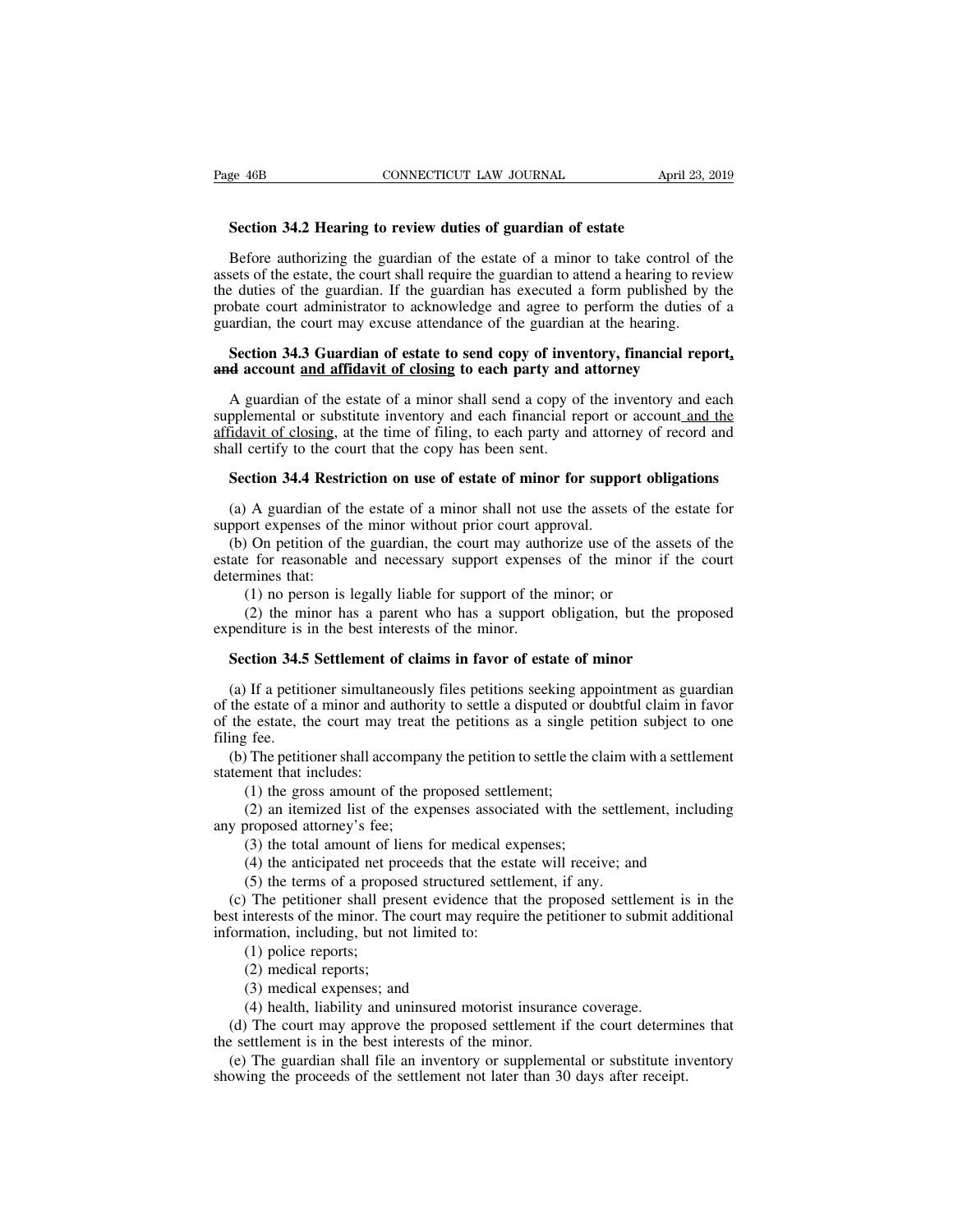**Section 34.2 Hearing to review duties of guardian of estate**

Before authorizing the guardian of the estate of a minor to take control of the assets of the estate, the court shall require the guardian to attend a hearing to review the duties of the guardian. If the guardian has executed a form published by the probate court administrator to acknowledge and agree to perform the duties of a guardian, the court may excuse attendance of the guardian at the hearing.

**Section 34.3 Guardian of estate to send copy of inventory, financial report, ~~and~~ account and affidavit of closing to each party and attorney**

A guardian of the estate of a minor shall send a copy of the inventory and each supplemental or substitute inventory and each financial report or account and the affidavit of closing, at the time of filing, to each party and attorney of record and shall certify to the court that the copy has been sent.

**Section 34.4 Restriction on use of estate of minor for support obligations**

(a) A guardian of the estate of a minor shall not use the assets of the estate for support expenses of the minor without prior court approval.

(b) On petition of the guardian, the court may authorize use of the assets of the estate for reasonable and necessary support expenses of the minor if the court determines that:

(1) no person is legally liable for support of the minor; or

(2) the minor has a parent who has a support obligation, but the proposed expenditure is in the best interests of the minor.

**Section 34.5 Settlement of claims in favor of estate of minor**

(a) If a petitioner simultaneously files petitions seeking appointment as guardian of the estate of a minor and authority to settle a disputed or doubtful claim in favor of the estate, the court may treat the petitions as a single petition subject to one filing fee.

(b) The petitioner shall accompany the petition to settle the claim with a settlement statement that includes:

(1) the gross amount of the proposed settlement;

(2) an itemized list of the expenses associated with the settlement, including any proposed attorney's fee;

(3) the total amount of liens for medical expenses;

(4) the anticipated net proceeds that the estate will receive; and

(5) the terms of a proposed structured settlement, if any.

(c) The petitioner shall present evidence that the proposed settlement is in the best interests of the minor. The court may require the petitioner to submit additional information, including, but not limited to:

(1) police reports;

(2) medical reports;

(3) medical expenses; and

(4) health, liability and uninsured motorist insurance coverage.

(d) The court may approve the proposed settlement if the court determines that the settlement is in the best interests of the minor.

(e) The guardian shall file an inventory or supplemental or substitute inventory showing the proceeds of the settlement not later than 30 days after receipt.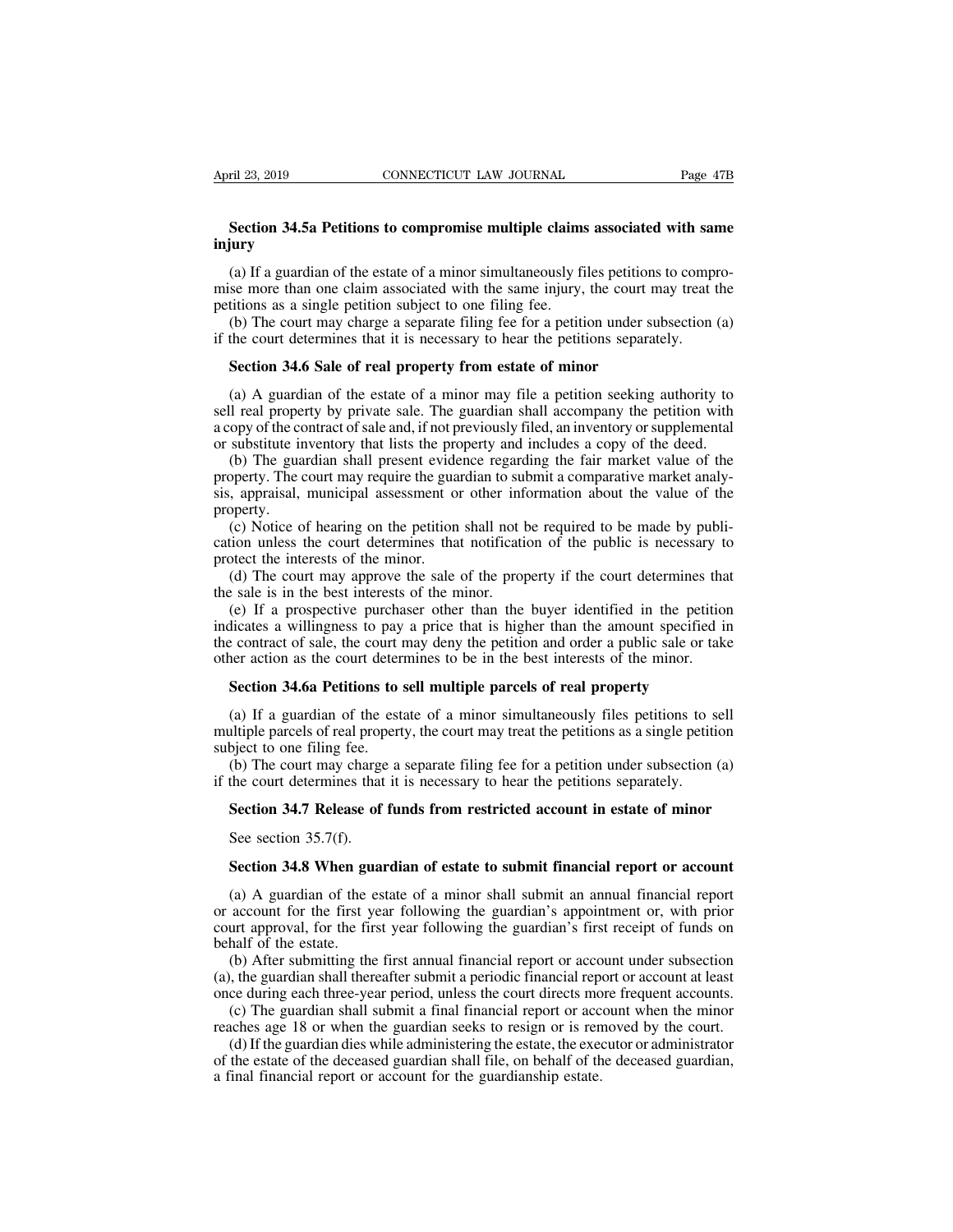## Section 34.5a Petitions to compromise multiple claims associated with same injury

(a) If a guardian of the estate of a minor simultaneously files petitions to compromise more than one claim associated with the same injury, the court may treat the petitions as a single petition subject to one filing fee.

(b) The court may charge a separate filing fee for a petition under subsection (a) if the court determines that it is necessary to hear the petitions separately.

## Section 34.6 Sale of real property from estate of minor

(a) A guardian of the estate of a minor may file a petition seeking authority to sell real property by private sale. The guardian shall accompany the petition with a copy of the contract of sale and, if not previously filed, an inventory or supplemental or substitute inventory that lists the property and includes a copy of the deed.

(b) The guardian shall present evidence regarding the fair market value of the property. The court may require the guardian to submit a comparative market analysis, appraisal, municipal assessment or other information about the value of the property.

(c) Notice of hearing on the petition shall not be required to be made by publication unless the court determines that notification of the public is necessary to protect the interests of the minor.

(d) The court may approve the sale of the property if the court determines that the sale is in the best interests of the minor.

(e) If a prospective purchaser other than the buyer identified in the petition indicates a willingness to pay a price that is higher than the amount specified in the contract of sale, the court may deny the petition and order a public sale or take other action as the court determines to be in the best interests of the minor.

## Section 34.6a Petitions to sell multiple parcels of real property

(a) If a guardian of the estate of a minor simultaneously files petitions to sell multiple parcels of real property, the court may treat the petitions as a single petition subject to one filing fee.

(b) The court may charge a separate filing fee for a petition under subsection (a) if the court determines that it is necessary to hear the petitions separately.

## Section 34.7 Release of funds from restricted account in estate of minor

See section 35.7(f).

## Section 34.8 When guardian of estate to submit financial report or account

(a) A guardian of the estate of a minor shall submit an annual financial report or account for the first year following the guardian's appointment or, with prior court approval, for the first year following the guardian's first receipt of funds on behalf of the estate.

(b) After submitting the first annual financial report or account under subsection (a), the guardian shall thereafter submit a periodic financial report or account at least once during each three-year period, unless the court directs more frequent accounts.

(c) The guardian shall submit a final financial report or account when the minor reaches age 18 or when the guardian seeks to resign or is removed by the court.

(d) If the guardian dies while administering the estate, the executor or administrator of the estate of the deceased guardian shall file, on behalf of the deceased guardian, a final financial report or account for the guardianship estate.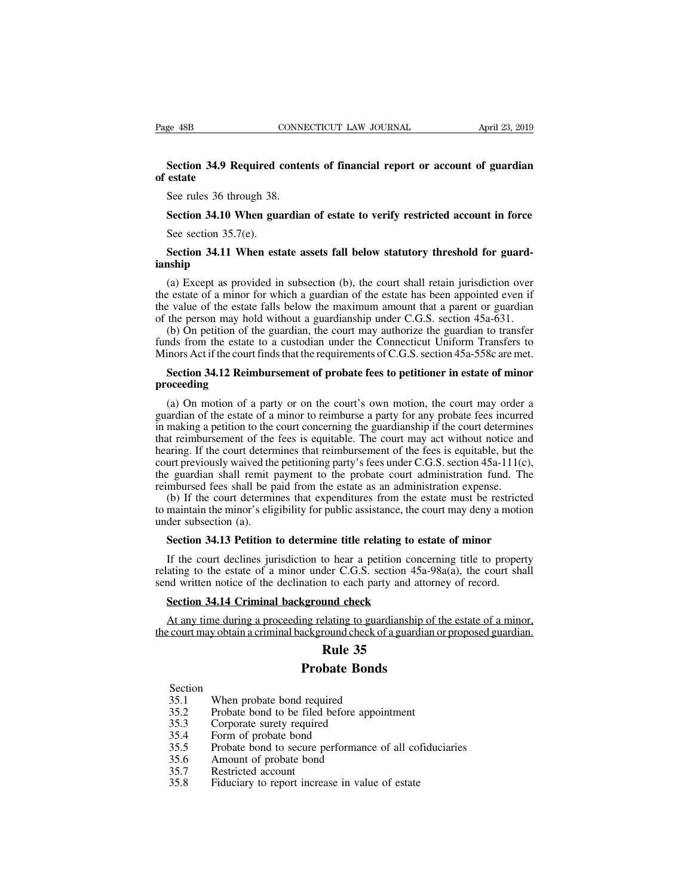**Section 34.9 Required contents of financial report or account of guardian of estate**

See rules 36 through 38.

**Section 34.10 When guardian of estate to verify restricted account in force**

See section 35.7(e).

**Section 34.11 When estate assets fall below statutory threshold for guardianship**

(a) Except as provided in subsection (b), the court shall retain jurisdiction over the estate of a minor for which a guardian of the estate has been appointed even if the value of the estate falls below the maximum amount that a parent or guardian of the person may hold without a guardianship under C.G.S. section 45a-631.

(b) On petition of the guardian, the court may authorize the guardian to transfer funds from the estate to a custodian under the Connecticut Uniform Transfers to Minors Act if the court finds that the requirements of C.G.S. section 45a-558c are met.

**Section 34.12 Reimbursement of probate fees to petitioner in estate of minor proceeding**

(a) On motion of a party or on the court's own motion, the court may order a guardian of the estate of a minor to reimburse a party for any probate fees incurred in making a petition to the court concerning the guardianship if the court determines that reimbursement of the fees is equitable. The court may act without notice and hearing. If the court determines that reimbursement of the fees is equitable, but the court previously waived the petitioning party's fees under C.G.S. section 45a-111(c), the guardian shall remit payment to the probate court administration fund. The reimbursed fees shall be paid from the estate as an administration expense.

(b) If the court determines that expenditures from the estate must be restricted to maintain the minor's eligibility for public assistance, the court may deny a motion under subsection (a).

**Section 34.13 Petition to determine title relating to estate of minor**

If the court declines jurisdiction to hear a petition concerning title to property relating to the estate of a minor under C.G.S. section 45a-98a(a), the court shall send written notice of the declination to each party and attorney of record.

<u>**Section 34.14 Criminal background check**</u>

<u>At any time during a proceeding relating to guardianship of the estate of a minor, the court may obtain a criminal background check of a guardian or proposed guardian.</u>

# Rule 35

# Probate Bonds

| Section | |
|---|---|
| 35.1 | When probate bond required |
| 35.2 | Probate bond to be filed before appointment |
| 35.3 | Corporate surety required |
| 35.4 | Form of probate bond |
| 35.5 | Probate bond to secure performance of all cofiduciaries |
| 35.6 | Amount of probate bond |
| 35.7 | Restricted account |
| 35.8 | Fiduciary to report increase in value of estate |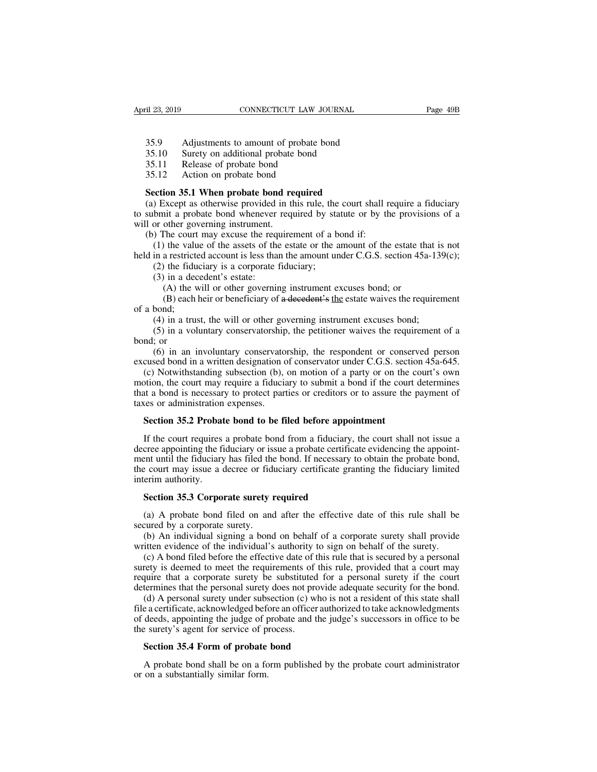35.9 Adjustments to amount of probate bond
35.10 Surety on additional probate bond
35.11 Release of probate bond
35.12 Action on probate bond

**Section 35.1 When probate bond required**

(a) Except as otherwise provided in this rule, the court shall require a fiduciary to submit a probate bond whenever required by statute or by the provisions of a will or other governing instrument.

(b) The court may excuse the requirement of a bond if:

(1) the value of the assets of the estate or the amount of the estate that is not held in a restricted account is less than the amount under C.G.S. section 45a-139(c);

(2) the fiduciary is a corporate fiduciary;

(3) in a decedent's estate:

(A) the will or other governing instrument excuses bond; or

(B) each heir or beneficiary of ~~a decedent's~~ <u>the</u> estate waives the requirement of a bond;

(4) in a trust, the will or other governing instrument excuses bond;

(5) in a voluntary conservatorship, the petitioner waives the requirement of a bond; or

(6) in an involuntary conservatorship, the respondent or conserved person excused bond in a written designation of conservator under C.G.S. section 45a-645.

(c) Notwithstanding subsection (b), on motion of a party or on the court's own motion, the court may require a fiduciary to submit a bond if the court determines that a bond is necessary to protect parties or creditors or to assure the payment of taxes or administration expenses.

**Section 35.2 Probate bond to be filed before appointment**

If the court requires a probate bond from a fiduciary, the court shall not issue a decree appointing the fiduciary or issue a probate certificate evidencing the appointment until the fiduciary has filed the bond. If necessary to obtain the probate bond, the court may issue a decree or fiduciary certificate granting the fiduciary limited interim authority.

**Section 35.3 Corporate surety required**

(a) A probate bond filed on and after the effective date of this rule shall be secured by a corporate surety.

(b) An individual signing a bond on behalf of a corporate surety shall provide written evidence of the individual's authority to sign on behalf of the surety.

(c) A bond filed before the effective date of this rule that is secured by a personal surety is deemed to meet the requirements of this rule, provided that a court may require that a corporate surety be substituted for a personal surety if the court determines that the personal surety does not provide adequate security for the bond.

(d) A personal surety under subsection (c) who is not a resident of this state shall file a certificate, acknowledged before an officer authorized to take acknowledgments of deeds, appointing the judge of probate and the judge's successors in office to be the surety's agent for service of process.

**Section 35.4 Form of probate bond**

A probate bond shall be on a form published by the probate court administrator or on a substantially similar form.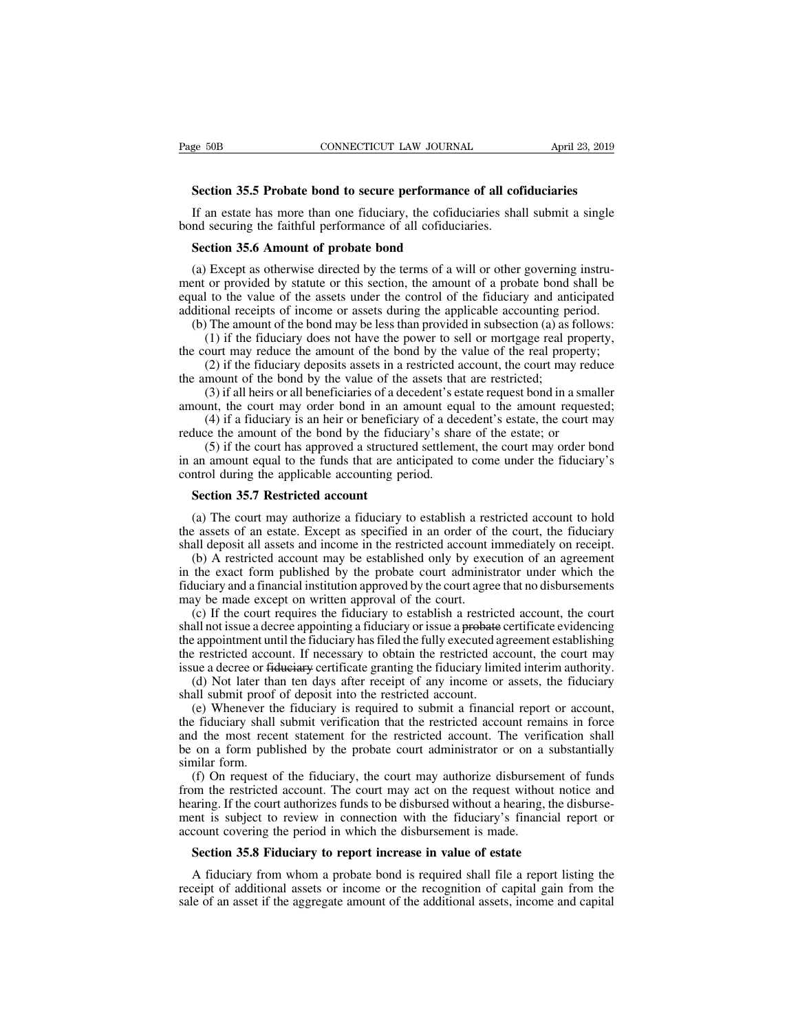**Section 35.5 Probate bond to secure performance of all cofiduciaries**

If an estate has more than one fiduciary, the cofiduciaries shall submit a single bond securing the faithful performance of all cofiduciaries.

**Section 35.6 Amount of probate bond**

(a) Except as otherwise directed by the terms of a will or other governing instrument or provided by statute or this section, the amount of a probate bond shall be equal to the value of the assets under the control of the fiduciary and anticipated additional receipts of income or assets during the applicable accounting period.

(b) The amount of the bond may be less than provided in subsection (a) as follows:

(1) if the fiduciary does not have the power to sell or mortgage real property, the court may reduce the amount of the bond by the value of the real property;

(2) if the fiduciary deposits assets in a restricted account, the court may reduce the amount of the bond by the value of the assets that are restricted;

(3) if all heirs or all beneficiaries of a decedent's estate request bond in a smaller amount, the court may order bond in an amount equal to the amount requested;

(4) if a fiduciary is an heir or beneficiary of a decedent's estate, the court may reduce the amount of the bond by the fiduciary's share of the estate; or

(5) if the court has approved a structured settlement, the court may order bond in an amount equal to the funds that are anticipated to come under the fiduciary's control during the applicable accounting period.

**Section 35.7 Restricted account**

(a) The court may authorize a fiduciary to establish a restricted account to hold the assets of an estate. Except as specified in an order of the court, the fiduciary shall deposit all assets and income in the restricted account immediately on receipt.

(b) A restricted account may be established only by execution of an agreement in the exact form published by the probate court administrator under which the fiduciary and a financial institution approved by the court agree that no disbursements may be made except on written approval of the court.

(c) If the court requires the fiduciary to establish a restricted account, the court shall not issue a decree appointing a fiduciary or issue a ~~probate~~ certificate evidencing the appointment until the fiduciary has filed the fully executed agreement establishing the restricted account. If necessary to obtain the restricted account, the court may issue a decree or ~~fiduciary~~ certificate granting the fiduciary limited interim authority.

(d) Not later than ten days after receipt of any income or assets, the fiduciary shall submit proof of deposit into the restricted account.

(e) Whenever the fiduciary is required to submit a financial report or account, the fiduciary shall submit verification that the restricted account remains in force and the most recent statement for the restricted account. The verification shall be on a form published by the probate court administrator or on a substantially similar form.

(f) On request of the fiduciary, the court may authorize disbursement of funds from the restricted account. The court may act on the request without notice and hearing. If the court authorizes funds to be disbursed without a hearing, the disbursement is subject to review in connection with the fiduciary's financial report or account covering the period in which the disbursement is made.

**Section 35.8 Fiduciary to report increase in value of estate**

A fiduciary from whom a probate bond is required shall file a report listing the receipt of additional assets or income or the recognition of capital gain from the sale of an asset if the aggregate amount of the additional assets, income and capital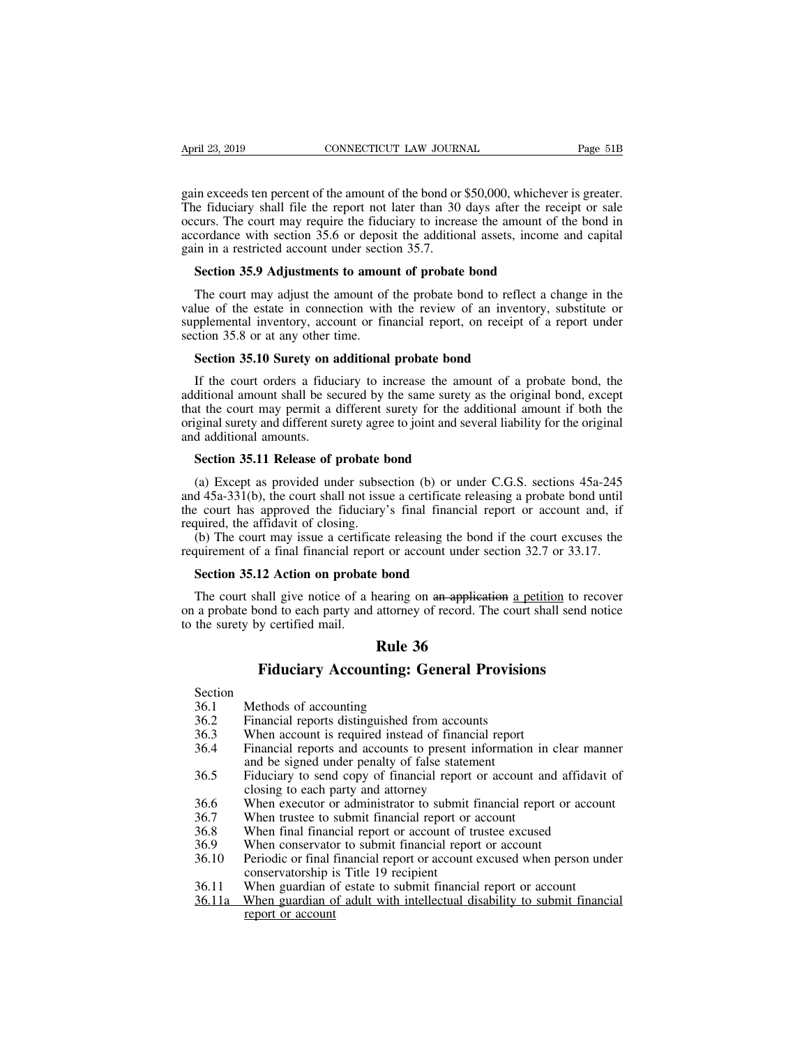gain exceeds ten percent of the amount of the bond or $50,000, whichever is greater. The fiduciary shall file the report not later than 30 days after the receipt or sale occurs. The court may require the fiduciary to increase the amount of the bond in accordance with section 35.6 or deposit the additional assets, income and capital gain in a restricted account under section 35.7.

**Section 35.9 Adjustments to amount of probate bond**

The court may adjust the amount of the probate bond to reflect a change in the value of the estate in connection with the review of an inventory, substitute or supplemental inventory, account or financial report, on receipt of a report under section 35.8 or at any other time.

**Section 35.10 Surety on additional probate bond**

If the court orders a fiduciary to increase the amount of a probate bond, the additional amount shall be secured by the same surety as the original bond, except that the court may permit a different surety for the additional amount if both the original surety and different surety agree to joint and several liability for the original and additional amounts.

**Section 35.11 Release of probate bond**

(a) Except as provided under subsection (b) or under C.G.S. sections 45a-245 and 45a-331(b), the court shall not issue a certificate releasing a probate bond until the court has approved the fiduciary's final financial report or account and, if required, the affidavit of closing.

(b) The court may issue a certificate releasing the bond if the court excuses the requirement of a final financial report or account under section 32.7 or 33.17.

**Section 35.12 Action on probate bond**

The court shall give notice of a hearing on ~~an application~~ <u>a petition</u> to recover on a probate bond to each party and attorney of record. The court shall send notice to the surety by certified mail.

## Rule 36

## Fiduciary Accounting: General Provisions

| Section | |
|---|---|
| 36.1 | Methods of accounting |
| 36.2 | Financial reports distinguished from accounts |
| 36.3 | When account is required instead of financial report |
| 36.4 | Financial reports and accounts to present information in clear manner and be signed under penalty of false statement |
| 36.5 | Fiduciary to send copy of financial report or account and affidavit of closing to each party and attorney |
| 36.6 | When executor or administrator to submit financial report or account |
| 36.7 | When trustee to submit financial report or account |
| 36.8 | When final financial report or account of trustee excused |
| 36.9 | When conservator to submit financial report or account |
| 36.10 | Periodic or final financial report or account excused when person under conservatorship is Title 19 recipient |
| 36.11 | When guardian of estate to submit financial report or account |
| <u>36.11a</u> | <u>When guardian of adult with intellectual disability to submit financial report or account</u> |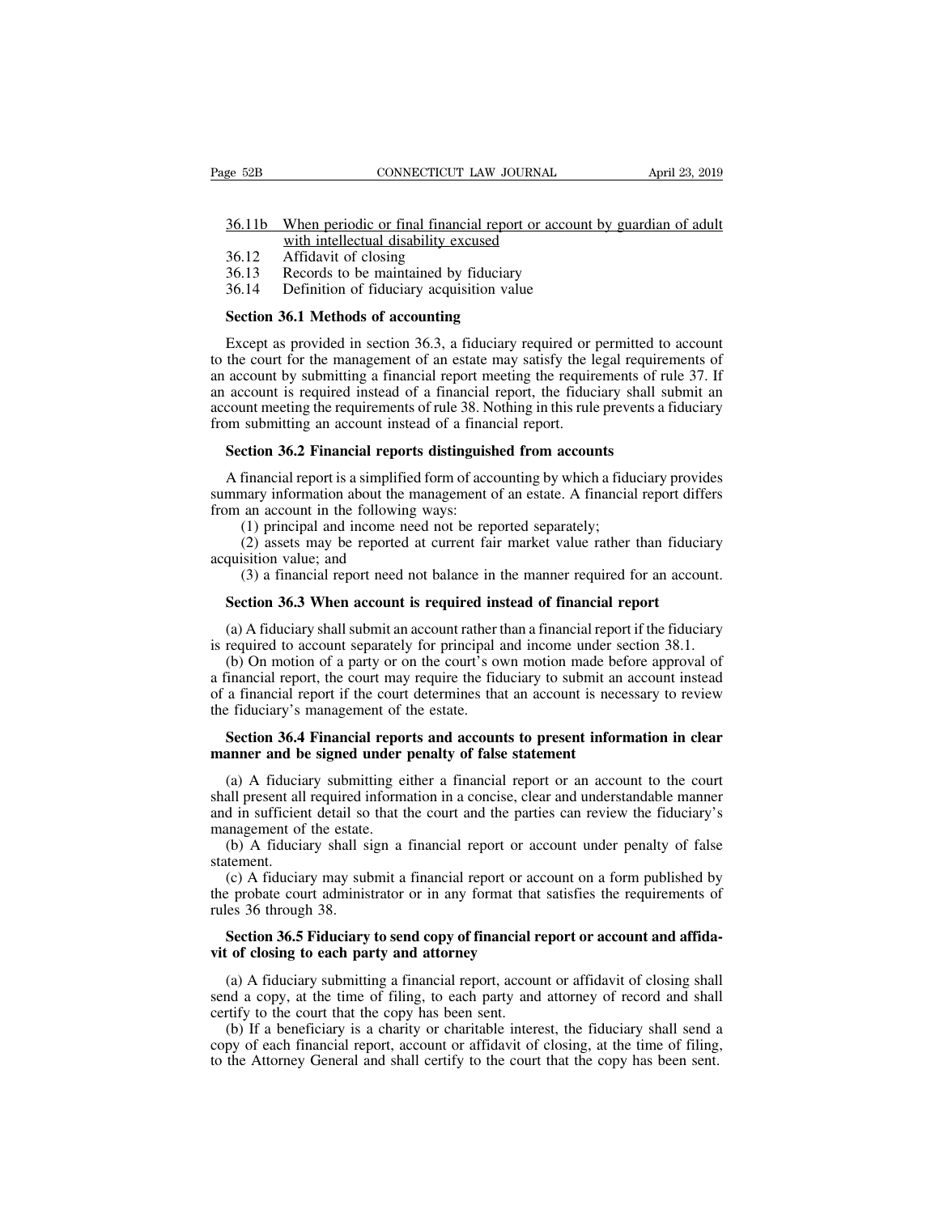36.11b When periodic or final financial report or account by guardian of adult with intellectual disability excused
36.12 Affidavit of closing
36.13 Records to be maintained by fiduciary
36.14 Definition of fiduciary acquisition value

**Section 36.1 Methods of accounting**

Except as provided in section 36.3, a fiduciary required or permitted to account to the court for the management of an estate may satisfy the legal requirements of an account by submitting a financial report meeting the requirements of rule 37. If an account is required instead of a financial report, the fiduciary shall submit an account meeting the requirements of rule 38. Nothing in this rule prevents a fiduciary from submitting an account instead of a financial report.

**Section 36.2 Financial reports distinguished from accounts**

A financial report is a simplified form of accounting by which a fiduciary provides summary information about the management of an estate. A financial report differs from an account in the following ways:

(1) principal and income need not be reported separately;

(2) assets may be reported at current fair market value rather than fiduciary acquisition value; and

(3) a financial report need not balance in the manner required for an account.

**Section 36.3 When account is required instead of financial report**

(a) A fiduciary shall submit an account rather than a financial report if the fiduciary is required to account separately for principal and income under section 38.1.

(b) On motion of a party or on the court's own motion made before approval of a financial report, the court may require the fiduciary to submit an account instead of a financial report if the court determines that an account is necessary to review the fiduciary's management of the estate.

**Section 36.4 Financial reports and accounts to present information in clear manner and be signed under penalty of false statement**

(a) A fiduciary submitting either a financial report or an account to the court shall present all required information in a concise, clear and understandable manner and in sufficient detail so that the court and the parties can review the fiduciary's management of the estate.

(b) A fiduciary shall sign a financial report or account under penalty of false statement.

(c) A fiduciary may submit a financial report or account on a form published by the probate court administrator or in any format that satisfies the requirements of rules 36 through 38.

**Section 36.5 Fiduciary to send copy of financial report or account and affidavit of closing to each party and attorney**

(a) A fiduciary submitting a financial report, account or affidavit of closing shall send a copy, at the time of filing, to each party and attorney of record and shall certify to the court that the copy has been sent.

(b) If a beneficiary is a charity or charitable interest, the fiduciary shall send a copy of each financial report, account or affidavit of closing, at the time of filing, to the Attorney General and shall certify to the court that the copy has been sent.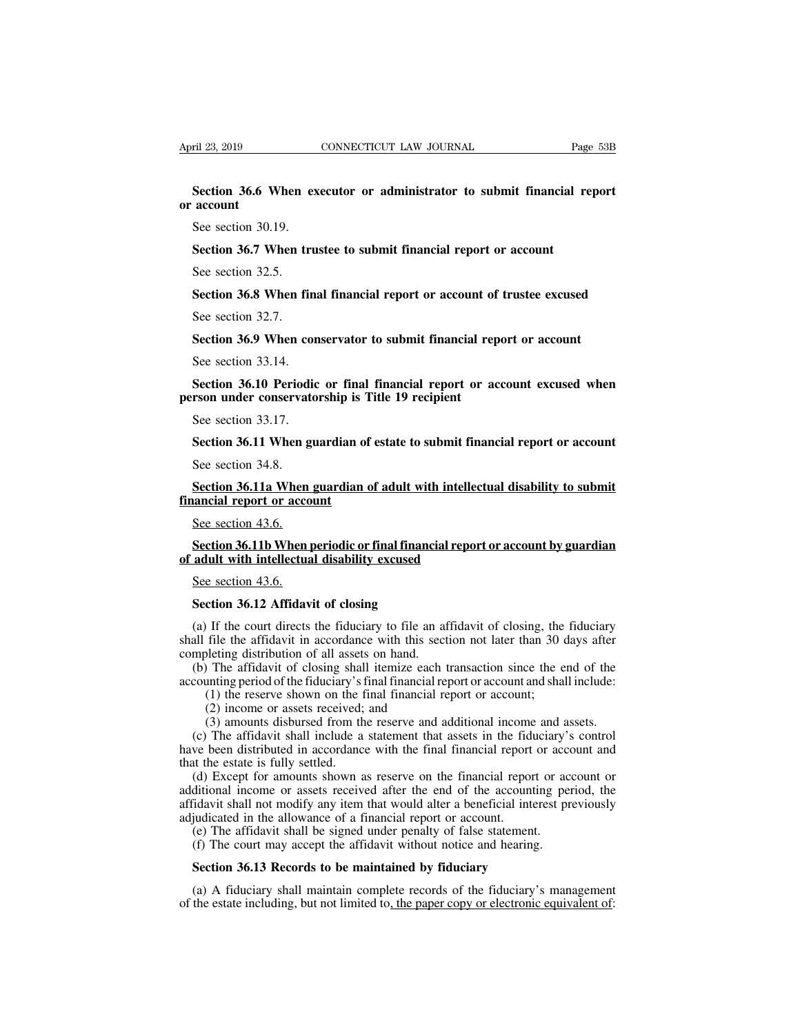**Section 36.6 When executor or administrator to submit financial report or account**

See section 30.19.

**Section 36.7 When trustee to submit financial report or account**

See section 32.5.

**Section 36.8 When final financial report or account of trustee excused**

See section 32.7.

**Section 36.9 When conservator to submit financial report or account**

See section 33.14.

**Section 36.10 Periodic or final financial report or account excused when person under conservatorship is Title 19 recipient**

See section 33.17.

**Section 36.11 When guardian of estate to submit financial report or account**

See section 34.8.

**Section 36.11a When guardian of adult with intellectual disability to submit financial report or account**

See section 43.6.

**Section 36.11b When periodic or final financial report or account by guardian of adult with intellectual disability excused**

See section 43.6.

**Section 36.12 Affidavit of closing**

(a) If the court directs the fiduciary to file an affidavit of closing, the fiduciary shall file the affidavit in accordance with this section not later than 30 days after completing distribution of all assets on hand.

(b) The affidavit of closing shall itemize each transaction since the end of the accounting period of the fiduciary's final financial report or account and shall include:

(1) the reserve shown on the final financial report or account;

(2) income or assets received; and

(3) amounts disbursed from the reserve and additional income and assets.

(c) The affidavit shall include a statement that assets in the fiduciary's control have been distributed in accordance with the final financial report or account and that the estate is fully settled.

(d) Except for amounts shown as reserve on the financial report or account or additional income or assets received after the end of the accounting period, the affidavit shall not modify any item that would alter a beneficial interest previously adjudicated in the allowance of a financial report or account.

(e) The affidavit shall be signed under penalty of false statement.

(f) The court may accept the affidavit without notice and hearing.

**Section 36.13 Records to be maintained by fiduciary**

(a) A fiduciary shall maintain complete records of the fiduciary's management of the estate including, but not limited to, the paper copy or electronic equivalent of: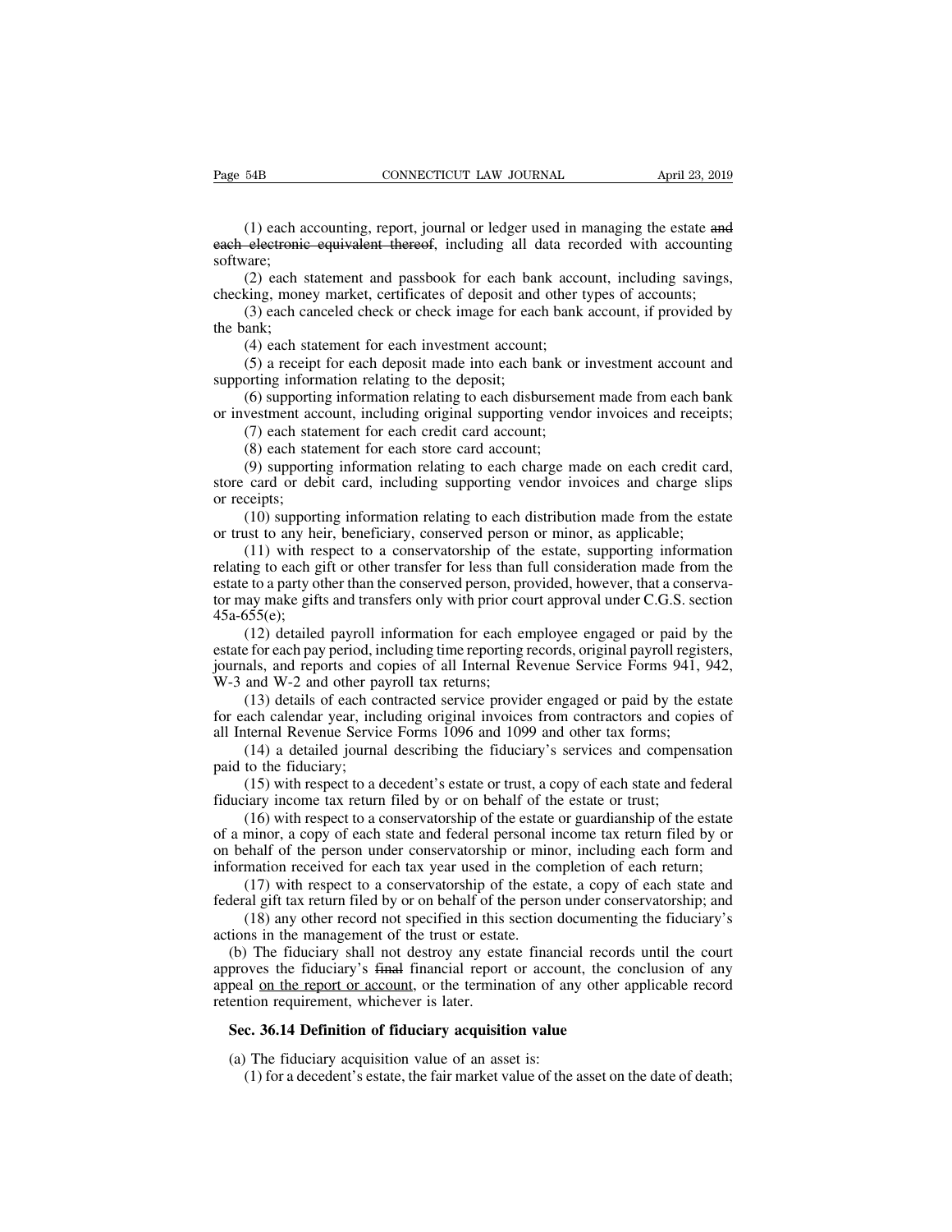(1) each accounting, report, journal or ledger used in managing the estate ~~and each electronic equivalent thereof~~, including all data recorded with accounting software;

(2) each statement and passbook for each bank account, including savings, checking, money market, certificates of deposit and other types of accounts;

(3) each canceled check or check image for each bank account, if provided by the bank;

(4) each statement for each investment account;

(5) a receipt for each deposit made into each bank or investment account and supporting information relating to the deposit;

(6) supporting information relating to each disbursement made from each bank or investment account, including original supporting vendor invoices and receipts;

(7) each statement for each credit card account;

(8) each statement for each store card account;

(9) supporting information relating to each charge made on each credit card, store card or debit card, including supporting vendor invoices and charge slips or receipts;

(10) supporting information relating to each distribution made from the estate or trust to any heir, beneficiary, conserved person or minor, as applicable;

(11) with respect to a conservatorship of the estate, supporting information relating to each gift or other transfer for less than full consideration made from the estate to a party other than the conserved person, provided, however, that a conservator may make gifts and transfers only with prior court approval under C.G.S. section 45a-655(e);

(12) detailed payroll information for each employee engaged or paid by the estate for each pay period, including time reporting records, original payroll registers, journals, and reports and copies of all Internal Revenue Service Forms 941, 942, W-3 and W-2 and other payroll tax returns;

(13) details of each contracted service provider engaged or paid by the estate for each calendar year, including original invoices from contractors and copies of all Internal Revenue Service Forms 1096 and 1099 and other tax forms;

(14) a detailed journal describing the fiduciary's services and compensation paid to the fiduciary;

(15) with respect to a decedent's estate or trust, a copy of each state and federal fiduciary income tax return filed by or on behalf of the estate or trust;

(16) with respect to a conservatorship of the estate or guardianship of the estate of a minor, a copy of each state and federal personal income tax return filed by or on behalf of the person under conservatorship or minor, including each form and information received for each tax year used in the completion of each return;

(17) with respect to a conservatorship of the estate, a copy of each state and federal gift tax return filed by or on behalf of the person under conservatorship; and

(18) any other record not specified in this section documenting the fiduciary's actions in the management of the trust or estate.

(b) The fiduciary shall not destroy any estate financial records until the court approves the fiduciary's ~~final~~ financial report or account, the conclusion of any appeal <u>on the report or account</u>, or the termination of any other applicable record retention requirement, whichever is later.

**Sec. 36.14 Definition of fiduciary acquisition value**

(a) The fiduciary acquisition value of an asset is:

(1) for a decedent's estate, the fair market value of the asset on the date of death;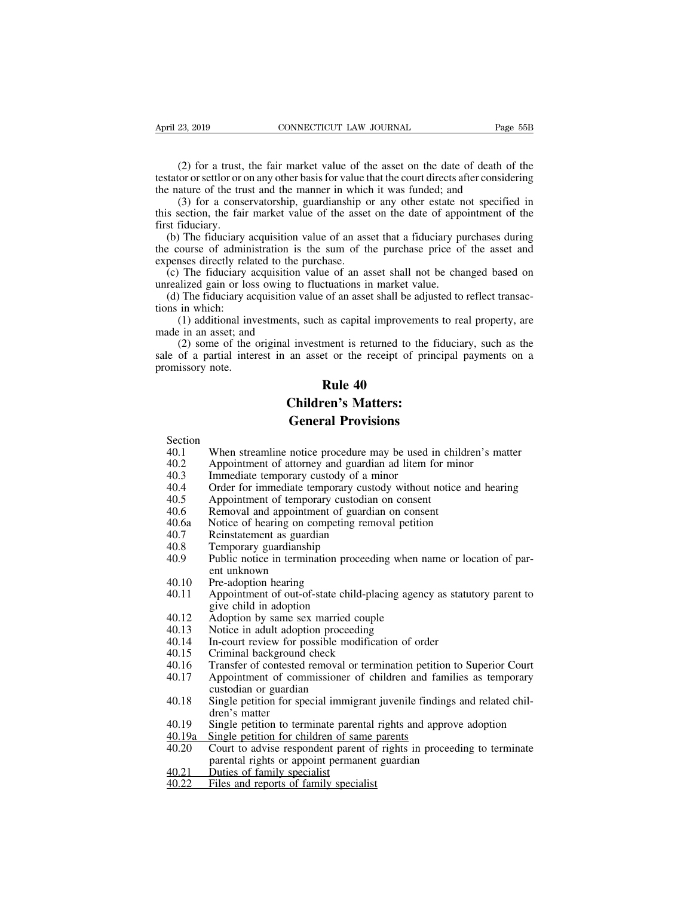(2) for a trust, the fair market value of the asset on the date of death of the testator or settlor or on any other basis for value that the court directs after considering the nature of the trust and the manner in which it was funded; and

(3) for a conservatorship, guardianship or any other estate not specified in this section, the fair market value of the asset on the date of appointment of the first fiduciary.

(b) The fiduciary acquisition value of an asset that a fiduciary purchases during the course of administration is the sum of the purchase price of the asset and expenses directly related to the purchase.

(c) The fiduciary acquisition value of an asset shall not be changed based on unrealized gain or loss owing to fluctuations in market value.

(d) The fiduciary acquisition value of an asset shall be adjusted to reflect transactions in which:

(1) additional investments, such as capital improvements to real property, are made in an asset; and

(2) some of the original investment is returned to the fiduciary, such as the sale of a partial interest in an asset or the receipt of principal payments on a promissory note.

# Rule 40
# Children's Matters:
# General Provisions

| Section | |
|---|---|
| 40.1 | When streamline notice procedure may be used in children's matter |
| 40.2 | Appointment of attorney and guardian ad litem for minor |
| 40.3 | Immediate temporary custody of a minor |
| 40.4 | Order for immediate temporary custody without notice and hearing |
| 40.5 | Appointment of temporary custodian on consent |
| 40.6 | Removal and appointment of guardian on consent |
| 40.6a | Notice of hearing on competing removal petition |
| 40.7 | Reinstatement as guardian |
| 40.8 | Temporary guardianship |
| 40.9 | Public notice in termination proceeding when name or location of parent unknown |
| 40.10 | Pre-adoption hearing |
| 40.11 | Appointment of out-of-state child-placing agency as statutory parent to give child in adoption |
| 40.12 | Adoption by same sex married couple |
| 40.13 | Notice in adult adoption proceeding |
| 40.14 | In-court review for possible modification of order |
| 40.15 | Criminal background check |
| 40.16 | Transfer of contested removal or termination petition to Superior Court |
| 40.17 | Appointment of commissioner of children and families as temporary custodian or guardian |
| 40.18 | Single petition for special immigrant juvenile findings and related children's matter |
| 40.19 | Single petition to terminate parental rights and approve adoption |
| <u>40.19a</u> | <u>Single petition for children of same parents</u> |
| 40.20 | Court to advise respondent parent of rights in proceeding to terminate parental rights or appoint permanent guardian |
| <u>40.21</u> | <u>Duties of family specialist</u> |
| <u>40.22</u> | <u>Files and reports of family specialist</u> |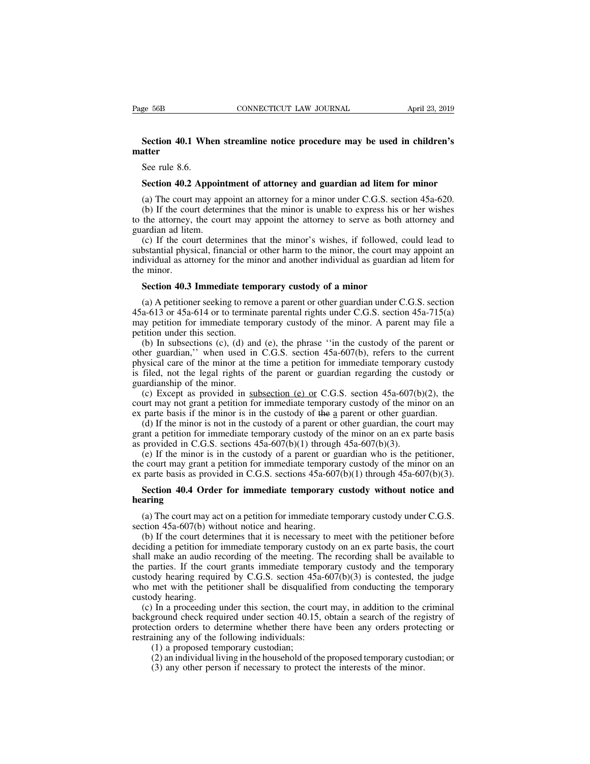**Section 40.1 When streamline notice procedure may be used in children's matter**

See rule 8.6.

**Section 40.2 Appointment of attorney and guardian ad litem for minor**

(a) The court may appoint an attorney for a minor under C.G.S. section 45a-620.

(b) If the court determines that the minor is unable to express his or her wishes to the attorney, the court may appoint the attorney to serve as both attorney and guardian ad litem.

(c) If the court determines that the minor's wishes, if followed, could lead to substantial physical, financial or other harm to the minor, the court may appoint an individual as attorney for the minor and another individual as guardian ad litem for the minor.

**Section 40.3 Immediate temporary custody of a minor**

(a) A petitioner seeking to remove a parent or other guardian under C.G.S. section 45a-613 or 45a-614 or to terminate parental rights under C.G.S. section 45a-715(a) may petition for immediate temporary custody of the minor. A parent may file a petition under this section.

(b) In subsections (c), (d) and (e), the phrase ''in the custody of the parent or other guardian,'' when used in C.G.S. section 45a-607(b), refers to the current physical care of the minor at the time a petition for immediate temporary custody is filed, not the legal rights of the parent or guardian regarding the custody or guardianship of the minor.

(c) Except as provided in <u>subsection (e) or</u> C.G.S. section 45a-607(b)(2), the court may not grant a petition for immediate temporary custody of the minor on an ex parte basis if the minor is in the custody of ~~the~~ <u>a</u> parent or other guardian.

(d) If the minor is not in the custody of a parent or other guardian, the court may grant a petition for immediate temporary custody of the minor on an ex parte basis as provided in C.G.S. sections 45a-607(b)(1) through 45a-607(b)(3).

(e) If the minor is in the custody of a parent or guardian who is the petitioner, the court may grant a petition for immediate temporary custody of the minor on an ex parte basis as provided in C.G.S. sections 45a-607(b)(1) through 45a-607(b)(3).

**Section 40.4 Order for immediate temporary custody without notice and hearing**

(a) The court may act on a petition for immediate temporary custody under C.G.S. section 45a-607(b) without notice and hearing.

(b) If the court determines that it is necessary to meet with the petitioner before deciding a petition for immediate temporary custody on an ex parte basis, the court shall make an audio recording of the meeting. The recording shall be available to the parties. If the court grants immediate temporary custody and the temporary custody hearing required by C.G.S. section 45a-607(b)(3) is contested, the judge who met with the petitioner shall be disqualified from conducting the temporary custody hearing.

(c) In a proceeding under this section, the court may, in addition to the criminal background check required under section 40.15, obtain a search of the registry of protection orders to determine whether there have been any orders protecting or restraining any of the following individuals:

(1) a proposed temporary custodian;

(2) an individual living in the household of the proposed temporary custodian; or

(3) any other person if necessary to protect the interests of the minor.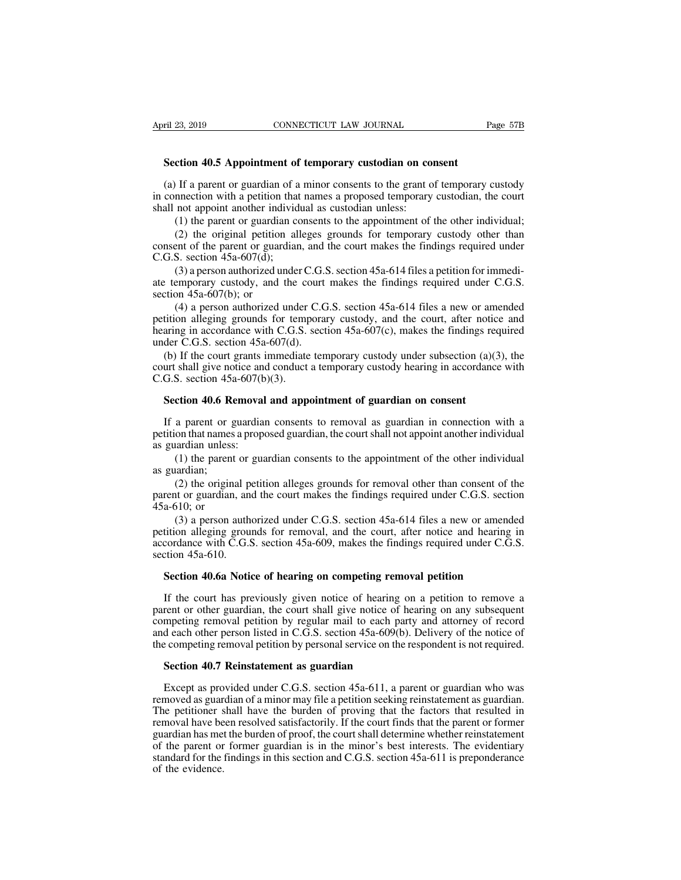**Section 40.5 Appointment of temporary custodian on consent**

(a) If a parent or guardian of a minor consents to the grant of temporary custody in connection with a petition that names a proposed temporary custodian, the court shall not appoint another individual as custodian unless:

(1) the parent or guardian consents to the appointment of the other individual;

(2) the original petition alleges grounds for temporary custody other than consent of the parent or guardian, and the court makes the findings required under C.G.S. section 45a-607(d);

(3) a person authorized under C.G.S. section 45a-614 files a petition for immediate temporary custody, and the court makes the findings required under C.G.S. section 45a-607(b); or

(4) a person authorized under C.G.S. section 45a-614 files a new or amended petition alleging grounds for temporary custody, and the court, after notice and hearing in accordance with C.G.S. section 45a-607(c), makes the findings required under C.G.S. section 45a-607(d).

(b) If the court grants immediate temporary custody under subsection (a)(3), the court shall give notice and conduct a temporary custody hearing in accordance with C.G.S. section 45a-607(b)(3).

**Section 40.6 Removal and appointment of guardian on consent**

If a parent or guardian consents to removal as guardian in connection with a petition that names a proposed guardian, the court shall not appoint another individual as guardian unless:

(1) the parent or guardian consents to the appointment of the other individual as guardian;

(2) the original petition alleges grounds for removal other than consent of the parent or guardian, and the court makes the findings required under C.G.S. section 45a-610; or

(3) a person authorized under C.G.S. section 45a-614 files a new or amended petition alleging grounds for removal, and the court, after notice and hearing in accordance with C.G.S. section 45a-609, makes the findings required under C.G.S. section 45a-610.

**Section 40.6a Notice of hearing on competing removal petition**

If the court has previously given notice of hearing on a petition to remove a parent or other guardian, the court shall give notice of hearing on any subsequent competing removal petition by regular mail to each party and attorney of record and each other person listed in C.G.S. section 45a-609(b). Delivery of the notice of the competing removal petition by personal service on the respondent is not required.

**Section 40.7 Reinstatement as guardian**

Except as provided under C.G.S. section 45a-611, a parent or guardian who was removed as guardian of a minor may file a petition seeking reinstatement as guardian. The petitioner shall have the burden of proving that the factors that resulted in removal have been resolved satisfactorily. If the court finds that the parent or former guardian has met the burden of proof, the court shall determine whether reinstatement of the parent or former guardian is in the minor's best interests. The evidentiary standard for the findings in this section and C.G.S. section 45a-611 is preponderance of the evidence.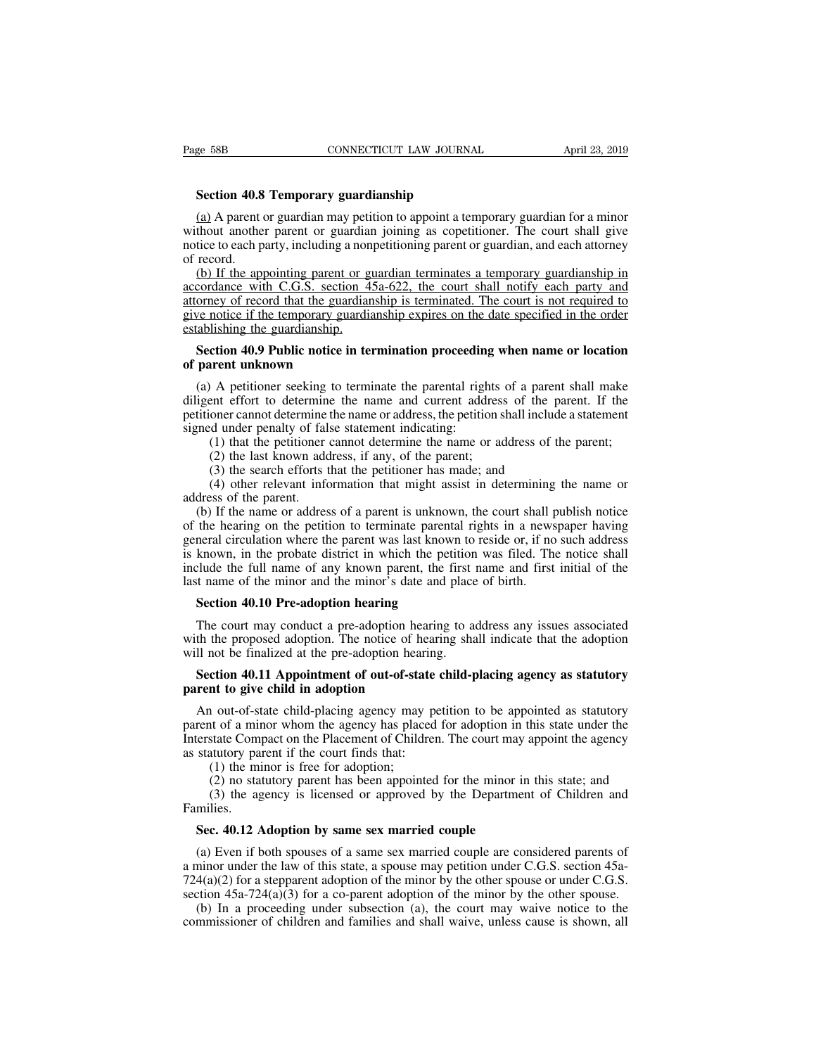**Section 40.8 Temporary guardianship**

(a) A parent or guardian may petition to appoint a temporary guardian for a minor without another parent or guardian joining as copetitioner. The court shall give notice to each party, including a nonpetitioning parent or guardian, and each attorney of record.

(b) If the appointing parent or guardian terminates a temporary guardianship in accordance with C.G.S. section 45a-622, the court shall notify each party and attorney of record that the guardianship is terminated. The court is not required to give notice if the temporary guardianship expires on the date specified in the order establishing the guardianship.

**Section 40.9 Public notice in termination proceeding when name or location of parent unknown**

(a) A petitioner seeking to terminate the parental rights of a parent shall make diligent effort to determine the name and current address of the parent. If the petitioner cannot determine the name or address, the petition shall include a statement signed under penalty of false statement indicating:

(1) that the petitioner cannot determine the name or address of the parent;

(2) the last known address, if any, of the parent;

(3) the search efforts that the petitioner has made; and

(4) other relevant information that might assist in determining the name or address of the parent.

(b) If the name or address of a parent is unknown, the court shall publish notice of the hearing on the petition to terminate parental rights in a newspaper having general circulation where the parent was last known to reside or, if no such address is known, in the probate district in which the petition was filed. The notice shall include the full name of any known parent, the first name and first initial of the last name of the minor and the minor's date and place of birth.

**Section 40.10 Pre-adoption hearing**

The court may conduct a pre-adoption hearing to address any issues associated with the proposed adoption. The notice of hearing shall indicate that the adoption will not be finalized at the pre-adoption hearing.

**Section 40.11 Appointment of out-of-state child-placing agency as statutory parent to give child in adoption**

An out-of-state child-placing agency may petition to be appointed as statutory parent of a minor whom the agency has placed for adoption in this state under the Interstate Compact on the Placement of Children. The court may appoint the agency as statutory parent if the court finds that:

(1) the minor is free for adoption;

(2) no statutory parent has been appointed for the minor in this state; and

(3) the agency is licensed or approved by the Department of Children and Families.

**Sec. 40.12 Adoption by same sex married couple**

(a) Even if both spouses of a same sex married couple are considered parents of a minor under the law of this state, a spouse may petition under C.G.S. section 45a-724(a)(2) for a stepparent adoption of the minor by the other spouse or under C.G.S. section 45a-724(a)(3) for a co-parent adoption of the minor by the other spouse.

(b) In a proceeding under subsection (a), the court may waive notice to the commissioner of children and families and shall waive, unless cause is shown, all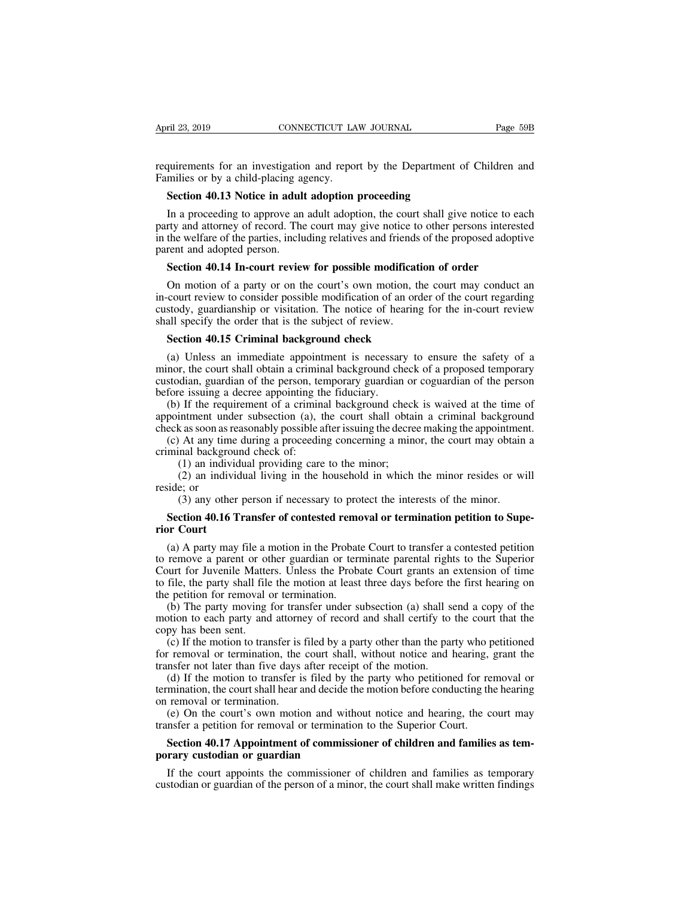requirements for an investigation and report by the Department of Children and Families or by a child-placing agency.

**Section 40.13 Notice in adult adoption proceeding**

In a proceeding to approve an adult adoption, the court shall give notice to each party and attorney of record. The court may give notice to other persons interested in the welfare of the parties, including relatives and friends of the proposed adoptive parent and adopted person.

**Section 40.14 In-court review for possible modification of order**

On motion of a party or on the court's own motion, the court may conduct an in-court review to consider possible modification of an order of the court regarding custody, guardianship or visitation. The notice of hearing for the in-court review shall specify the order that is the subject of review.

**Section 40.15 Criminal background check**

(a) Unless an immediate appointment is necessary to ensure the safety of a minor, the court shall obtain a criminal background check of a proposed temporary custodian, guardian of the person, temporary guardian or coguardian of the person before issuing a decree appointing the fiduciary.

(b) If the requirement of a criminal background check is waived at the time of appointment under subsection (a), the court shall obtain a criminal background check as soon as reasonably possible after issuing the decree making the appointment.

(c) At any time during a proceeding concerning a minor, the court may obtain a criminal background check of:

(1) an individual providing care to the minor;

(2) an individual living in the household in which the minor resides or will reside; or

(3) any other person if necessary to protect the interests of the minor.

**Section 40.16 Transfer of contested removal or termination petition to Superior Court**

(a) A party may file a motion in the Probate Court to transfer a contested petition to remove a parent or other guardian or terminate parental rights to the Superior Court for Juvenile Matters. Unless the Probate Court grants an extension of time to file, the party shall file the motion at least three days before the first hearing on the petition for removal or termination.

(b) The party moving for transfer under subsection (a) shall send a copy of the motion to each party and attorney of record and shall certify to the court that the copy has been sent.

(c) If the motion to transfer is filed by a party other than the party who petitioned for removal or termination, the court shall, without notice and hearing, grant the transfer not later than five days after receipt of the motion.

(d) If the motion to transfer is filed by the party who petitioned for removal or termination, the court shall hear and decide the motion before conducting the hearing on removal or termination.

(e) On the court's own motion and without notice and hearing, the court may transfer a petition for removal or termination to the Superior Court.

**Section 40.17 Appointment of commissioner of children and families as temporary custodian or guardian**

If the court appoints the commissioner of children and families as temporary custodian or guardian of the person of a minor, the court shall make written findings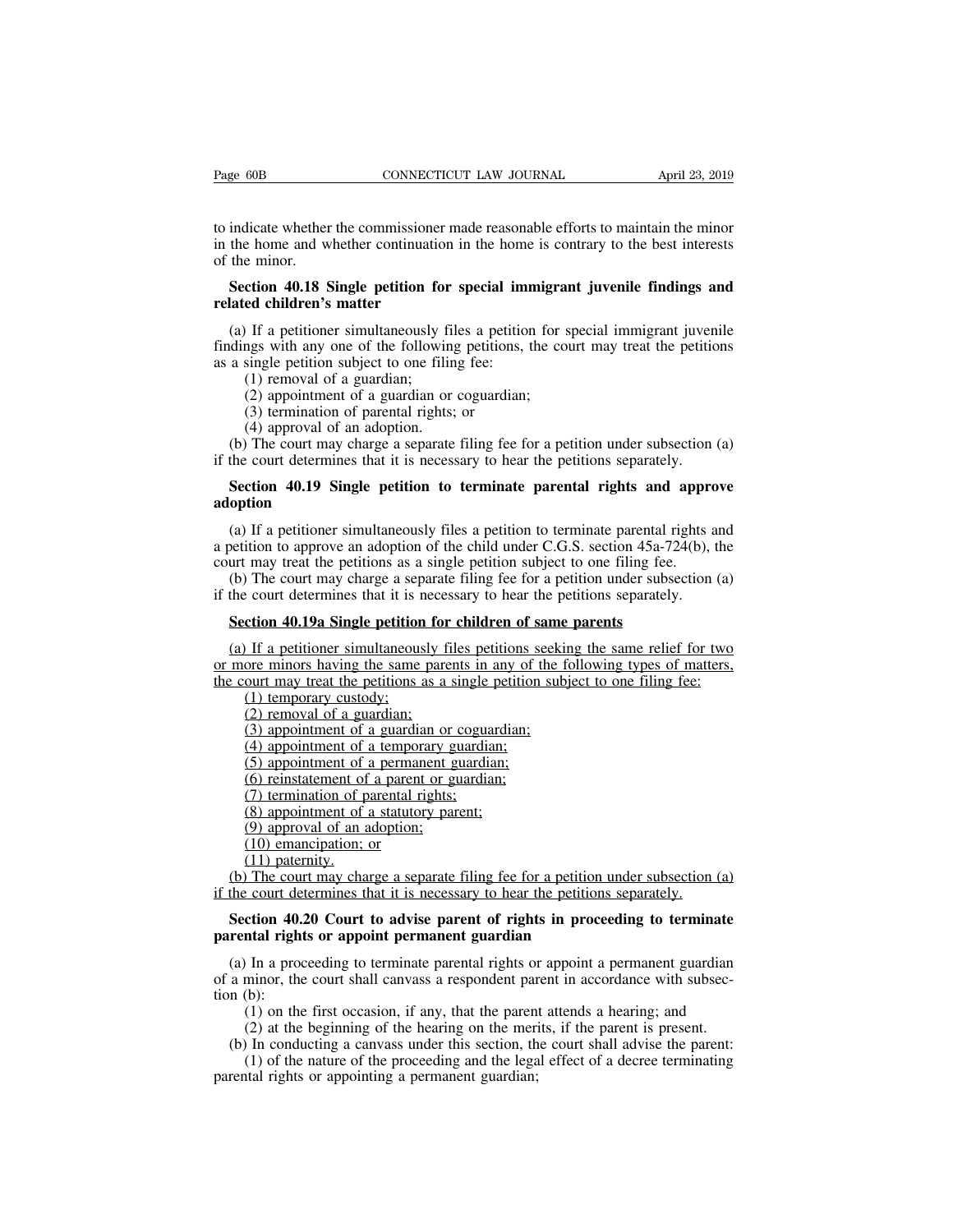to indicate whether the commissioner made reasonable efforts to maintain the minor in the home and whether continuation in the home is contrary to the best interests of the minor.

**Section 40.18 Single petition for special immigrant juvenile findings and related children's matter**

(a) If a petitioner simultaneously files a petition for special immigrant juvenile findings with any one of the following petitions, the court may treat the petitions as a single petition subject to one filing fee:

(1) removal of a guardian;

(2) appointment of a guardian or coguardian;

(3) termination of parental rights; or

(4) approval of an adoption.

(b) The court may charge a separate filing fee for a petition under subsection (a) if the court determines that it is necessary to hear the petitions separately.

**Section 40.19 Single petition to terminate parental rights and approve adoption**

(a) If a petitioner simultaneously files a petition to terminate parental rights and a petition to approve an adoption of the child under C.G.S. section 45a-724(b), the court may treat the petitions as a single petition subject to one filing fee.

(b) The court may charge a separate filing fee for a petition under subsection (a) if the court determines that it is necessary to hear the petitions separately.

<u>**Section 40.19a Single petition for children of same parents**</u>

<u>(a) If a petitioner simultaneously files petitions seeking the same relief for two or more minors having the same parents in any of the following types of matters, the court may treat the petitions as a single petition subject to one filing fee:</u>

<u>(1) temporary custody;</u>

<u>(2) removal of a guardian;</u>

<u>(3) appointment of a guardian or coguardian;</u>

<u>(4) appointment of a temporary guardian;</u>

<u>(5) appointment of a permanent guardian;</u>

<u>(6) reinstatement of a parent or guardian;</u>

<u>(7) termination of parental rights;</u>

<u>(8) appointment of a statutory parent;</u>

<u>(9) approval of an adoption;</u>

<u>(10) emancipation; or</u>

<u>(11) paternity.</u>

<u>(b) The court may charge a separate filing fee for a petition under subsection (a) if the court determines that it is necessary to hear the petitions separately.</u>

**Section 40.20 Court to advise parent of rights in proceeding to terminate parental rights or appoint permanent guardian**

(a) In a proceeding to terminate parental rights or appoint a permanent guardian of a minor, the court shall canvass a respondent parent in accordance with subsection (b):

(1) on the first occasion, if any, that the parent attends a hearing; and

(2) at the beginning of the hearing on the merits, if the parent is present.

(b) In conducting a canvass under this section, the court shall advise the parent:

(1) of the nature of the proceeding and the legal effect of a decree terminating parental rights or appointing a permanent guardian;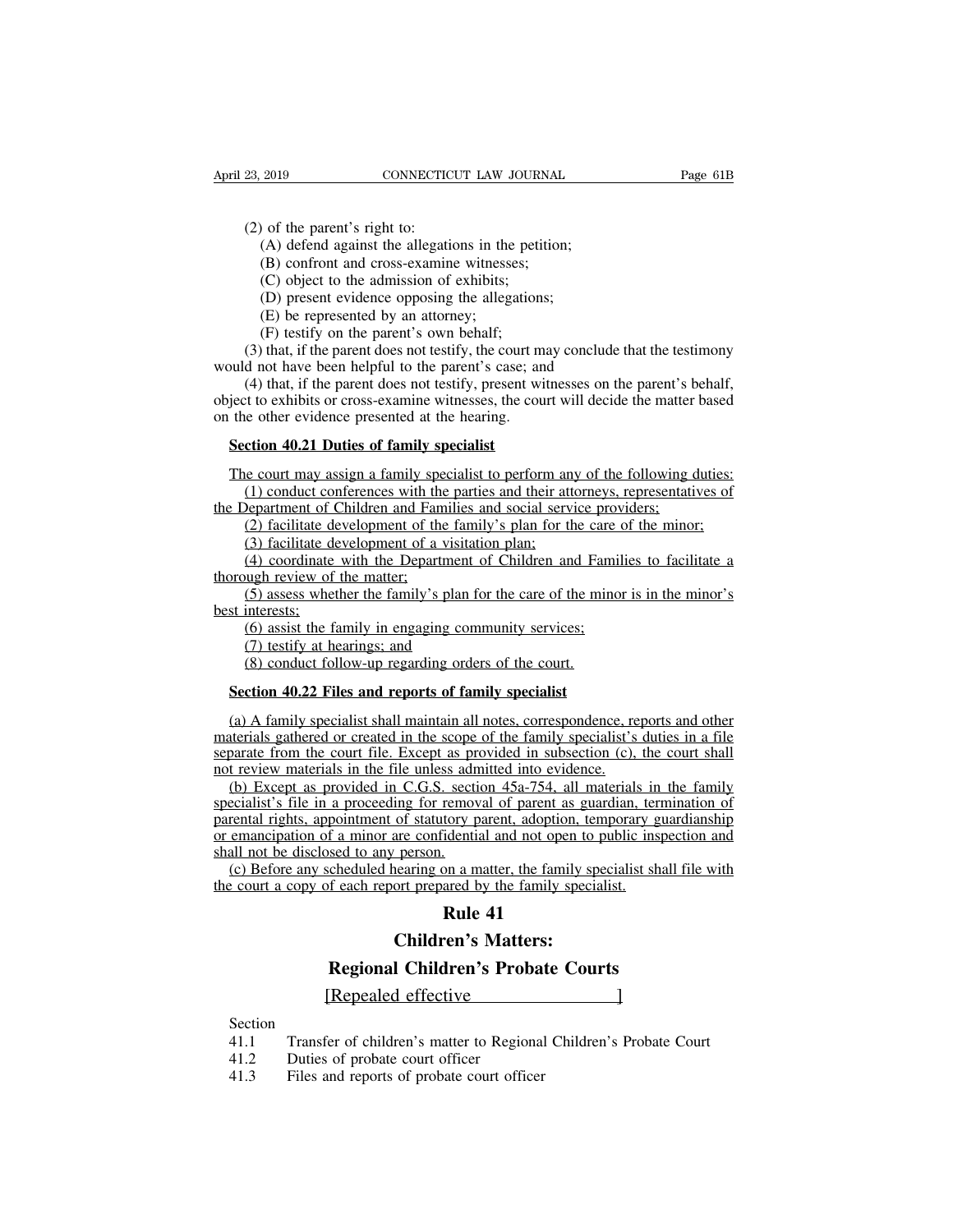(2) of the parent's right to:

(A) defend against the allegations in the petition;

(B) confront and cross-examine witnesses;

(C) object to the admission of exhibits;

(D) present evidence opposing the allegations;

(E) be represented by an attorney;

(F) testify on the parent's own behalf;

(3) that, if the parent does not testify, the court may conclude that the testimony would not have been helpful to the parent's case; and

(4) that, if the parent does not testify, present witnesses on the parent's behalf, object to exhibits or cross-examine witnesses, the court will decide the matter based on the other evidence presented at the hearing.

**Section 40.21 Duties of family specialist**

The court may assign a family specialist to perform any of the following duties:

(1) conduct conferences with the parties and their attorneys, representatives of the Department of Children and Families and social service providers;

(2) facilitate development of the family's plan for the care of the minor;

(3) facilitate development of a visitation plan;

(4) coordinate with the Department of Children and Families to facilitate a thorough review of the matter;

(5) assess whether the family's plan for the care of the minor is in the minor's best interests;

(6) assist the family in engaging community services;

(7) testify at hearings; and

(8) conduct follow-up regarding orders of the court.

**Section 40.22 Files and reports of family specialist**

(a) A family specialist shall maintain all notes, correspondence, reports and other materials gathered or created in the scope of the family specialist's duties in a file separate from the court file. Except as provided in subsection (c), the court shall not review materials in the file unless admitted into evidence.

(b) Except as provided in C.G.S. section 45a-754, all materials in the family specialist's file in a proceeding for removal of parent as guardian, termination of parental rights, appointment of statutory parent, adoption, temporary guardianship or emancipation of a minor are confidential and not open to public inspection and shall not be disclosed to any person.

(c) Before any scheduled hearing on a matter, the family specialist shall file with the court a copy of each report prepared by the family specialist.

# Rule 41

# Children's Matters:

# Regional Children's Probate Courts

[Repealed effective ]

Section
41.1 Transfer of children's matter to Regional Children's Probate Court
41.2 Duties of probate court officer
41.3 Files and reports of probate court officer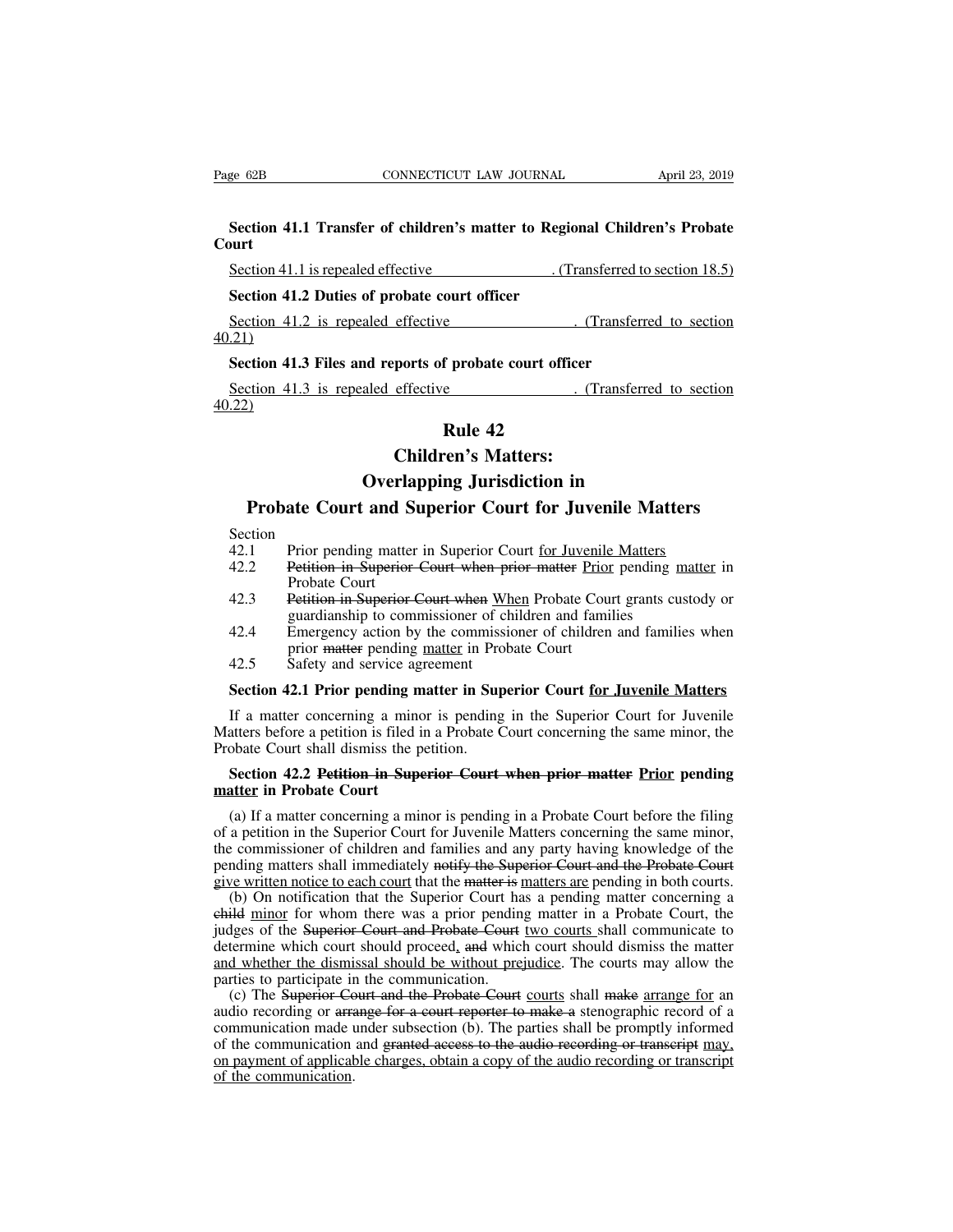**Section 41.1 Transfer of children's matter to Regional Children's Probate Court**

<u>Section 41.1 is repealed effective \_\_\_\_\_\_\_\_\_\_\_\_\_\_\_\_. (Transferred to section 18.5)</u>

**Section 41.2 Duties of probate court officer**

<u>Section 41.2 is repealed effective \_\_\_\_\_\_\_\_\_\_\_\_\_\_\_\_. (Transferred to section 40.21)</u>

**Section 41.3 Files and reports of probate court officer**

<u>Section 41.3 is repealed effective \_\_\_\_\_\_\_\_\_\_\_\_\_\_\_\_. (Transferred to section 40.22)</u>

# Rule 42
# Children's Matters: Overlapping Jurisdiction in Probate Court and Superior Court for Juvenile Matters

Section
- 42.1 Prior pending matter in Superior Court <u>for Juvenile Matters</u>
- 42.2 ~~Petition in Superior Court when prior matter~~ <u>Prior</u> pending <u>matter</u> in Probate Court
- 42.3 ~~Petition in Superior Court when~~ <u>When</u> Probate Court grants custody or guardianship to commissioner of children and families
- 42.4 Emergency action by the commissioner of children and families when prior ~~matter~~ pending <u>matter</u> in Probate Court
- 42.5 Safety and service agreement

**Section 42.1 Prior pending matter in Superior Court <u>for Juvenile Matters</u>**

If a matter concerning a minor is pending in the Superior Court for Juvenile Matters before a petition is filed in a Probate Court concerning the same minor, the Probate Court shall dismiss the petition.

**Section 42.2 ~~Petition in Superior Court when prior matter~~ <u>Prior</u> pending <u>matter</u> in Probate Court**

(a) If a matter concerning a minor is pending in a Probate Court before the filing of a petition in the Superior Court for Juvenile Matters concerning the same minor, the commissioner of children and families and any party having knowledge of the pending matters shall immediately ~~notify the Superior Court and the Probate Court~~ <u>give written notice to each court</u> that the ~~matter is~~ <u>matters are</u> pending in both courts.

(b) On notification that the Superior Court has a pending matter concerning a ~~child~~ <u>minor</u> for whom there was a prior pending matter in a Probate Court, the judges of the ~~Superior Court and Probate Court~~ <u>two courts</u> shall communicate to determine which court should proceed<u>,</u> ~~and~~ which court should dismiss the matter <u>and whether the dismissal should be without prejudice</u>. The courts may allow the parties to participate in the communication.

(c) The ~~Superior Court and the Probate Court~~ <u>courts</u> shall ~~make~~ <u>arrange for</u> an audio recording or ~~arrange for a court reporter to make a~~ stenographic record of a communication made under subsection (b). The parties shall be promptly informed of the communication and ~~granted access to the audio recording or transcript~~ <u>may, on payment of applicable charges, obtain a copy of the audio recording or transcript of the communication</u>.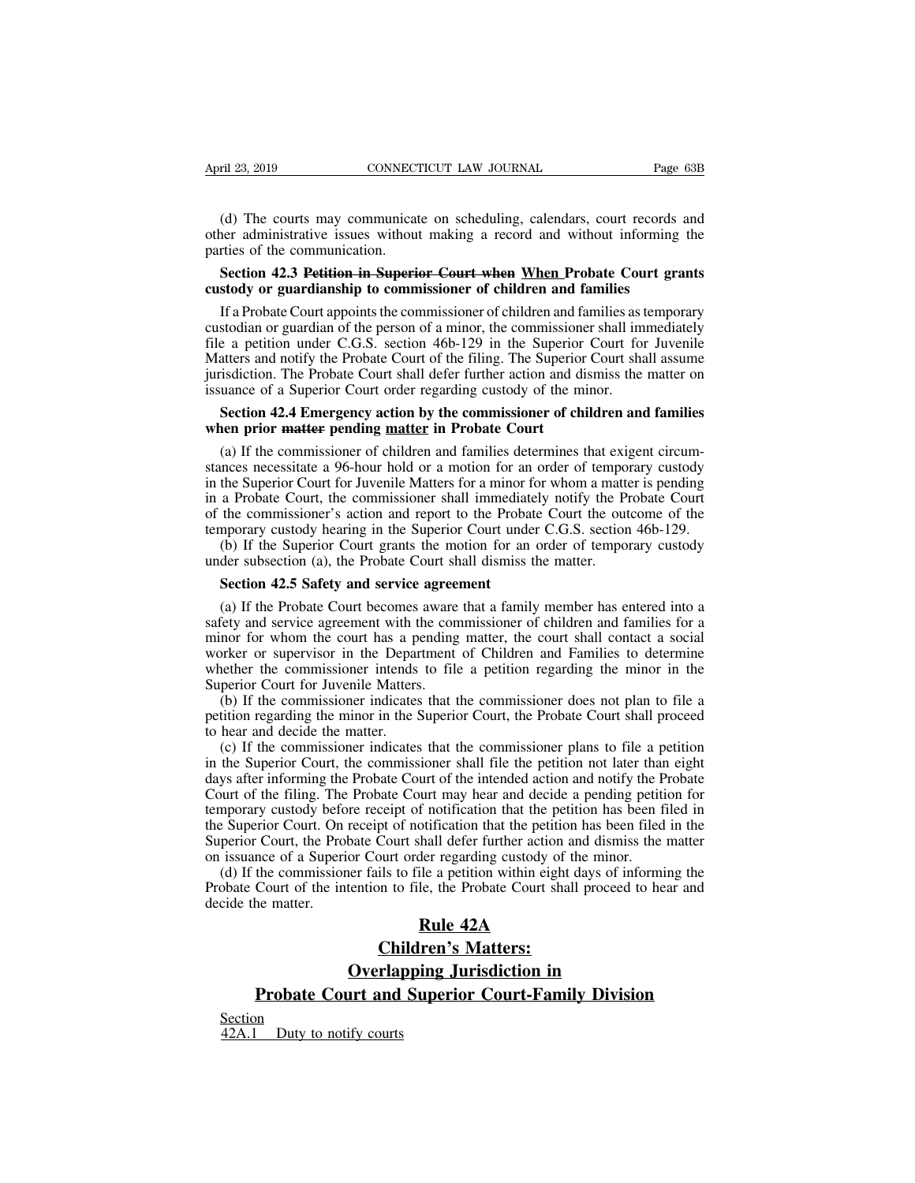(d) The courts may communicate on scheduling, calendars, court records and other administrative issues without making a record and without informing the parties of the communication.

**Section 42.3 ~~Petition in Superior Court when~~ <u>When</u> Probate Court grants custody or guardianship to commissioner of children and families**

If a Probate Court appoints the commissioner of children and families as temporary custodian or guardian of the person of a minor, the commissioner shall immediately file a petition under C.G.S. section 46b-129 in the Superior Court for Juvenile Matters and notify the Probate Court of the filing. The Superior Court shall assume jurisdiction. The Probate Court shall defer further action and dismiss the matter on issuance of a Superior Court order regarding custody of the minor.

**Section 42.4 Emergency action by the commissioner of children and families when prior ~~matter~~ pending <u>matter</u> in Probate Court**

(a) If the commissioner of children and families determines that exigent circumstances necessitate a 96-hour hold or a motion for an order of temporary custody in the Superior Court for Juvenile Matters for a minor for whom a matter is pending in a Probate Court, the commissioner shall immediately notify the Probate Court of the commissioner's action and report to the Probate Court the outcome of the temporary custody hearing in the Superior Court under C.G.S. section 46b-129.

(b) If the Superior Court grants the motion for an order of temporary custody under subsection (a), the Probate Court shall dismiss the matter.

**Section 42.5 Safety and service agreement**

(a) If the Probate Court becomes aware that a family member has entered into a safety and service agreement with the commissioner of children and families for a minor for whom the court has a pending matter, the court shall contact a social worker or supervisor in the Department of Children and Families to determine whether the commissioner intends to file a petition regarding the minor in the Superior Court for Juvenile Matters.

(b) If the commissioner indicates that the commissioner does not plan to file a petition regarding the minor in the Superior Court, the Probate Court shall proceed to hear and decide the matter.

(c) If the commissioner indicates that the commissioner plans to file a petition in the Superior Court, the commissioner shall file the petition not later than eight days after informing the Probate Court of the intended action and notify the Probate Court of the filing. The Probate Court may hear and decide a pending petition for temporary custody before receipt of notification that the petition has been filed in the Superior Court. On receipt of notification that the petition has been filed in the Superior Court, the Probate Court shall defer further action and dismiss the matter on issuance of a Superior Court order regarding custody of the minor.

(d) If the commissioner fails to file a petition within eight days of informing the Probate Court of the intention to file, the Probate Court shall proceed to hear and decide the matter.

## <u>Rule 42A</u>

## <u>Children's Matters:</u>

## <u>Overlapping Jurisdiction in</u>

## <u>Probate Court and Superior Court-Family Division</u>

<u>Section</u>

<u>42A.1 Duty to notify courts</u>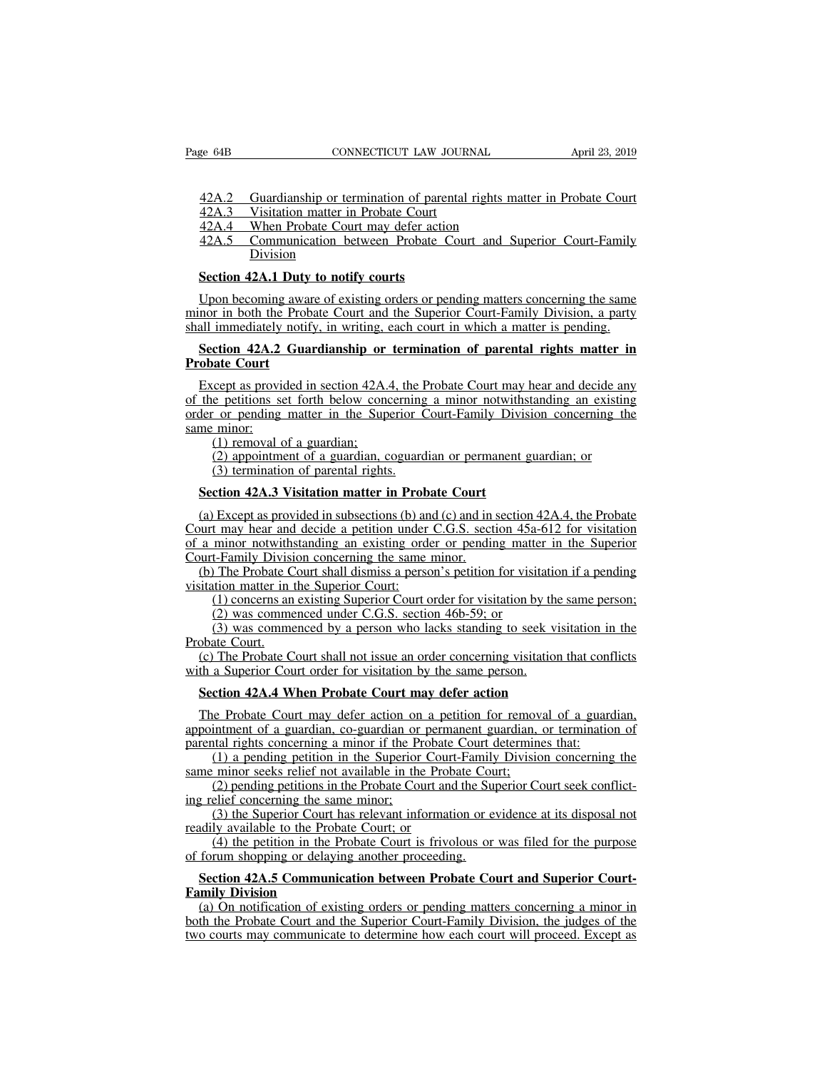42A.2 Guardianship or termination of parental rights matter in Probate Court
42A.3 Visitation matter in Probate Court
42A.4 When Probate Court may defer action
42A.5 Communication between Probate Court and Superior Court-Family Division

**Section 42A.1 Duty to notify courts**

Upon becoming aware of existing orders or pending matters concerning the same minor in both the Probate Court and the Superior Court-Family Division, a party shall immediately notify, in writing, each court in which a matter is pending.

**Section 42A.2 Guardianship or termination of parental rights matter in Probate Court**

Except as provided in section 42A.4, the Probate Court may hear and decide any of the petitions set forth below concerning a minor notwithstanding an existing order or pending matter in the Superior Court-Family Division concerning the same minor:

(1) removal of a guardian;
(2) appointment of a guardian, coguardian or permanent guardian; or
(3) termination of parental rights.

**Section 42A.3 Visitation matter in Probate Court**

(a) Except as provided in subsections (b) and (c) and in section 42A.4, the Probate Court may hear and decide a petition under C.G.S. section 45a-612 for visitation of a minor notwithstanding an existing order or pending matter in the Superior Court-Family Division concerning the same minor.

(b) The Probate Court shall dismiss a person's petition for visitation if a pending visitation matter in the Superior Court:

(1) concerns an existing Superior Court order for visitation by the same person;
(2) was commenced under C.G.S. section 46b-59; or
(3) was commenced by a person who lacks standing to seek visitation in the Probate Court.

(c) The Probate Court shall not issue an order concerning visitation that conflicts with a Superior Court order for visitation by the same person.

**Section 42A.4 When Probate Court may defer action**

The Probate Court may defer action on a petition for removal of a guardian, appointment of a guardian, co-guardian or permanent guardian, or termination of parental rights concerning a minor if the Probate Court determines that:

(1) a pending petition in the Superior Court-Family Division concerning the same minor seeks relief not available in the Probate Court;
(2) pending petitions in the Probate Court and the Superior Court seek conflicting relief concerning the same minor;
(3) the Superior Court has relevant information or evidence at its disposal not readily available to the Probate Court; or
(4) the petition in the Probate Court is frivolous or was filed for the purpose of forum shopping or delaying another proceeding.

**Section 42A.5 Communication between Probate Court and Superior Court-Family Division**

(a) On notification of existing orders or pending matters concerning a minor in both the Probate Court and the Superior Court-Family Division, the judges of the two courts may communicate to determine how each court will proceed. Except as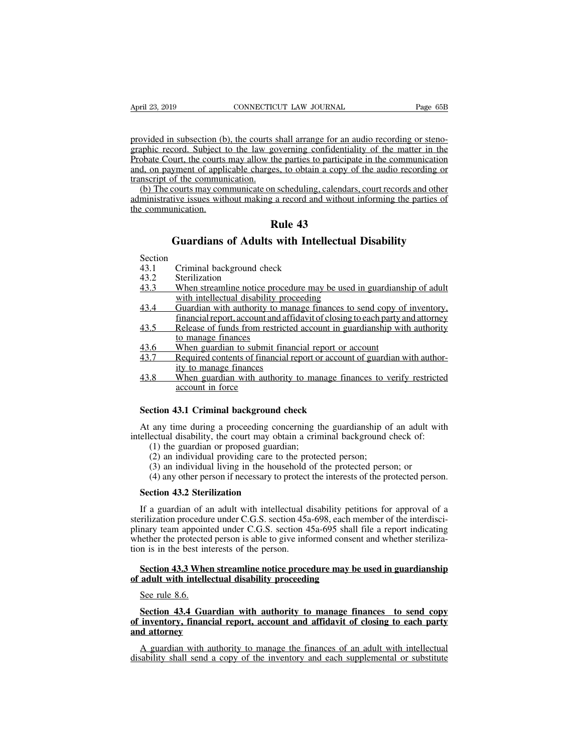provided in subsection (b), the courts shall arrange for an audio recording or stenographic record. Subject to the law governing confidentiality of the matter in the Probate Court, the courts may allow the parties to participate in the communication and, on payment of applicable charges, to obtain a copy of the audio recording or transcript of the communication.

(b) The courts may communicate on scheduling, calendars, court records and other administrative issues without making a record and without informing the parties of the communication.

# Rule 43

# Guardians of Adults with Intellectual Disability

| Section | |
|---|---|
| 43.1 | Criminal background check |
| 43.2 | Sterilization |
| 43.3 | When streamline notice procedure may be used in guardianship of adult with intellectual disability proceeding |
| 43.4 | Guardian with authority to manage finances to send copy of inventory, financial report, account and affidavit of closing to each party and attorney |
| 43.5 | Release of funds from restricted account in guardianship with authority to manage finances |
| 43.6 | When guardian to submit financial report or account |
| 43.7 | Required contents of financial report or account of guardian with authority to manage finances |
| 43.8 | When guardian with authority to manage finances to verify restricted account in force |

**Section 43.1 Criminal background check**

At any time during a proceeding concerning the guardianship of an adult with intellectual disability, the court may obtain a criminal background check of:

(1) the guardian or proposed guardian;

(2) an individual providing care to the protected person;

(3) an individual living in the household of the protected person; or

(4) any other person if necessary to protect the interests of the protected person.

**Section 43.2 Sterilization**

If a guardian of an adult with intellectual disability petitions for approval of a sterilization procedure under C.G.S. section 45a-698, each member of the interdisciplinary team appointed under C.G.S. section 45a-695 shall file a report indicating whether the protected person is able to give informed consent and whether sterilization is in the best interests of the person.

**Section 43.3 When streamline notice procedure may be used in guardianship of adult with intellectual disability proceeding**

See rule 8.6.

**Section 43.4 Guardian with authority to manage finances to send copy of inventory, financial report, account and affidavit of closing to each party and attorney**

A guardian with authority to manage the finances of an adult with intellectual disability shall send a copy of the inventory and each supplemental or substitute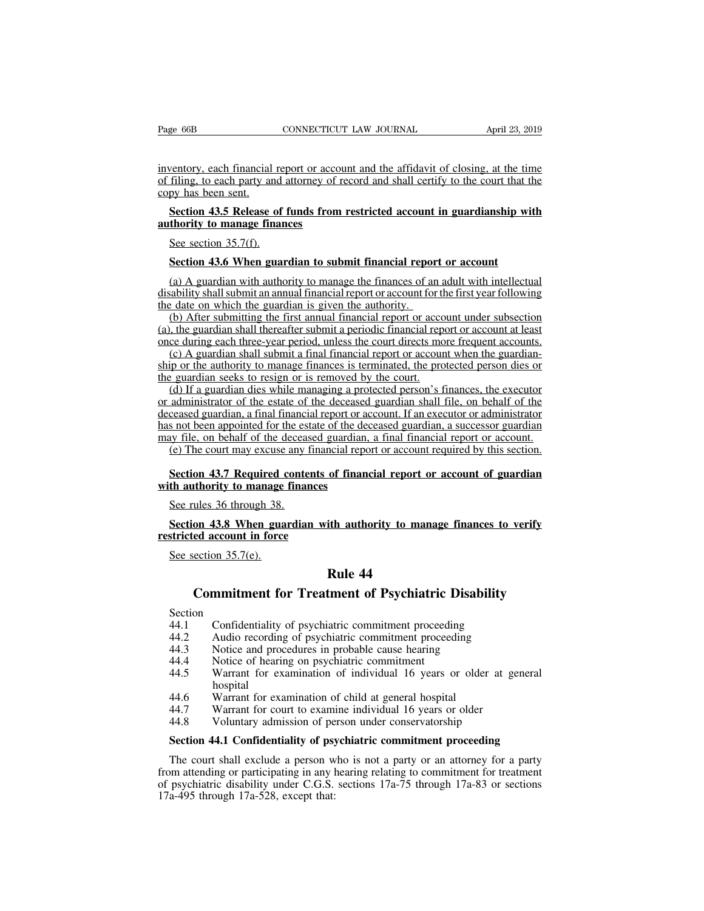inventory, each financial report or account and the affidavit of closing, at the time of filing, to each party and attorney of record and shall certify to the court that the copy has been sent.

**Section 43.5 Release of funds from restricted account in guardianship with authority to manage finances**

See section 35.7(f).

**Section 43.6 When guardian to submit financial report or account**

(a) A guardian with authority to manage the finances of an adult with intellectual disability shall submit an annual financial report or account for the first year following the date on which the guardian is given the authority.

(b) After submitting the first annual financial report or account under subsection (a), the guardian shall thereafter submit a periodic financial report or account at least once during each three-year period, unless the court directs more frequent accounts.

(c) A guardian shall submit a final financial report or account when the guardianship or the authority to manage finances is terminated, the protected person dies or the guardian seeks to resign or is removed by the court.

(d) If a guardian dies while managing a protected person's finances, the executor or administrator of the estate of the deceased guardian shall file, on behalf of the deceased guardian, a final financial report or account. If an executor or administrator has not been appointed for the estate of the deceased guardian, a successor guardian may file, on behalf of the deceased guardian, a final financial report or account.

(e) The court may excuse any financial report or account required by this section.

**Section 43.7 Required contents of financial report or account of guardian with authority to manage finances**

See rules 36 through 38.

**Section 43.8 When guardian with authority to manage finances to verify restricted account in force**

See section 35.7(e).

# Rule 44

# Commitment for Treatment of Psychiatric Disability

Section
44.1 Confidentiality of psychiatric commitment proceeding
44.2 Audio recording of psychiatric commitment proceeding
44.3 Notice and procedures in probable cause hearing
44.4 Notice of hearing on psychiatric commitment
44.5 Warrant for examination of individual 16 years or older at general hospital
44.6 Warrant for examination of child at general hospital
44.7 Warrant for court to examine individual 16 years or older
44.8 Voluntary admission of person under conservatorship

**Section 44.1 Confidentiality of psychiatric commitment proceeding**

The court shall exclude a person who is not a party or an attorney for a party from attending or participating in any hearing relating to commitment for treatment of psychiatric disability under C.G.S. sections 17a-75 through 17a-83 or sections 17a-495 through 17a-528, except that: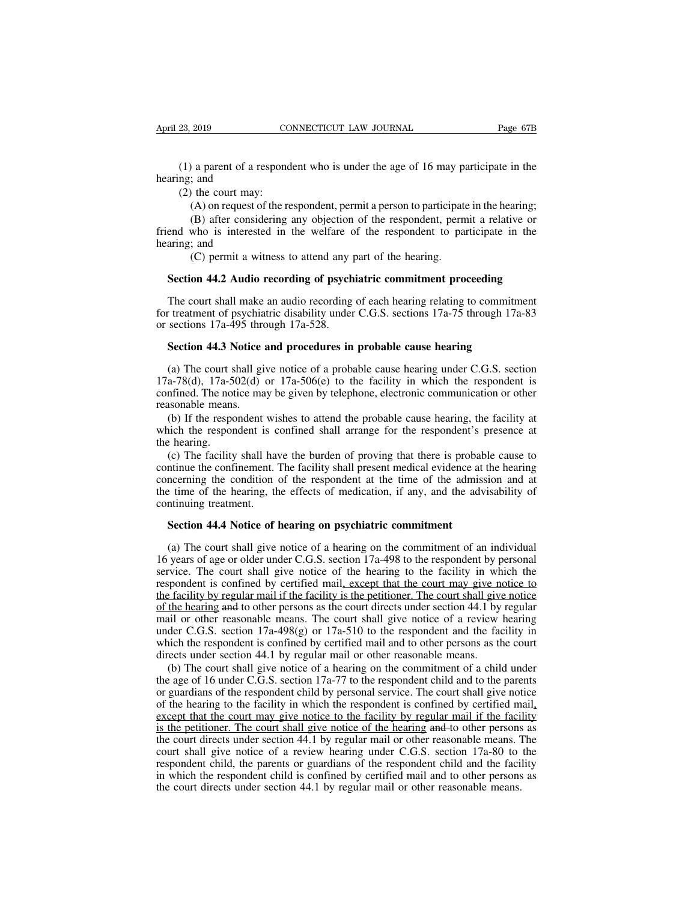(1) a parent of a respondent who is under the age of 16 may participate in the hearing; and

(2) the court may:

(A) on request of the respondent, permit a person to participate in the hearing;

(B) after considering any objection of the respondent, permit a relative or friend who is interested in the welfare of the respondent to participate in the hearing; and

(C) permit a witness to attend any part of the hearing.

**Section 44.2 Audio recording of psychiatric commitment proceeding**

The court shall make an audio recording of each hearing relating to commitment for treatment of psychiatric disability under C.G.S. sections 17a-75 through 17a-83 or sections 17a-495 through 17a-528.

**Section 44.3 Notice and procedures in probable cause hearing**

(a) The court shall give notice of a probable cause hearing under C.G.S. section 17a-78(d), 17a-502(d) or 17a-506(e) to the facility in which the respondent is confined. The notice may be given by telephone, electronic communication or other reasonable means.

(b) If the respondent wishes to attend the probable cause hearing, the facility at which the respondent is confined shall arrange for the respondent's presence at the hearing.

(c) The facility shall have the burden of proving that there is probable cause to continue the confinement. The facility shall present medical evidence at the hearing concerning the condition of the respondent at the time of the admission and at the time of the hearing, the effects of medication, if any, and the advisability of continuing treatment.

**Section 44.4 Notice of hearing on psychiatric commitment**

(a) The court shall give notice of a hearing on the commitment of an individual 16 years of age or older under C.G.S. section 17a-498 to the respondent by personal service. The court shall give notice of the hearing to the facility in which the respondent is confined by certified mail<u>, except that the court may give notice to the facility by regular mail if the facility is the petitioner. The court shall give notice of the hearing</u> ~~and~~ to other persons as the court directs under section 44.1 by regular mail or other reasonable means. The court shall give notice of a review hearing under C.G.S. section 17a-498(g) or 17a-510 to the respondent and the facility in which the respondent is confined by certified mail and to other persons as the court directs under section 44.1 by regular mail or other reasonable means.

(b) The court shall give notice of a hearing on the commitment of a child under the age of 16 under C.G.S. section 17a-77 to the respondent child and to the parents or guardians of the respondent child by personal service. The court shall give notice of the hearing to the facility in which the respondent is confined by certified mail<u>, except that the court may give notice to the facility by regular mail if the facility is the petitioner. The court shall give notice of the hearing</u> ~~and~~ to other persons as the court directs under section 44.1 by regular mail or other reasonable means. The court shall give notice of a review hearing under C.G.S. section 17a-80 to the respondent child, the parents or guardians of the respondent child and the facility in which the respondent child is confined by certified mail and to other persons as the court directs under section 44.1 by regular mail or other reasonable means.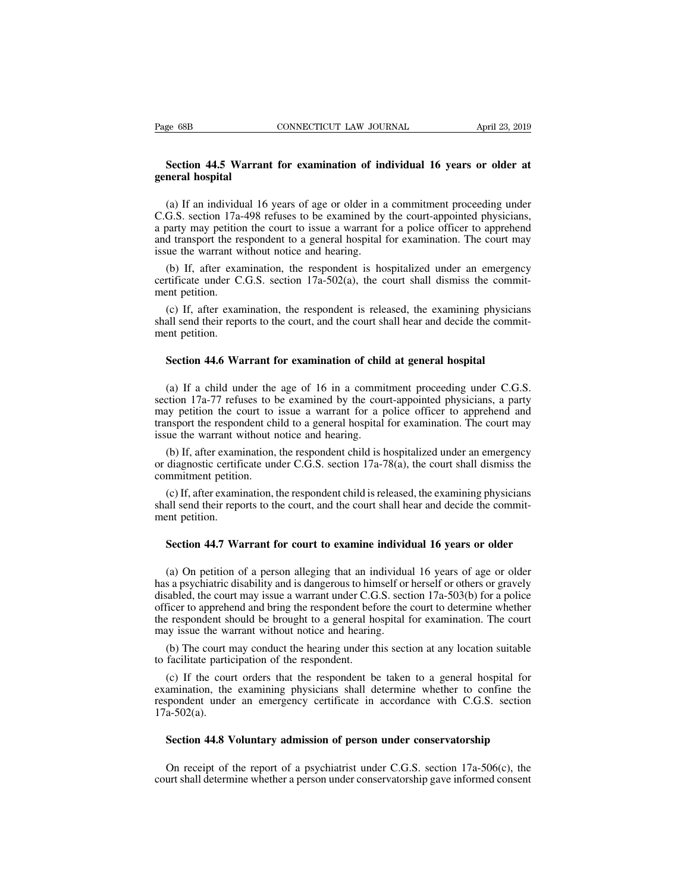**Section 44.5 Warrant for examination of individual 16 years or older at general hospital**

(a) If an individual 16 years of age or older in a commitment proceeding under C.G.S. section 17a-498 refuses to be examined by the court-appointed physicians, a party may petition the court to issue a warrant for a police officer to apprehend and transport the respondent to a general hospital for examination. The court may issue the warrant without notice and hearing.

(b) If, after examination, the respondent is hospitalized under an emergency certificate under C.G.S. section 17a-502(a), the court shall dismiss the commitment petition.

(c) If, after examination, the respondent is released, the examining physicians shall send their reports to the court, and the court shall hear and decide the commitment petition.

**Section 44.6 Warrant for examination of child at general hospital**

(a) If a child under the age of 16 in a commitment proceeding under C.G.S. section 17a-77 refuses to be examined by the court-appointed physicians, a party may petition the court to issue a warrant for a police officer to apprehend and transport the respondent child to a general hospital for examination. The court may issue the warrant without notice and hearing.

(b) If, after examination, the respondent child is hospitalized under an emergency or diagnostic certificate under C.G.S. section 17a-78(a), the court shall dismiss the commitment petition.

(c) If, after examination, the respondent child is released, the examining physicians shall send their reports to the court, and the court shall hear and decide the commitment petition.

**Section 44.7 Warrant for court to examine individual 16 years or older**

(a) On petition of a person alleging that an individual 16 years of age or older has a psychiatric disability and is dangerous to himself or herself or others or gravely disabled, the court may issue a warrant under C.G.S. section 17a-503(b) for a police officer to apprehend and bring the respondent before the court to determine whether the respondent should be brought to a general hospital for examination. The court may issue the warrant without notice and hearing.

(b) The court may conduct the hearing under this section at any location suitable to facilitate participation of the respondent.

(c) If the court orders that the respondent be taken to a general hospital for examination, the examining physicians shall determine whether to confine the respondent under an emergency certificate in accordance with C.G.S. section 17a-502(a).

**Section 44.8 Voluntary admission of person under conservatorship**

On receipt of the report of a psychiatrist under C.G.S. section 17a-506(c), the court shall determine whether a person under conservatorship gave informed consent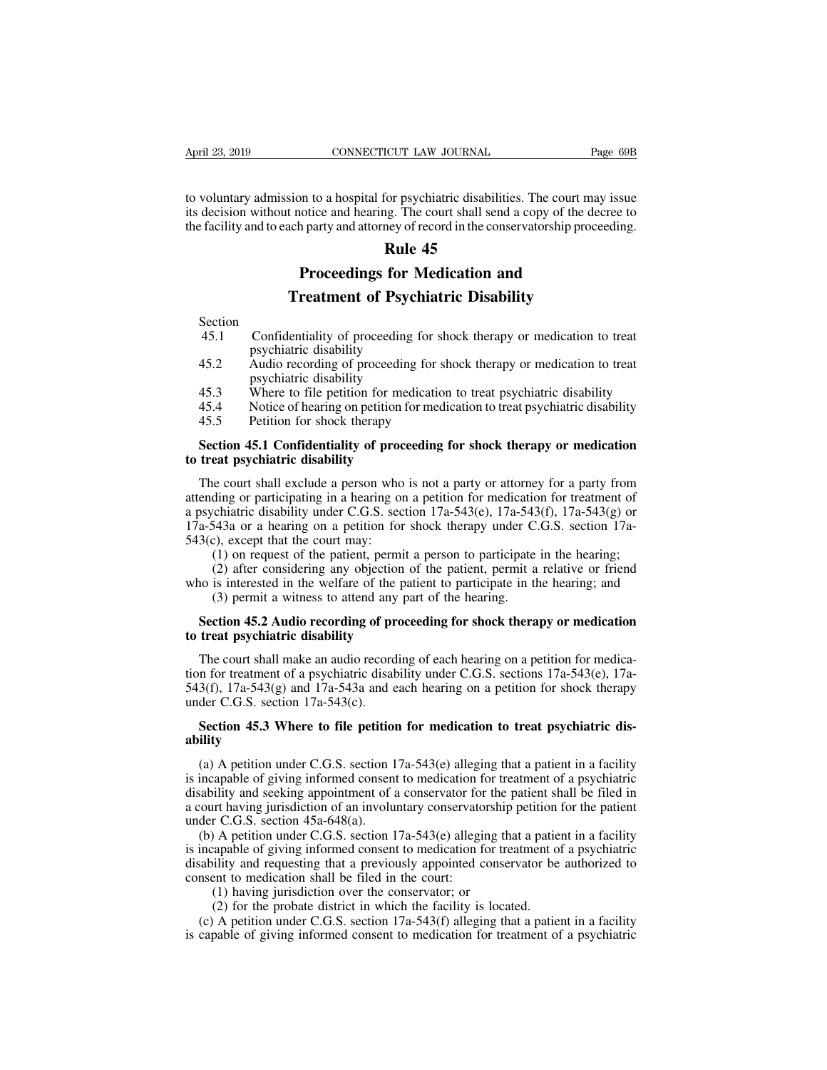to voluntary admission to a hospital for psychiatric disabilities. The court may issue its decision without notice and hearing. The court shall send a copy of the decree to the facility and to each party and attorney of record in the conservatorship proceeding.

# Rule 45

# Proceedings for Medication and Treatment of Psychiatric Disability

| Section | |
|---|---|
| 45.1 | Confidentiality of proceeding for shock therapy or medication to treat psychiatric disability |
| 45.2 | Audio recording of proceeding for shock therapy or medication to treat psychiatric disability |
| 45.3 | Where to file petition for medication to treat psychiatric disability |
| 45.4 | Notice of hearing on petition for medication to treat psychiatric disability |
| 45.5 | Petition for shock therapy |

**Section 45.1 Confidentiality of proceeding for shock therapy or medication to treat psychiatric disability**

The court shall exclude a person who is not a party or attorney for a party from attending or participating in a hearing on a petition for medication for treatment of a psychiatric disability under C.G.S. section 17a-543(e), 17a-543(f), 17a-543(g) or 17a-543a or a hearing on a petition for shock therapy under C.G.S. section 17a-543(c), except that the court may:

(1) on request of the patient, permit a person to participate in the hearing;

(2) after considering any objection of the patient, permit a relative or friend who is interested in the welfare of the patient to participate in the hearing; and

(3) permit a witness to attend any part of the hearing.

**Section 45.2 Audio recording of proceeding for shock therapy or medication to treat psychiatric disability**

The court shall make an audio recording of each hearing on a petition for medication for treatment of a psychiatric disability under C.G.S. sections 17a-543(e), 17a-543(f), 17a-543(g) and 17a-543a and each hearing on a petition for shock therapy under C.G.S. section 17a-543(c).

**Section 45.3 Where to file petition for medication to treat psychiatric disability**

(a) A petition under C.G.S. section 17a-543(e) alleging that a patient in a facility is incapable of giving informed consent to medication for treatment of a psychiatric disability and seeking appointment of a conservator for the patient shall be filed in a court having jurisdiction of an involuntary conservatorship petition for the patient under C.G.S. section 45a-648(a).

(b) A petition under C.G.S. section 17a-543(e) alleging that a patient in a facility is incapable of giving informed consent to medication for treatment of a psychiatric disability and requesting that a previously appointed conservator be authorized to consent to medication shall be filed in the court:

(1) having jurisdiction over the conservator; or

(2) for the probate district in which the facility is located.

(c) A petition under C.G.S. section 17a-543(f) alleging that a patient in a facility is capable of giving informed consent to medication for treatment of a psychiatric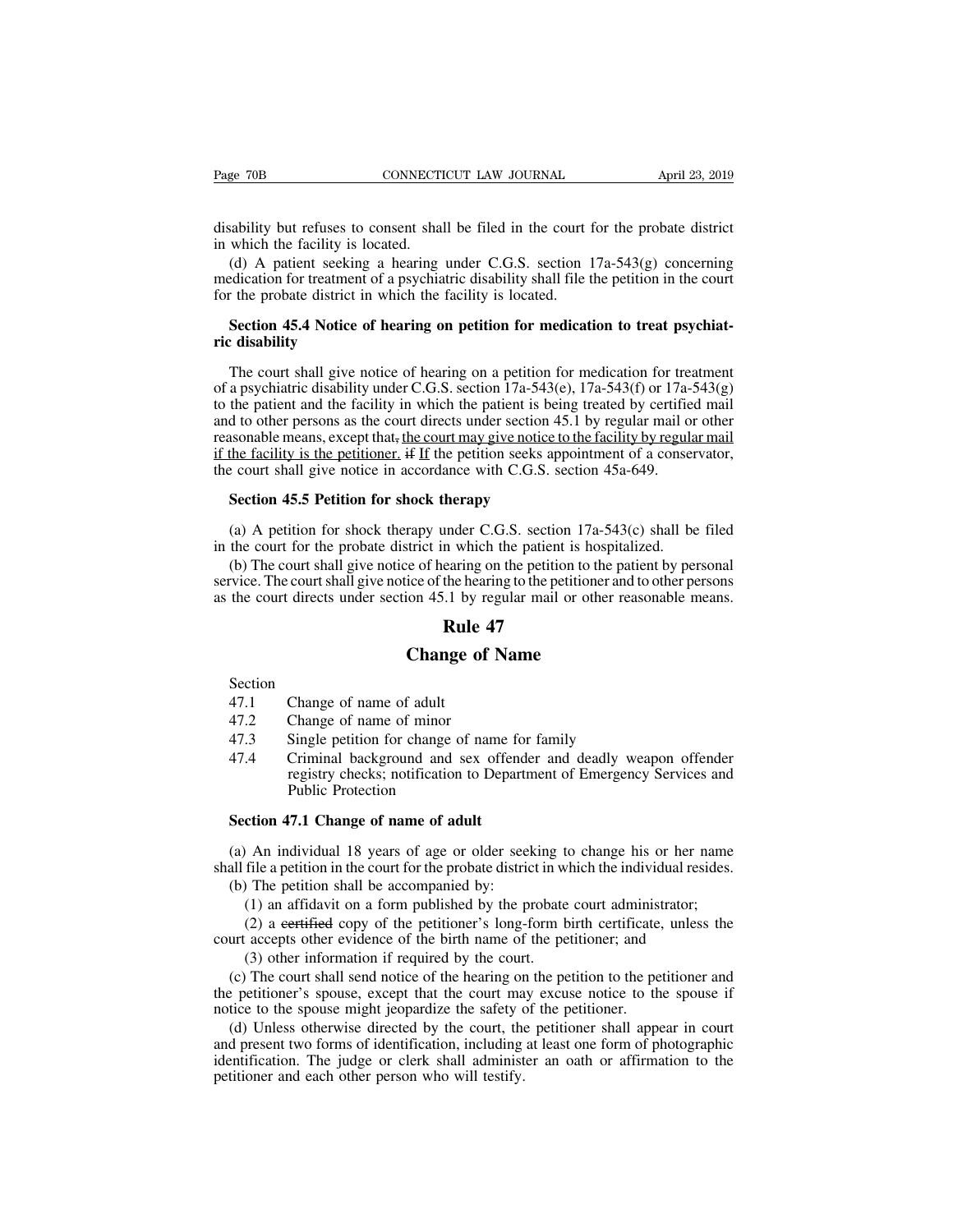disability but refuses to consent shall be filed in the court for the probate district in which the facility is located.

(d) A patient seeking a hearing under C.G.S. section 17a-543(g) concerning medication for treatment of a psychiatric disability shall file the petition in the court for the probate district in which the facility is located.

**Section 45.4 Notice of hearing on petition for medication to treat psychiatric disability**

The court shall give notice of hearing on a petition for medication for treatment of a psychiatric disability under C.G.S. section 17a-543(e), 17a-543(f) or 17a-543(g) to the patient and the facility in which the patient is being treated by certified mail and to other persons as the court directs under section 45.1 by regular mail or other reasonable means, except that~~,~~ <u>the court may give notice to the facility by regular mail if the facility is the petitioner.</u> ~~if~~ <u>If</u> the petition seeks appointment of a conservator, the court shall give notice in accordance with C.G.S. section 45a-649.

**Section 45.5 Petition for shock therapy**

(a) A petition for shock therapy under C.G.S. section 17a-543(c) shall be filed in the court for the probate district in which the patient is hospitalized.

(b) The court shall give notice of hearing on the petition to the patient by personal service. The court shall give notice of the hearing to the petitioner and to other persons as the court directs under section 45.1 by regular mail or other reasonable means.

# Rule 47

# Change of Name

Section
47.1 Change of name of adult
47.2 Change of name of minor
47.3 Single petition for change of name for family
47.4 Criminal background and sex offender and deadly weapon offender registry checks; notification to Department of Emergency Services and Public Protection

**Section 47.1 Change of name of adult**

(a) An individual 18 years of age or older seeking to change his or her name shall file a petition in the court for the probate district in which the individual resides.

(b) The petition shall be accompanied by:

(1) an affidavit on a form published by the probate court administrator;

(2) a ~~certified~~ copy of the petitioner's long-form birth certificate, unless the court accepts other evidence of the birth name of the petitioner; and

(3) other information if required by the court.

(c) The court shall send notice of the hearing on the petition to the petitioner and the petitioner's spouse, except that the court may excuse notice to the spouse if notice to the spouse might jeopardize the safety of the petitioner.

(d) Unless otherwise directed by the court, the petitioner shall appear in court and present two forms of identification, including at least one form of photographic identification. The judge or clerk shall administer an oath or affirmation to the petitioner and each other person who will testify.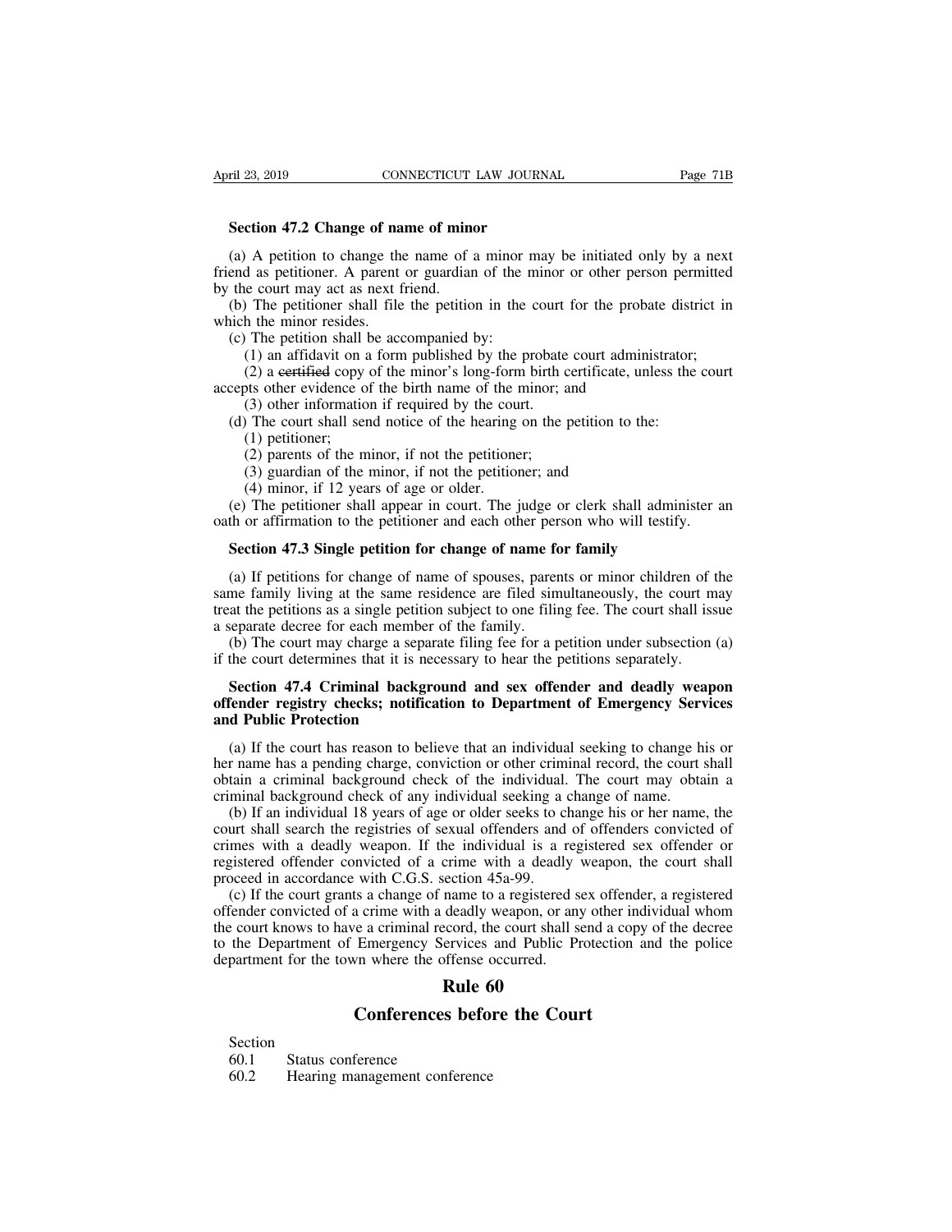**Section 47.2 Change of name of minor**

(a) A petition to change the name of a minor may be initiated only by a next friend as petitioner. A parent or guardian of the minor or other person permitted by the court may act as next friend.

(b) The petitioner shall file the petition in the court for the probate district in which the minor resides.

(c) The petition shall be accompanied by:

(1) an affidavit on a form published by the probate court administrator;

(2) a ~~certified~~ copy of the minor's long-form birth certificate, unless the court accepts other evidence of the birth name of the minor; and

(3) other information if required by the court.

(d) The court shall send notice of the hearing on the petition to the:

(1) petitioner;

(2) parents of the minor, if not the petitioner;

(3) guardian of the minor, if not the petitioner; and

(4) minor, if 12 years of age or older.

(e) The petitioner shall appear in court. The judge or clerk shall administer an oath or affirmation to the petitioner and each other person who will testify.

**Section 47.3 Single petition for change of name for family**

(a) If petitions for change of name of spouses, parents or minor children of the same family living at the same residence are filed simultaneously, the court may treat the petitions as a single petition subject to one filing fee. The court shall issue a separate decree for each member of the family.

(b) The court may charge a separate filing fee for a petition under subsection (a) if the court determines that it is necessary to hear the petitions separately.

**Section 47.4 Criminal background and sex offender and deadly weapon offender registry checks; notification to Department of Emergency Services and Public Protection**

(a) If the court has reason to believe that an individual seeking to change his or her name has a pending charge, conviction or other criminal record, the court shall obtain a criminal background check of the individual. The court may obtain a criminal background check of any individual seeking a change of name.

(b) If an individual 18 years of age or older seeks to change his or her name, the court shall search the registries of sexual offenders and of offenders convicted of crimes with a deadly weapon. If the individual is a registered sex offender or registered offender convicted of a crime with a deadly weapon, the court shall proceed in accordance with C.G.S. section 45a-99.

(c) If the court grants a change of name to a registered sex offender, a registered offender convicted of a crime with a deadly weapon, or any other individual whom the court knows to have a criminal record, the court shall send a copy of the decree to the Department of Emergency Services and Public Protection and the police department for the town where the offense occurred.

# Rule 60

# Conferences before the Court

Section
60.1 Status conference
60.2 Hearing management conference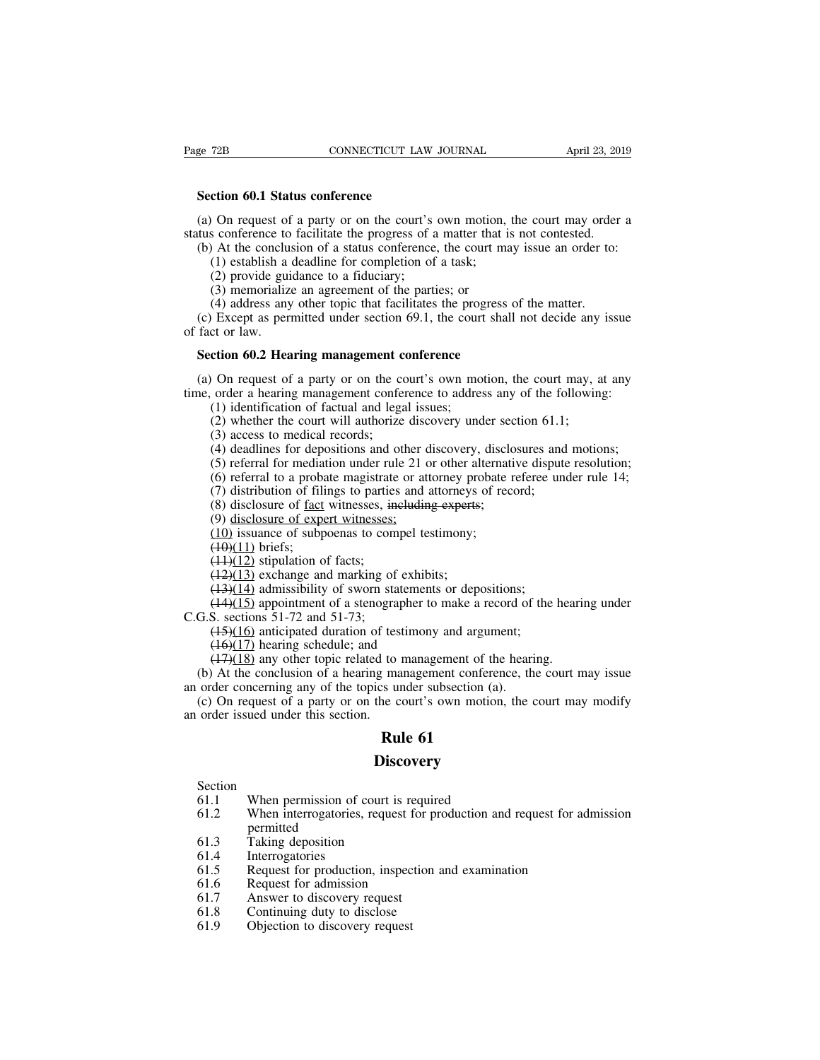**Section 60.1 Status conference**

(a) On request of a party or on the court's own motion, the court may order a status conference to facilitate the progress of a matter that is not contested.

(b) At the conclusion of a status conference, the court may issue an order to:

(1) establish a deadline for completion of a task;

(2) provide guidance to a fiduciary;

(3) memorialize an agreement of the parties; or

(4) address any other topic that facilitates the progress of the matter.

(c) Except as permitted under section 69.1, the court shall not decide any issue of fact or law.

**Section 60.2 Hearing management conference**

(a) On request of a party or on the court's own motion, the court may, at any time, order a hearing management conference to address any of the following:

(1) identification of factual and legal issues;

(2) whether the court will authorize discovery under section 61.1;

(3) access to medical records;

(4) deadlines for depositions and other discovery, disclosures and motions;

(5) referral for mediation under rule 21 or other alternative dispute resolution;

(6) referral to a probate magistrate or attorney probate referee under rule 14;

(7) distribution of filings to parties and attorneys of record;

(8) disclosure of <u>fact</u> witnesses, ~~including experts~~;

(9) <u>disclosure of expert witnesses;</u>

<u>(10)</u> issuance of subpoenas to compel testimony;

~~(10)~~<u>(11)</u> briefs;

~~(11)~~<u>(12)</u> stipulation of facts;

~~(12)~~<u>(13)</u> exchange and marking of exhibits;

~~(13)~~<u>(14)</u> admissibility of sworn statements or depositions;

~~(14)~~<u>(15)</u> appointment of a stenographer to make a record of the hearing under C.G.S. sections 51-72 and 51-73;

~~(15)~~<u>(16)</u> anticipated duration of testimony and argument;

~~(16)~~<u>(17)</u> hearing schedule; and

~~(17)~~<u>(18)</u> any other topic related to management of the hearing.

(b) At the conclusion of a hearing management conference, the court may issue an order concerning any of the topics under subsection (a).

(c) On request of a party or on the court's own motion, the court may modify an order issued under this section.

# Rule 61

# Discovery

| Section | |
|---|---|
| 61.1 | When permission of court is required |
| 61.2 | When interrogatories, request for production and request for admission permitted |
| 61.3 | Taking deposition |
| 61.4 | Interrogatories |
| 61.5 | Request for production, inspection and examination |
| 61.6 | Request for admission |
| 61.7 | Answer to discovery request |
| 61.8 | Continuing duty to disclose |
| 61.9 | Objection to discovery request |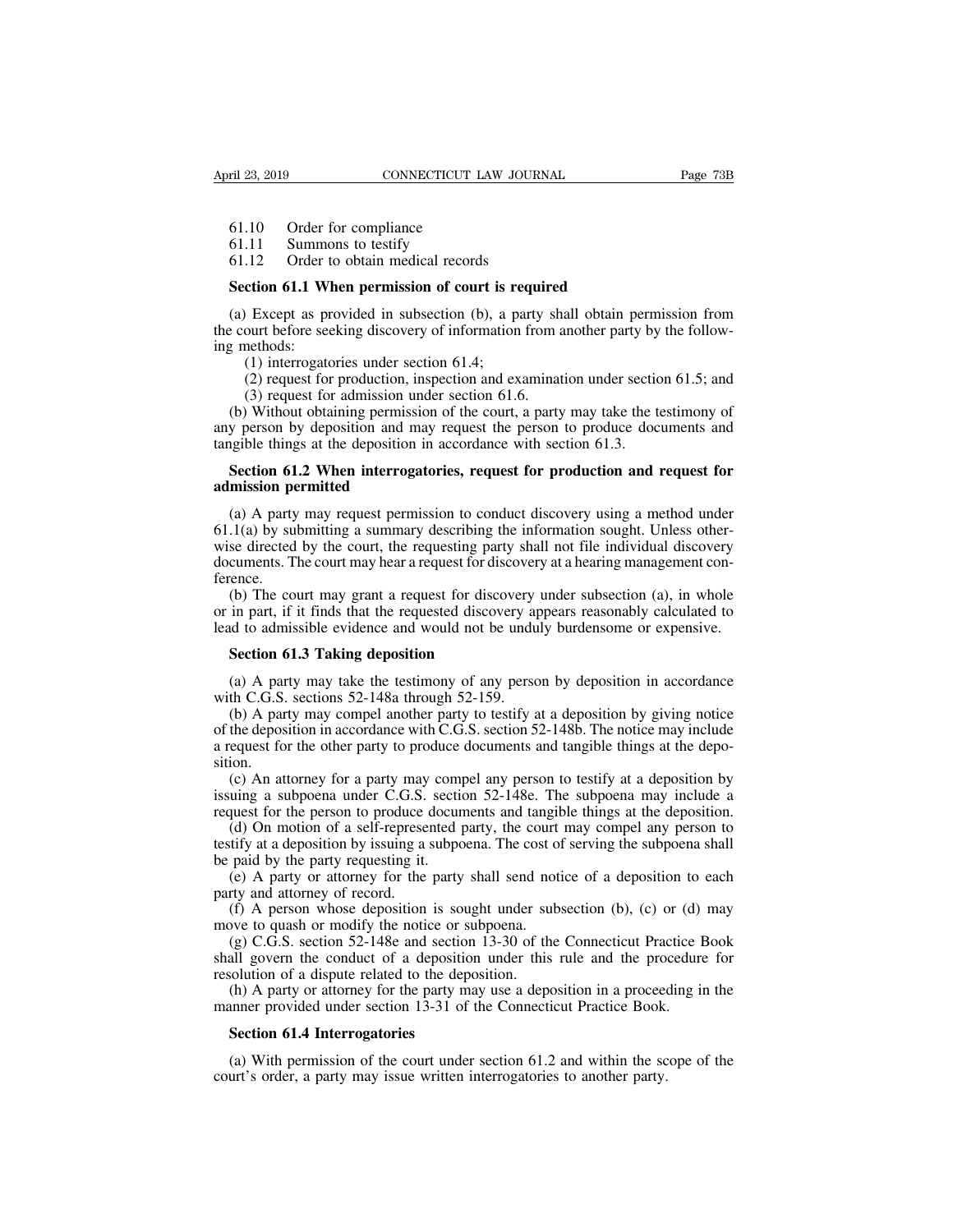61.10 Order for compliance
61.11 Summons to testify
61.12 Order to obtain medical records

**Section 61.1 When permission of court is required**

(a) Except as provided in subsection (b), a party shall obtain permission from the court before seeking discovery of information from another party by the following methods:

(1) interrogatories under section 61.4;

(2) request for production, inspection and examination under section 61.5; and

(3) request for admission under section 61.6.

(b) Without obtaining permission of the court, a party may take the testimony of any person by deposition and may request the person to produce documents and tangible things at the deposition in accordance with section 61.3.

**Section 61.2 When interrogatories, request for production and request for admission permitted**

(a) A party may request permission to conduct discovery using a method under 61.1(a) by submitting a summary describing the information sought. Unless otherwise directed by the court, the requesting party shall not file individual discovery documents. The court may hear a request for discovery at a hearing management conference.

(b) The court may grant a request for discovery under subsection (a), in whole or in part, if it finds that the requested discovery appears reasonably calculated to lead to admissible evidence and would not be unduly burdensome or expensive.

**Section 61.3 Taking deposition**

(a) A party may take the testimony of any person by deposition in accordance with C.G.S. sections 52-148a through 52-159.

(b) A party may compel another party to testify at a deposition by giving notice of the deposition in accordance with C.G.S. section 52-148b. The notice may include a request for the other party to produce documents and tangible things at the deposition.

(c) An attorney for a party may compel any person to testify at a deposition by issuing a subpoena under C.G.S. section 52-148e. The subpoena may include a request for the person to produce documents and tangible things at the deposition.

(d) On motion of a self-represented party, the court may compel any person to testify at a deposition by issuing a subpoena. The cost of serving the subpoena shall be paid by the party requesting it.

(e) A party or attorney for the party shall send notice of a deposition to each party and attorney of record.

(f) A person whose deposition is sought under subsection (b), (c) or (d) may move to quash or modify the notice or subpoena.

(g) C.G.S. section 52-148e and section 13-30 of the Connecticut Practice Book shall govern the conduct of a deposition under this rule and the procedure for resolution of a dispute related to the deposition.

(h) A party or attorney for the party may use a deposition in a proceeding in the manner provided under section 13-31 of the Connecticut Practice Book.

**Section 61.4 Interrogatories**

(a) With permission of the court under section 61.2 and within the scope of the court's order, a party may issue written interrogatories to another party.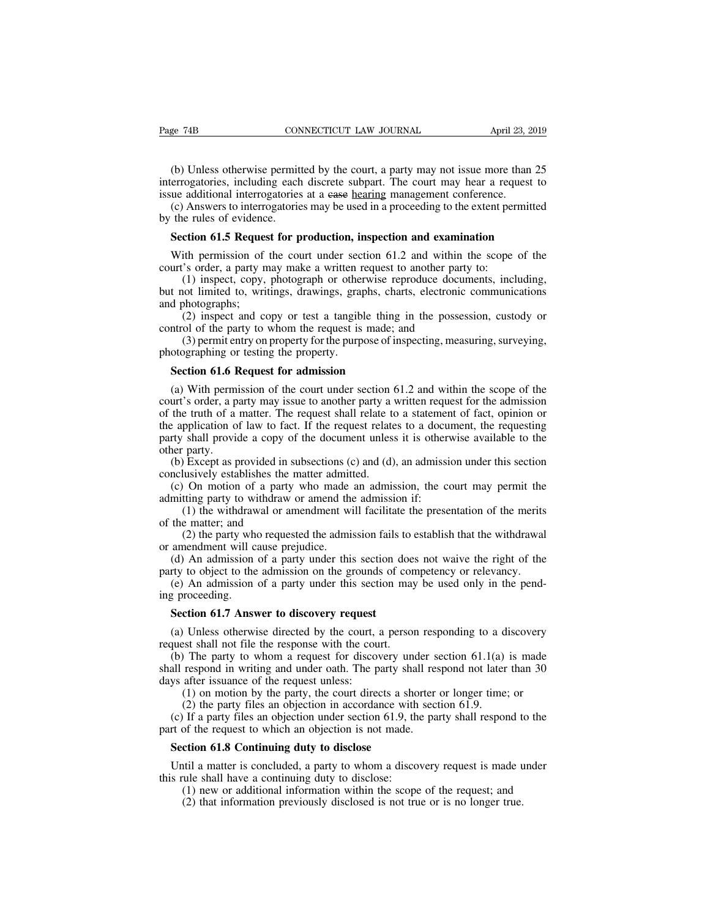(b) Unless otherwise permitted by the court, a party may not issue more than 25 interrogatories, including each discrete subpart. The court may hear a request to issue additional interrogatories at a ~~case~~ <u>hearing</u> management conference.

(c) Answers to interrogatories may be used in a proceeding to the extent permitted by the rules of evidence.

**Section 61.5 Request for production, inspection and examination**

With permission of the court under section 61.2 and within the scope of the court's order, a party may make a written request to another party to:

(1) inspect, copy, photograph or otherwise reproduce documents, including, but not limited to, writings, drawings, graphs, charts, electronic communications and photographs;

(2) inspect and copy or test a tangible thing in the possession, custody or control of the party to whom the request is made; and

(3) permit entry on property for the purpose of inspecting, measuring, surveying, photographing or testing the property.

**Section 61.6 Request for admission**

(a) With permission of the court under section 61.2 and within the scope of the court's order, a party may issue to another party a written request for the admission of the truth of a matter. The request shall relate to a statement of fact, opinion or the application of law to fact. If the request relates to a document, the requesting party shall provide a copy of the document unless it is otherwise available to the other party.

(b) Except as provided in subsections (c) and (d), an admission under this section conclusively establishes the matter admitted.

(c) On motion of a party who made an admission, the court may permit the admitting party to withdraw or amend the admission if:

(1) the withdrawal or amendment will facilitate the presentation of the merits of the matter; and

(2) the party who requested the admission fails to establish that the withdrawal or amendment will cause prejudice.

(d) An admission of a party under this section does not waive the right of the party to object to the admission on the grounds of competency or relevancy.

(e) An admission of a party under this section may be used only in the pending proceeding.

**Section 61.7 Answer to discovery request**

(a) Unless otherwise directed by the court, a person responding to a discovery request shall not file the response with the court.

(b) The party to whom a request for discovery under section 61.1(a) is made shall respond in writing and under oath. The party shall respond not later than 30 days after issuance of the request unless:

(1) on motion by the party, the court directs a shorter or longer time; or

(2) the party files an objection in accordance with section 61.9.

(c) If a party files an objection under section 61.9, the party shall respond to the part of the request to which an objection is not made.

**Section 61.8 Continuing duty to disclose**

Until a matter is concluded, a party to whom a discovery request is made under this rule shall have a continuing duty to disclose:

(1) new or additional information within the scope of the request; and

(2) that information previously disclosed is not true or is no longer true.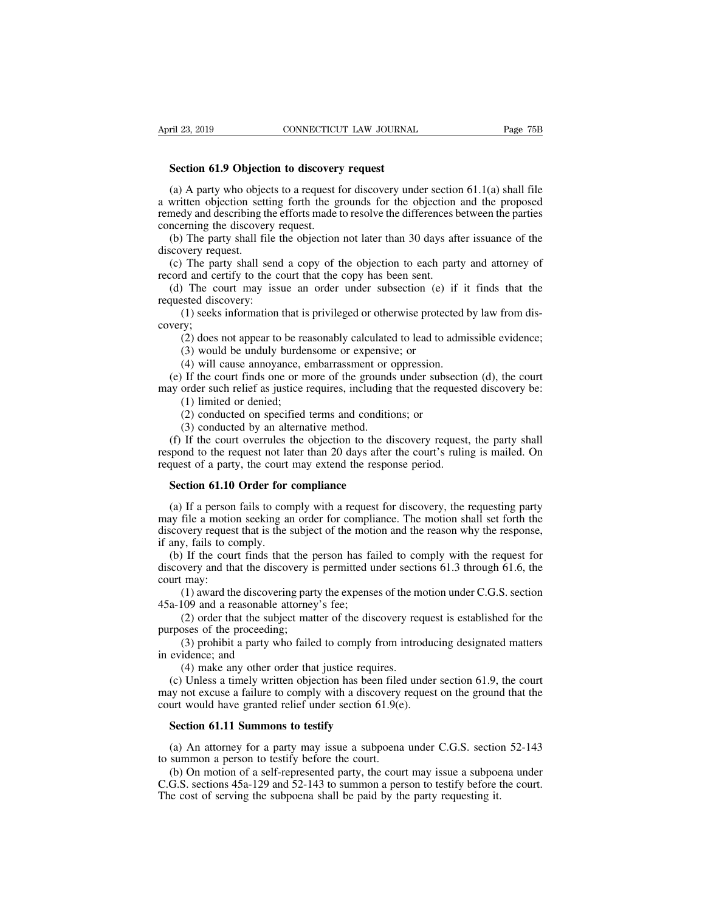**Section 61.9 Objection to discovery request**

(a) A party who objects to a request for discovery under section 61.1(a) shall file a written objection setting forth the grounds for the objection and the proposed remedy and describing the efforts made to resolve the differences between the parties concerning the discovery request.

(b) The party shall file the objection not later than 30 days after issuance of the discovery request.

(c) The party shall send a copy of the objection to each party and attorney of record and certify to the court that the copy has been sent.

(d) The court may issue an order under subsection (e) if it finds that the requested discovery:

(1) seeks information that is privileged or otherwise protected by law from discovery;

(2) does not appear to be reasonably calculated to lead to admissible evidence;

(3) would be unduly burdensome or expensive; or

(4) will cause annoyance, embarrassment or oppression.

(e) If the court finds one or more of the grounds under subsection (d), the court may order such relief as justice requires, including that the requested discovery be:

(1) limited or denied;

(2) conducted on specified terms and conditions; or

(3) conducted by an alternative method.

(f) If the court overrules the objection to the discovery request, the party shall respond to the request not later than 20 days after the court's ruling is mailed. On request of a party, the court may extend the response period.

**Section 61.10 Order for compliance**

(a) If a person fails to comply with a request for discovery, the requesting party may file a motion seeking an order for compliance. The motion shall set forth the discovery request that is the subject of the motion and the reason why the response, if any, fails to comply.

(b) If the court finds that the person has failed to comply with the request for discovery and that the discovery is permitted under sections 61.3 through 61.6, the court may:

(1) award the discovering party the expenses of the motion under C.G.S. section 45a-109 and a reasonable attorney's fee;

(2) order that the subject matter of the discovery request is established for the purposes of the proceeding;

(3) prohibit a party who failed to comply from introducing designated matters in evidence; and

(4) make any other order that justice requires.

(c) Unless a timely written objection has been filed under section 61.9, the court may not excuse a failure to comply with a discovery request on the ground that the court would have granted relief under section 61.9(e).

**Section 61.11 Summons to testify**

(a) An attorney for a party may issue a subpoena under C.G.S. section 52-143 to summon a person to testify before the court.

(b) On motion of a self-represented party, the court may issue a subpoena under C.G.S. sections 45a-129 and 52-143 to summon a person to testify before the court. The cost of serving the subpoena shall be paid by the party requesting it.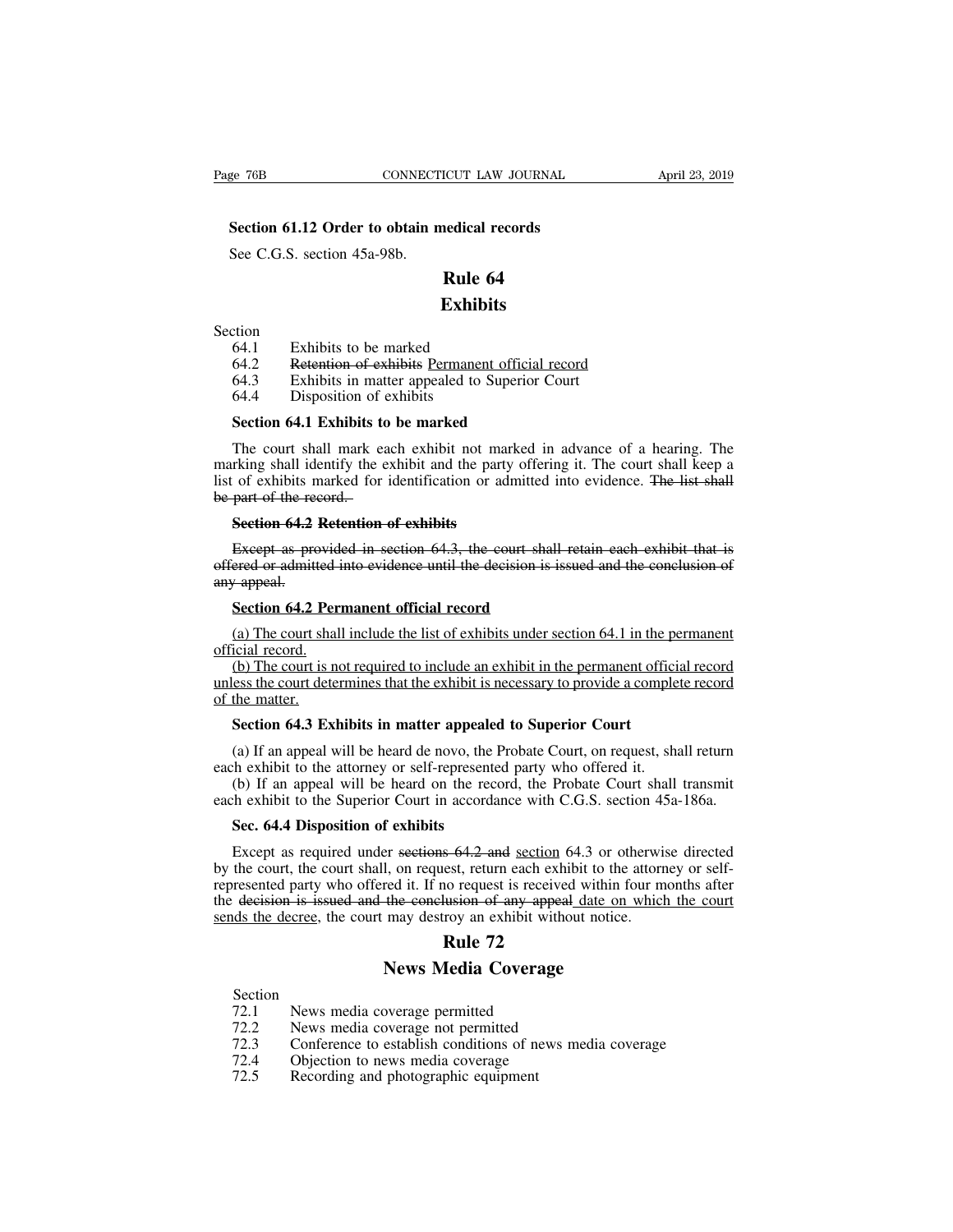**Section 61.12 Order to obtain medical records**

See C.G.S. section 45a-98b.

## Rule 64

## Exhibits

Section
- 64.1 Exhibits to be marked
- 64.2 ~~Retention of exhibits~~ <u>Permanent official record</u>
- 64.3 Exhibits in matter appealed to Superior Court
- 64.4 Disposition of exhibits

**Section 64.1 Exhibits to be marked**

The court shall mark each exhibit not marked in advance of a hearing. The marking shall identify the exhibit and the party offering it. The court shall keep a list of exhibits marked for identification or admitted into evidence. ~~The list shall be part of the record.~~

~~**Section 64.2 Retention of exhibits**~~

~~Except as provided in section 64.3, the court shall retain each exhibit that is offered or admitted into evidence until the decision is issued and the conclusion of any appeal.~~

<u>**Section 64.2 Permanent official record**</u>

<u>(a) The court shall include the list of exhibits under section 64.1 in the permanent official record.</u>

<u>(b) The court is not required to include an exhibit in the permanent official record unless the court determines that the exhibit is necessary to provide a complete record of the matter.</u>

**Section 64.3 Exhibits in matter appealed to Superior Court**

(a) If an appeal will be heard de novo, the Probate Court, on request, shall return each exhibit to the attorney or self-represented party who offered it.

(b) If an appeal will be heard on the record, the Probate Court shall transmit each exhibit to the Superior Court in accordance with C.G.S. section 45a-186a.

**Sec. 64.4 Disposition of exhibits**

Except as required under ~~sections 64.2 and~~ <u>section</u> 64.3 or otherwise directed by the court, the court shall, on request, return each exhibit to the attorney or self-represented party who offered it. If no request is received within four months after the ~~decision is issued and the conclusion of any appeal~~ <u>date on which the court sends the decree</u>, the court may destroy an exhibit without notice.

## Rule 72

## News Media Coverage

Section
- 72.1 News media coverage permitted
- 72.2 News media coverage not permitted
- 72.3 Conference to establish conditions of news media coverage
- 72.4 Objection to news media coverage
- 72.5 Recording and photographic equipment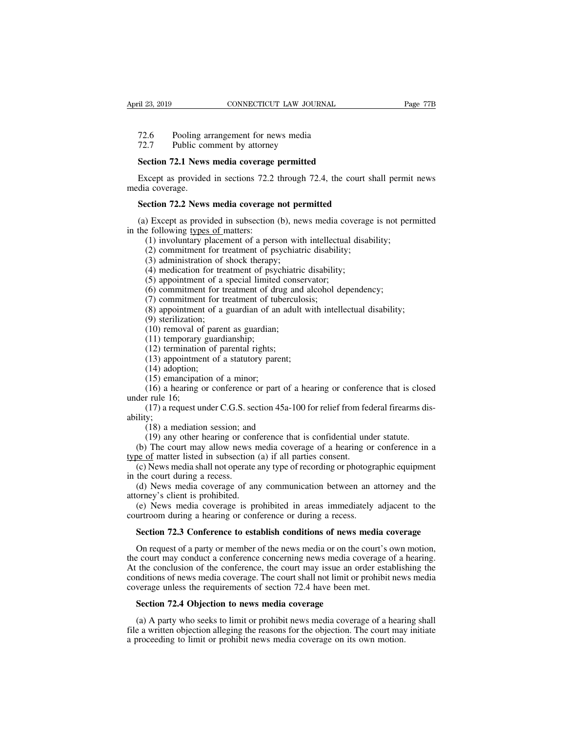72.6 Pooling arrangement for news media
72.7 Public comment by attorney

**Section 72.1 News media coverage permitted**

Except as provided in sections 72.2 through 72.4, the court shall permit news media coverage.

**Section 72.2 News media coverage not permitted**

(a) Except as provided in subsection (b), news media coverage is not permitted in the following types of matters:

(1) involuntary placement of a person with intellectual disability;
(2) commitment for treatment of psychiatric disability;
(3) administration of shock therapy;
(4) medication for treatment of psychiatric disability;
(5) appointment of a special limited conservator;
(6) commitment for treatment of drug and alcohol dependency;
(7) commitment for treatment of tuberculosis;
(8) appointment of a guardian of an adult with intellectual disability;
(9) sterilization;
(10) removal of parent as guardian;
(11) temporary guardianship;
(12) termination of parental rights;
(13) appointment of a statutory parent;
(14) adoption;
(15) emancipation of a minor;
(16) a hearing or conference or part of a hearing or conference that is closed under rule 16;
(17) a request under C.G.S. section 45a-100 for relief from federal firearms disability;
(18) a mediation session; and
(19) any other hearing or conference that is confidential under statute.

(b) The court may allow news media coverage of a hearing or conference in a type of matter listed in subsection (a) if all parties consent.

(c) News media shall not operate any type of recording or photographic equipment in the court during a recess.

(d) News media coverage of any communication between an attorney and the attorney's client is prohibited.

(e) News media coverage is prohibited in areas immediately adjacent to the courtroom during a hearing or conference or during a recess.

**Section 72.3 Conference to establish conditions of news media coverage**

On request of a party or member of the news media or on the court's own motion, the court may conduct a conference concerning news media coverage of a hearing. At the conclusion of the conference, the court may issue an order establishing the conditions of news media coverage. The court shall not limit or prohibit news media coverage unless the requirements of section 72.4 have been met.

**Section 72.4 Objection to news media coverage**

(a) A party who seeks to limit or prohibit news media coverage of a hearing shall file a written objection alleging the reasons for the objection. The court may initiate a proceeding to limit or prohibit news media coverage on its own motion.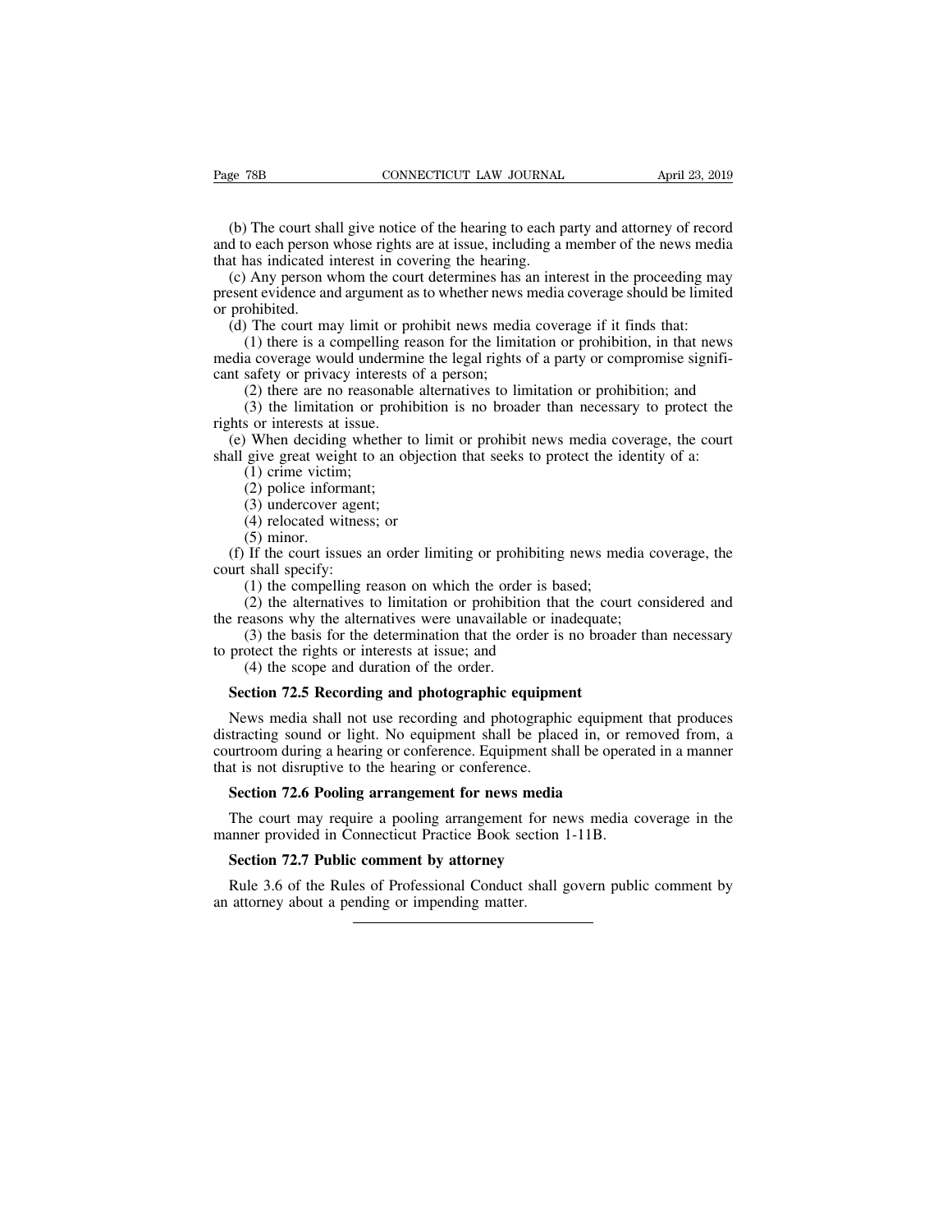(b) The court shall give notice of the hearing to each party and attorney of record and to each person whose rights are at issue, including a member of the news media that has indicated interest in covering the hearing.

(c) Any person whom the court determines has an interest in the proceeding may present evidence and argument as to whether news media coverage should be limited or prohibited.

(d) The court may limit or prohibit news media coverage if it finds that:

(1) there is a compelling reason for the limitation or prohibition, in that news media coverage would undermine the legal rights of a party or compromise significant safety or privacy interests of a person;

(2) there are no reasonable alternatives to limitation or prohibition; and

(3) the limitation or prohibition is no broader than necessary to protect the rights or interests at issue.

(e) When deciding whether to limit or prohibit news media coverage, the court shall give great weight to an objection that seeks to protect the identity of a:

(1) crime victim;

(2) police informant;

(3) undercover agent;

(4) relocated witness; or

(5) minor.

(f) If the court issues an order limiting or prohibiting news media coverage, the court shall specify:

(1) the compelling reason on which the order is based;

(2) the alternatives to limitation or prohibition that the court considered and the reasons why the alternatives were unavailable or inadequate;

(3) the basis for the determination that the order is no broader than necessary to protect the rights or interests at issue; and

(4) the scope and duration of the order.

**Section 72.5 Recording and photographic equipment**

News media shall not use recording and photographic equipment that produces distracting sound or light. No equipment shall be placed in, or removed from, a courtroom during a hearing or conference. Equipment shall be operated in a manner that is not disruptive to the hearing or conference.

**Section 72.6 Pooling arrangement for news media**

The court may require a pooling arrangement for news media coverage in the manner provided in Connecticut Practice Book section 1-11B.

**Section 72.7 Public comment by attorney**

Rule 3.6 of the Rules of Professional Conduct shall govern public comment by an attorney about a pending or impending matter.